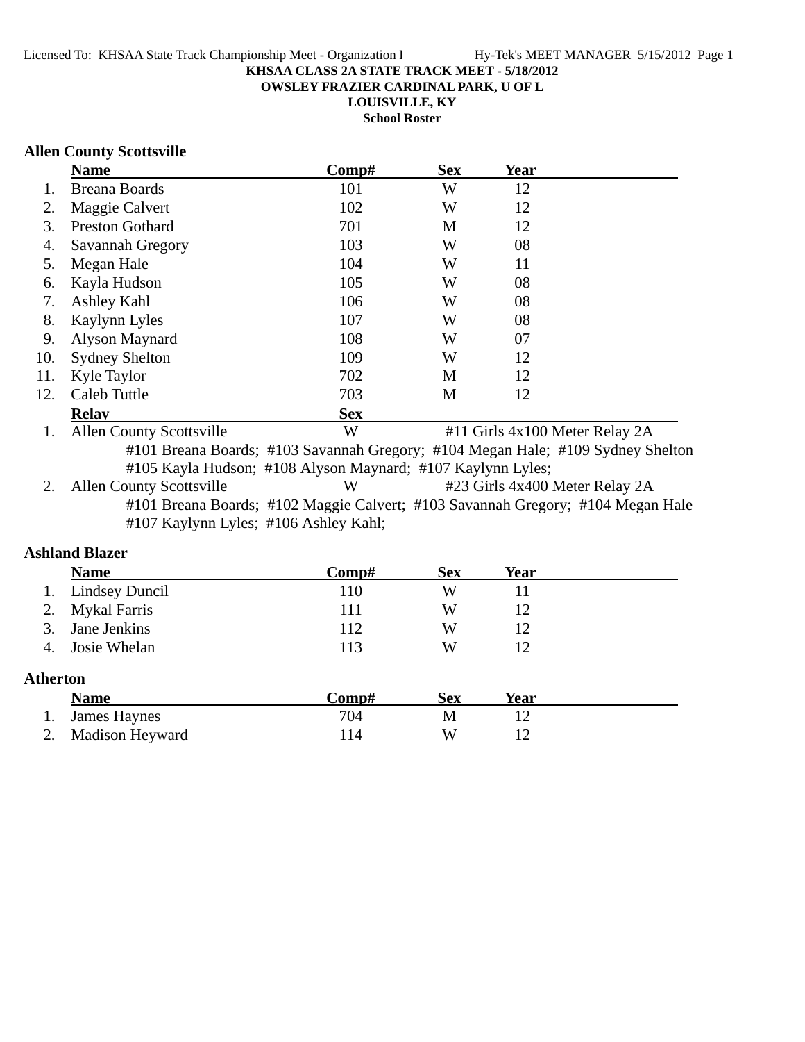**KHSAA CLASS 2A STATE TRACK MEET - 5/18/2012**
**OWSLEY FRAZIER CARDINAL PARK, U OF L**
**LOUISVILLE, KY**
**School Roster**

### Allen County Scottsville

| | Name | Comp# | Sex | Year |
|---|---|---|---|---|
| 1. | Breana Boards | 101 | W | 12 |
| 2. | Maggie Calvert | 102 | W | 12 |
| 3. | Preston Gothard | 701 | M | 12 |
| 4. | Savannah Gregory | 103 | W | 08 |
| 5. | Megan Hale | 104 | W | 11 |
| 6. | Kayla Hudson | 105 | W | 08 |
| 7. | Ashley Kahl | 106 | W | 08 |
| 8. | Kaylynn Lyles | 107 | W | 08 |
| 9. | Alyson Maynard | 108 | W | 07 |
| 10. | Sydney Shelton | 109 | W | 12 |
| 11. | Kyle Taylor | 702 | M | 12 |
| 12. | Caleb Tuttle | 703 | M | 12 |

| | Relay | Sex | |
|---|---|---|---|
| 1. | Allen County Scottsville | W | #11 Girls 4x100 Meter Relay 2A |
| | #101 Breana Boards; #103 Savannah Gregory; #104 Megan Hale; #109 Sydney Shelton; #105 Kayla Hudson; #108 Alyson Maynard; #107 Kaylynn Lyles; | | |
| 2. | Allen County Scottsville | W | #23 Girls 4x400 Meter Relay 2A |
| | #101 Breana Boards; #102 Maggie Calvert; #103 Savannah Gregory; #104 Megan Hale; #107 Kaylynn Lyles; #106 Ashley Kahl; | | |

### Ashland Blazer

| | Name | Comp# | Sex | Year |
|---|---|---|---|---|
| 1. | Lindsey Duncil | 110 | W | 11 |
| 2. | Mykal Farris | 111 | W | 12 |
| 3. | Jane Jenkins | 112 | W | 12 |
| 4. | Josie Whelan | 113 | W | 12 |

### Atherton

| | Name | Comp# | Sex | Year |
|---|---|---|---|---|
| 1. | James Haynes | 704 | M | 12 |
| 2. | Madison Heyward | 114 | W | 12 |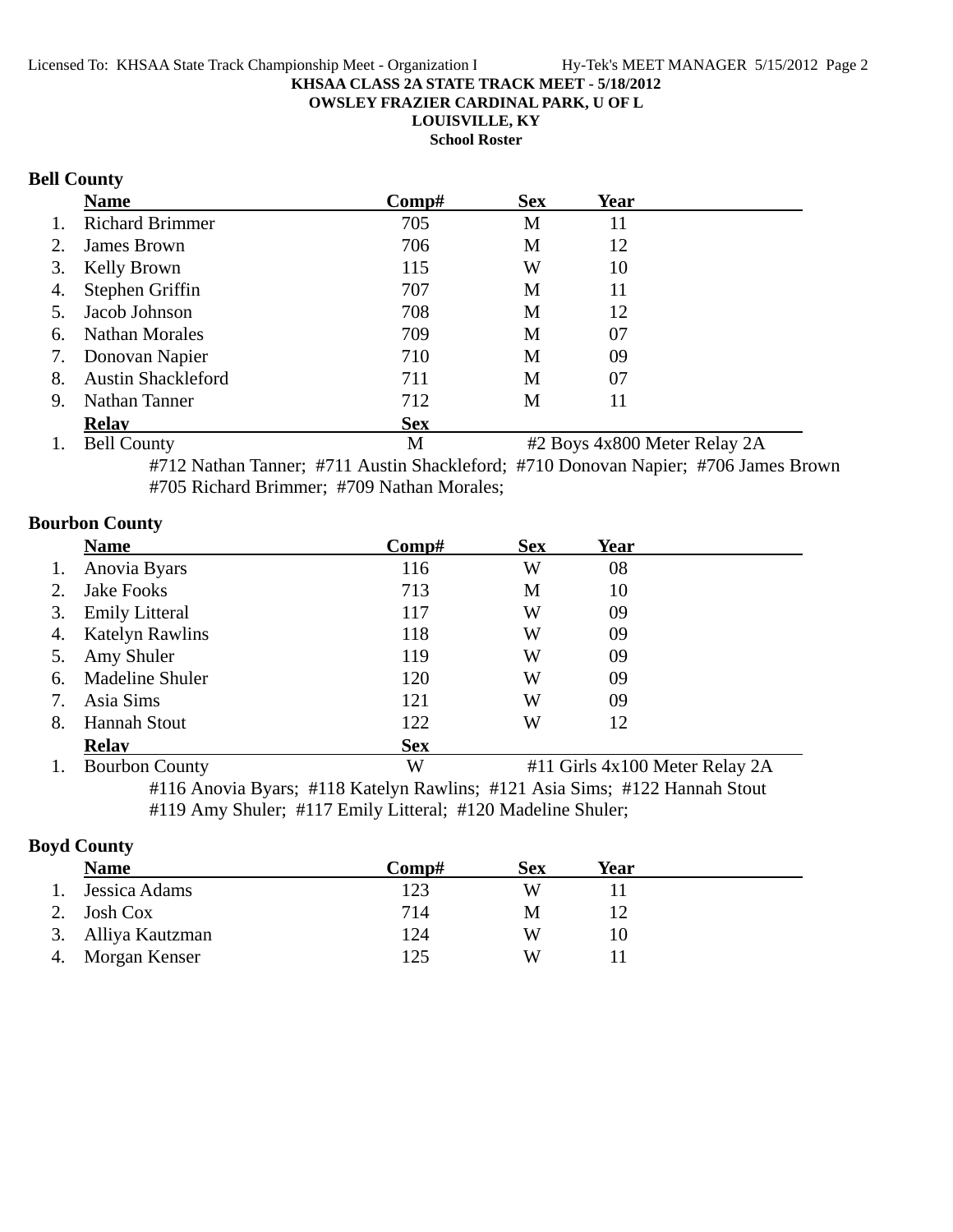**KHSAA CLASS 2A STATE TRACK MEET - 5/18/2012**
**OWSLEY FRAZIER CARDINAL PARK, U OF L**
**LOUISVILLE, KY**
**School Roster**

## Bell County

| | Name | Comp# | Sex | Year |
|---|---|---|---|---|
| 1. | Richard Brimmer | 705 | M | 11 |
| 2. | James Brown | 706 | M | 12 |
| 3. | Kelly Brown | 115 | W | 10 |
| 4. | Stephen Griffin | 707 | M | 11 |
| 5. | Jacob Johnson | 708 | M | 12 |
| 6. | Nathan Morales | 709 | M | 07 |
| 7. | Donovan Napier | 710 | M | 09 |
| 8. | Austin Shackleford | 711 | M | 07 |
| 9. | Nathan Tanner | 712 | M | 11 |

| | Relay | Sex | |
|---|---|---|---|
| 1. | Bell County | M | #2 Boys 4x800 Meter Relay 2A |

#712 Nathan Tanner; #711 Austin Shackleford; #710 Donovan Napier; #706 James Brown
#705 Richard Brimmer; #709 Nathan Morales;

## Bourbon County

| | Name | Comp# | Sex | Year |
|---|---|---|---|---|
| 1. | Anovia Byars | 116 | W | 08 |
| 2. | Jake Fooks | 713 | M | 10 |
| 3. | Emily Litteral | 117 | W | 09 |
| 4. | Katelyn Rawlins | 118 | W | 09 |
| 5. | Amy Shuler | 119 | W | 09 |
| 6. | Madeline Shuler | 120 | W | 09 |
| 7. | Asia Sims | 121 | W | 09 |
| 8. | Hannah Stout | 122 | W | 12 |

| | Relay | Sex | |
|---|---|---|---|
| 1. | Bourbon County | W | #11 Girls 4x100 Meter Relay 2A |

#116 Anovia Byars; #118 Katelyn Rawlins; #121 Asia Sims; #122 Hannah Stout
#119 Amy Shuler; #117 Emily Litteral; #120 Madeline Shuler;

## Boyd County

| | Name | Comp# | Sex | Year |
|---|---|---|---|---|
| 1. | Jessica Adams | 123 | W | 11 |
| 2. | Josh Cox | 714 | M | 12 |
| 3. | Alliya Kautzman | 124 | W | 10 |
| 4. | Morgan Kenser | 125 | W | 11 |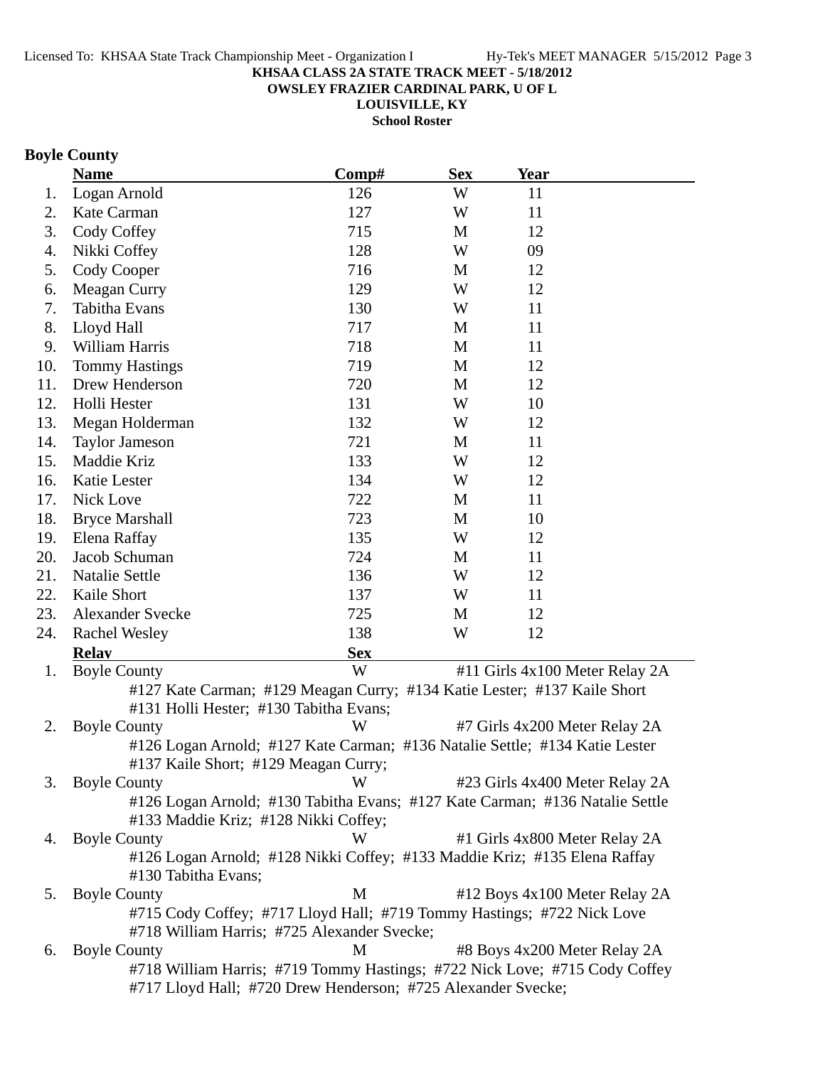**KHSAA CLASS 2A STATE TRACK MEET - 5/18/2012**
**OWSLEY FRAZIER CARDINAL PARK, U OF L**
**LOUISVILLE, KY**
**School Roster**

## Boyle County

| | Name | Comp# | Sex | Year |
|---|---|---|---|---|
| 1. | Logan Arnold | 126 | W | 11 |
| 2. | Kate Carman | 127 | W | 11 |
| 3. | Cody Coffey | 715 | M | 12 |
| 4. | Nikki Coffey | 128 | W | 09 |
| 5. | Cody Cooper | 716 | M | 12 |
| 6. | Meagan Curry | 129 | W | 12 |
| 7. | Tabitha Evans | 130 | W | 11 |
| 8. | Lloyd Hall | 717 | M | 11 |
| 9. | William Harris | 718 | M | 11 |
| 10. | Tommy Hastings | 719 | M | 12 |
| 11. | Drew Henderson | 720 | M | 12 |
| 12. | Holli Hester | 131 | W | 10 |
| 13. | Megan Holderman | 132 | W | 12 |
| 14. | Taylor Jameson | 721 | M | 11 |
| 15. | Maddie Kriz | 133 | W | 12 |
| 16. | Katie Lester | 134 | W | 12 |
| 17. | Nick Love | 722 | M | 11 |
| 18. | Bryce Marshall | 723 | M | 10 |
| 19. | Elena Raffay | 135 | W | 12 |
| 20. | Jacob Schuman | 724 | M | 11 |
| 21. | Natalie Settle | 136 | W | 12 |
| 22. | Kaile Short | 137 | W | 11 |
| 23. | Alexander Svecke | 725 | M | 12 |
| 24. | Rachel Wesley | 138 | W | 12 |

| | Relay | Sex | Event |
|---|---|---|---|
| 1. | Boyle County | W | #11 Girls 4x100 Meter Relay 2A |
| | #127 Kate Carman; #129 Meagan Curry; #134 Katie Lester; #137 Kaile Short; #131 Holli Hester; #130 Tabitha Evans; | | |
| 2. | Boyle County | W | #7 Girls 4x200 Meter Relay 2A |
| | #126 Logan Arnold; #127 Kate Carman; #136 Natalie Settle; #134 Katie Lester; #137 Kaile Short; #129 Meagan Curry; | | |
| 3. | Boyle County | W | #23 Girls 4x400 Meter Relay 2A |
| | #126 Logan Arnold; #130 Tabitha Evans; #127 Kate Carman; #136 Natalie Settle; #133 Maddie Kriz; #128 Nikki Coffey; | | |
| 4. | Boyle County | W | #1 Girls 4x800 Meter Relay 2A |
| | #126 Logan Arnold; #128 Nikki Coffey; #133 Maddie Kriz; #135 Elena Raffay; #130 Tabitha Evans; | | |
| 5. | Boyle County | M | #12 Boys 4x100 Meter Relay 2A |
| | #715 Cody Coffey; #717 Lloyd Hall; #719 Tommy Hastings; #722 Nick Love; #718 William Harris; #725 Alexander Svecke; | | |
| 6. | Boyle County | M | #8 Boys 4x200 Meter Relay 2A |
| | #718 William Harris; #719 Tommy Hastings; #722 Nick Love; #715 Cody Coffey; #717 Lloyd Hall; #720 Drew Henderson; #725 Alexander Svecke; | | |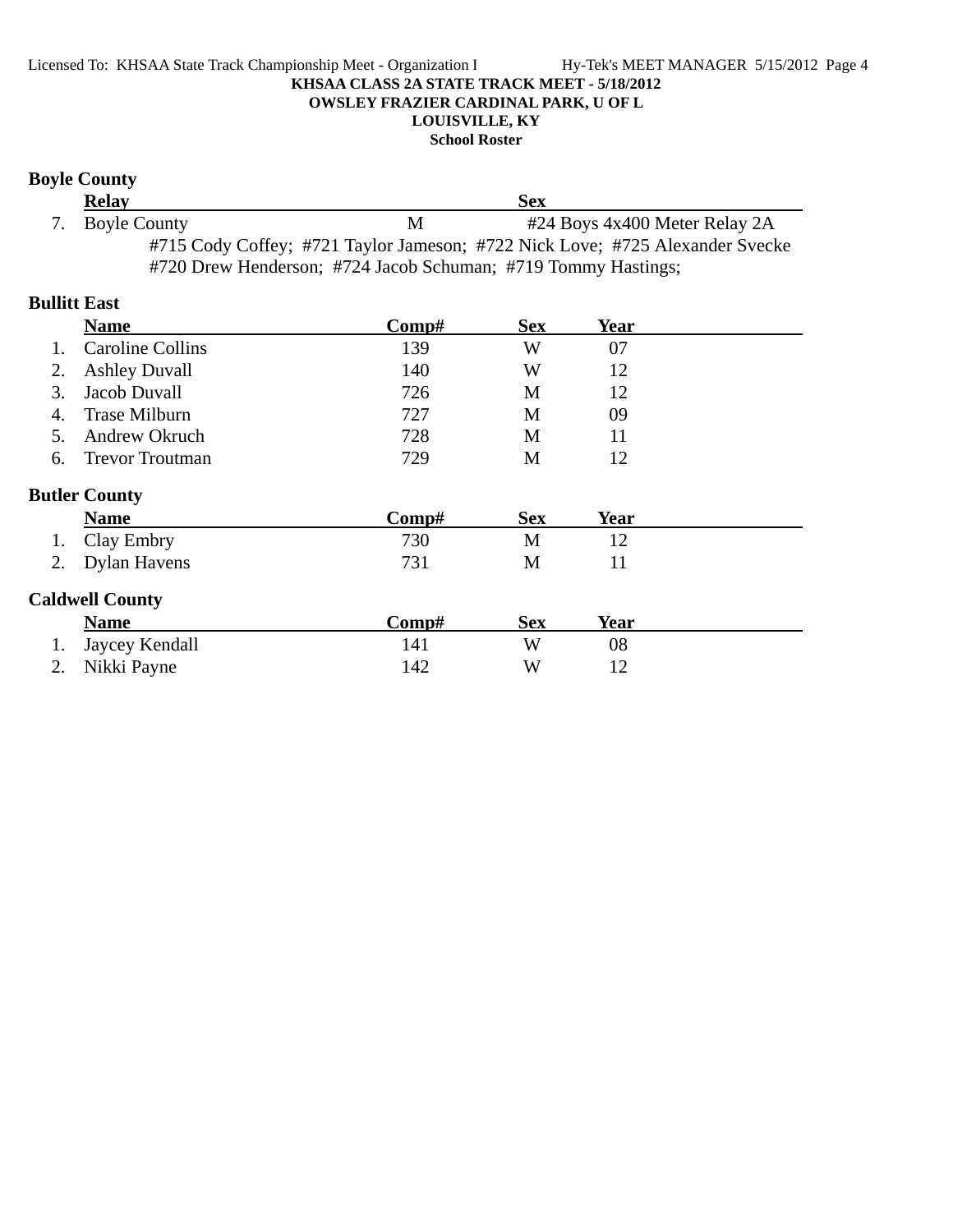KHSAA CLASS 2A STATE TRACK MEET - 5/18/2012
OWSLEY FRAZIER CARDINAL PARK, U OF L
LOUISVILLE, KY
School Roster

**Boyle County**

| | Relay | Sex | |
|---|---|---|---|
| 7. | Boyle County | M | #24 Boys 4x400 Meter Relay 2A |

#715 Cody Coffey; #721 Taylor Jameson; #722 Nick Love; #725 Alexander Svecke
#720 Drew Henderson; #724 Jacob Schuman; #719 Tommy Hastings;

**Bullitt East**

| | Name | Comp# | Sex | Year |
|---|---|---|---|---|
| 1. | Caroline Collins | 139 | W | 07 |
| 2. | Ashley Duvall | 140 | W | 12 |
| 3. | Jacob Duvall | 726 | M | 12 |
| 4. | Trase Milburn | 727 | M | 09 |
| 5. | Andrew Okruch | 728 | M | 11 |
| 6. | Trevor Troutman | 729 | M | 12 |

**Butler County**

| | Name | Comp# | Sex | Year |
|---|---|---|---|---|
| 1. | Clay Embry | 730 | M | 12 |
| 2. | Dylan Havens | 731 | M | 11 |

**Caldwell County**

| | Name | Comp# | Sex | Year |
|---|---|---|---|---|
| 1. | Jaycey Kendall | 141 | W | 08 |
| 2. | Nikki Payne | 142 | W | 12 |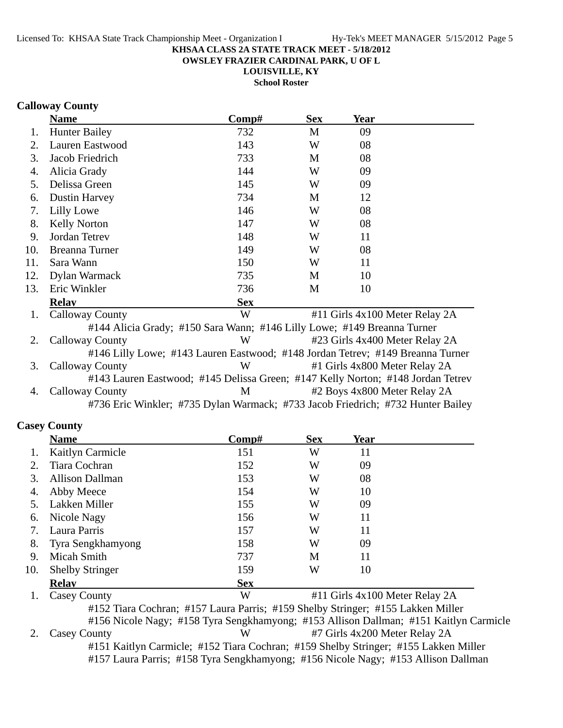**KHSAA CLASS 2A STATE TRACK MEET - 5/18/2012**
**OWSLEY FRAZIER CARDINAL PARK, U OF L**
**LOUISVILLE, KY**
**School Roster**

## Calloway County

| | Name | Comp# | Sex | Year |
|---|---|---|---|---|
| 1. | Hunter Bailey | 732 | M | 09 |
| 2. | Lauren Eastwood | 143 | W | 08 |
| 3. | Jacob Friedrich | 733 | M | 08 |
| 4. | Alicia Grady | 144 | W | 09 |
| 5. | Delissa Green | 145 | W | 09 |
| 6. | Dustin Harvey | 734 | M | 12 |
| 7. | Lilly Lowe | 146 | W | 08 |
| 8. | Kelly Norton | 147 | W | 08 |
| 9. | Jordan Tetrev | 148 | W | 11 |
| 10. | Breanna Turner | 149 | W | 08 |
| 11. | Sara Wann | 150 | W | 11 |
| 12. | Dylan Warmack | 735 | M | 10 |
| 13. | Eric Winkler | 736 | M | 10 |

| | Relay | Sex | Event |
|---|---|---|---|
| 1. | Calloway County | W | #11 Girls 4x100 Meter Relay 2A |
| | #144 Alicia Grady; #150 Sara Wann; #146 Lilly Lowe; #149 Breanna Turner | | |
| 2. | Calloway County | W | #23 Girls 4x400 Meter Relay 2A |
| | #146 Lilly Lowe; #143 Lauren Eastwood; #148 Jordan Tetrev; #149 Breanna Turner | | |
| 3. | Calloway County | W | #1 Girls 4x800 Meter Relay 2A |
| | #143 Lauren Eastwood; #145 Delissa Green; #147 Kelly Norton; #148 Jordan Tetrev | | |
| 4. | Calloway County | M | #2 Boys 4x800 Meter Relay 2A |
| | #736 Eric Winkler; #735 Dylan Warmack; #733 Jacob Friedrich; #732 Hunter Bailey | | |

## Casey County

| | Name | Comp# | Sex | Year |
|---|---|---|---|---|
| 1. | Kaitlyn Carmicle | 151 | W | 11 |
| 2. | Tiara Cochran | 152 | W | 09 |
| 3. | Allison Dallman | 153 | W | 08 |
| 4. | Abby Meece | 154 | W | 10 |
| 5. | Lakken Miller | 155 | W | 09 |
| 6. | Nicole Nagy | 156 | W | 11 |
| 7. | Laura Parris | 157 | W | 11 |
| 8. | Tyra Sengkhamyong | 158 | W | 09 |
| 9. | Micah Smith | 737 | M | 11 |
| 10. | Shelby Stringer | 159 | W | 10 |

| | Relay | Sex | Event |
|---|---|---|---|
| 1. | Casey County | W | #11 Girls 4x100 Meter Relay 2A |
| | #152 Tiara Cochran; #157 Laura Parris; #159 Shelby Stringer; #155 Lakken Miller; #156 Nicole Nagy; #158 Tyra Sengkhamyong; #153 Allison Dallman; #151 Kaitlyn Carmicle | | |
| 2. | Casey County | W | #7 Girls 4x200 Meter Relay 2A |
| | #151 Kaitlyn Carmicle; #152 Tiara Cochran; #159 Shelby Stringer; #155 Lakken Miller; #157 Laura Parris; #158 Tyra Sengkhamyong; #156 Nicole Nagy; #153 Allison Dallman | | |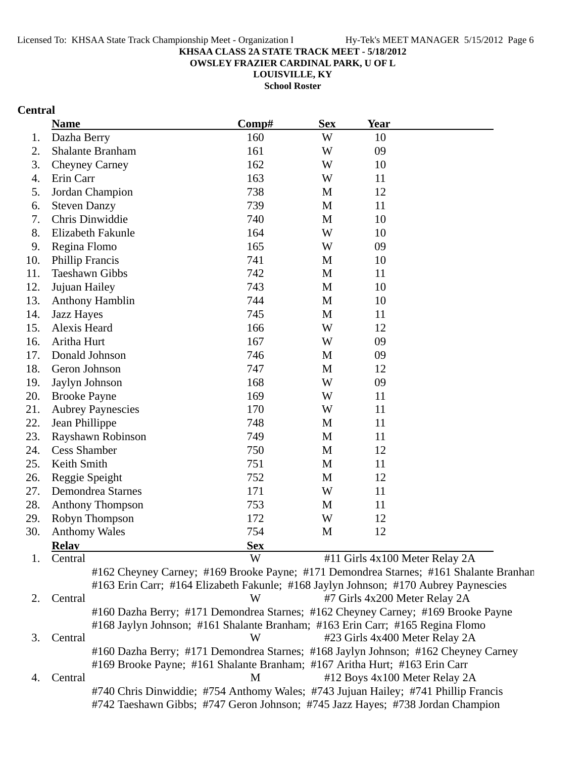KHSAA CLASS 2A STATE TRACK MEET - 5/18/2012
OWSLEY FRAZIER CARDINAL PARK, U OF L
LOUISVILLE, KY
School Roster

## Central

| | Name | Comp# | Sex | Year |
|---|---|---|---|---|
| 1. | Dazha Berry | 160 | W | 10 |
| 2. | Shalante Branham | 161 | W | 09 |
| 3. | Cheyney Carney | 162 | W | 10 |
| 4. | Erin Carr | 163 | W | 11 |
| 5. | Jordan Champion | 738 | M | 12 |
| 6. | Steven Danzy | 739 | M | 11 |
| 7. | Chris Dinwiddie | 740 | M | 10 |
| 8. | Elizabeth Fakunle | 164 | W | 10 |
| 9. | Regina Flomo | 165 | W | 09 |
| 10. | Phillip Francis | 741 | M | 10 |
| 11. | Taeshawn Gibbs | 742 | M | 11 |
| 12. | Jujuan Hailey | 743 | M | 10 |
| 13. | Anthony Hamblin | 744 | M | 10 |
| 14. | Jazz Hayes | 745 | M | 11 |
| 15. | Alexis Heard | 166 | W | 12 |
| 16. | Aritha Hurt | 167 | W | 09 |
| 17. | Donald Johnson | 746 | M | 09 |
| 18. | Geron Johnson | 747 | M | 12 |
| 19. | Jaylyn Johnson | 168 | W | 09 |
| 20. | Brooke Payne | 169 | W | 11 |
| 21. | Aubrey Paynescies | 170 | W | 11 |
| 22. | Jean Phillippe | 748 | M | 11 |
| 23. | Rayshawn Robinson | 749 | M | 11 |
| 24. | Cess Shamber | 750 | M | 12 |
| 25. | Keith Smith | 751 | M | 11 |
| 26. | Reggie Speight | 752 | M | 12 |
| 27. | Demondrea Starnes | 171 | W | 11 |
| 28. | Anthony Thompson | 753 | M | 11 |
| 29. | Robyn Thompson | 172 | W | 12 |
| 30. | Anthomy Wales | 754 | M | 12 |

| | Relay | Sex | Event |
|---|---|---|---|
| 1. | Central | W | #11 Girls 4x100 Meter Relay 2A |
| | #162 Cheyney Carney; #169 Brooke Payne; #171 Demondrea Starnes; #161 Shalante Branham; #163 Erin Carr; #164 Elizabeth Fakunle; #168 Jaylyn Johnson; #170 Aubrey Paynescies | | |
| 2. | Central | W | #7 Girls 4x200 Meter Relay 2A |
| | #160 Dazha Berry; #171 Demondrea Starnes; #162 Cheyney Carney; #169 Brooke Payne; #168 Jaylyn Johnson; #161 Shalante Branham; #163 Erin Carr; #165 Regina Flomo | | |
| 3. | Central | W | #23 Girls 4x400 Meter Relay 2A |
| | #160 Dazha Berry; #171 Demondrea Starnes; #168 Jaylyn Johnson; #162 Cheyney Carney; #169 Brooke Payne; #161 Shalante Branham; #167 Aritha Hurt; #163 Erin Carr | | |
| 4. | Central | M | #12 Boys 4x100 Meter Relay 2A |
| | #740 Chris Dinwiddie; #754 Anthomy Wales; #743 Jujuan Hailey; #741 Phillip Francis; #742 Taeshawn Gibbs; #747 Geron Johnson; #745 Jazz Hayes; #738 Jordan Champion | | |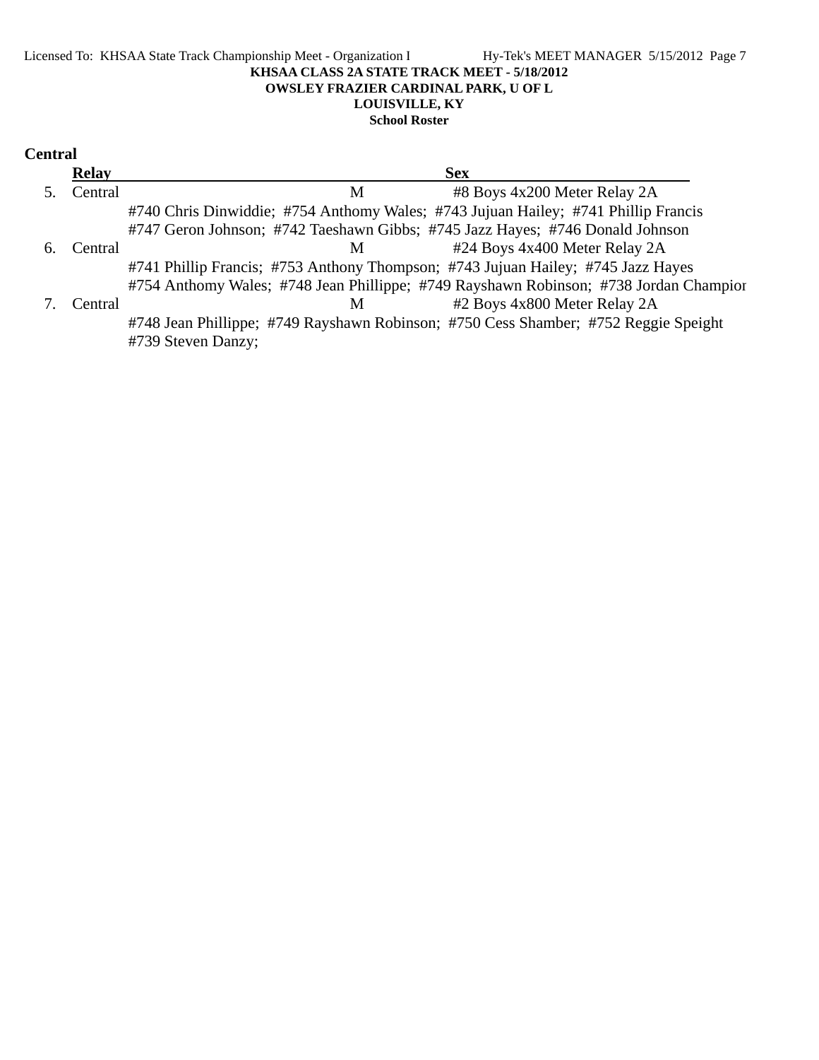**KHSAA CLASS 2A STATE TRACK MEET - 5/18/2012**
**OWSLEY FRAZIER CARDINAL PARK, U OF L**
**LOUISVILLE, KY**
**School Roster**

## Central

| | Relay | Sex | |
|---|---|---|---|
| 5. | Central | M | #8 Boys 4x200 Meter Relay 2A |
| | #740 Chris Dinwiddie; #754 Anthomy Wales; #743 Jujuan Hailey; #741 Phillip Francis | | |
| | #747 Geron Johnson; #742 Taeshawn Gibbs; #745 Jazz Hayes; #746 Donald Johnson | | |
| 6. | Central | M | #24 Boys 4x400 Meter Relay 2A |
| | #741 Phillip Francis; #753 Anthony Thompson; #743 Jujuan Hailey; #745 Jazz Hayes | | |
| | #754 Anthomy Wales; #748 Jean Phillippe; #749 Rayshawn Robinson; #738 Jordan Champion | | |
| 7. | Central | M | #2 Boys 4x800 Meter Relay 2A |
| | #748 Jean Phillippe; #749 Rayshawn Robinson; #750 Cess Shamber; #752 Reggie Speight | | |
| | #739 Steven Danzy; | | |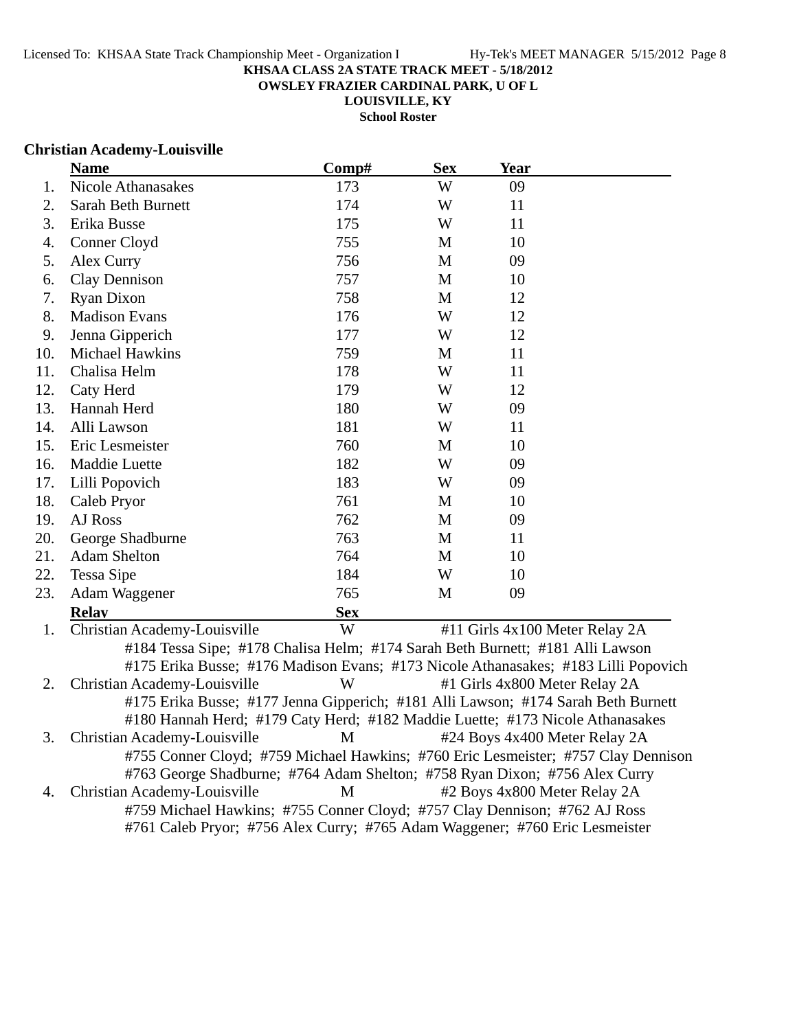**KHSAA CLASS 2A STATE TRACK MEET - 5/18/2012**
**OWSLEY FRAZIER CARDINAL PARK, U OF L**
**LOUISVILLE, KY**
**School Roster**

## Christian Academy-Louisville

| | Name | Comp# | Sex | Year |
|---|---|---|---|---|
| 1. | Nicole Athanasakes | 173 | W | 09 |
| 2. | Sarah Beth Burnett | 174 | W | 11 |
| 3. | Erika Busse | 175 | W | 11 |
| 4. | Conner Cloyd | 755 | M | 10 |
| 5. | Alex Curry | 756 | M | 09 |
| 6. | Clay Dennison | 757 | M | 10 |
| 7. | Ryan Dixon | 758 | M | 12 |
| 8. | Madison Evans | 176 | W | 12 |
| 9. | Jenna Gipperich | 177 | W | 12 |
| 10. | Michael Hawkins | 759 | M | 11 |
| 11. | Chalisa Helm | 178 | W | 11 |
| 12. | Caty Herd | 179 | W | 12 |
| 13. | Hannah Herd | 180 | W | 09 |
| 14. | Alli Lawson | 181 | W | 11 |
| 15. | Eric Lesmeister | 760 | M | 10 |
| 16. | Maddie Luette | 182 | W | 09 |
| 17. | Lilli Popovich | 183 | W | 09 |
| 18. | Caleb Pryor | 761 | M | 10 |
| 19. | AJ Ross | 762 | M | 09 |
| 20. | George Shadburne | 763 | M | 11 |
| 21. | Adam Shelton | 764 | M | 10 |
| 22. | Tessa Sipe | 184 | W | 10 |
| 23. | Adam Waggener | 765 | M | 09 |

| | Relay | Sex | Event |
|---|---|---|---|
| 1. | Christian Academy-Louisville | W | #11 Girls 4x100 Meter Relay 2A |
| | #184 Tessa Sipe; #178 Chalisa Helm; #174 Sarah Beth Burnett; #181 Alli Lawson<br>#175 Erika Busse; #176 Madison Evans; #173 Nicole Athanasakes; #183 Lilli Popovich | | |
| 2. | Christian Academy-Louisville | W | #1 Girls 4x800 Meter Relay 2A |
| | #175 Erika Busse; #177 Jenna Gipperich; #181 Alli Lawson; #174 Sarah Beth Burnett<br>#180 Hannah Herd; #179 Caty Herd; #182 Maddie Luette; #173 Nicole Athanasakes | | |
| 3. | Christian Academy-Louisville | M | #24 Boys 4x400 Meter Relay 2A |
| | #755 Conner Cloyd; #759 Michael Hawkins; #760 Eric Lesmeister; #757 Clay Dennison<br>#763 George Shadburne; #764 Adam Shelton; #758 Ryan Dixon; #756 Alex Curry | | |
| 4. | Christian Academy-Louisville | M | #2 Boys 4x800 Meter Relay 2A |
| | #759 Michael Hawkins; #755 Conner Cloyd; #757 Clay Dennison; #762 AJ Ross<br>#761 Caleb Pryor; #756 Alex Curry; #765 Adam Waggener; #760 Eric Lesmeister | | |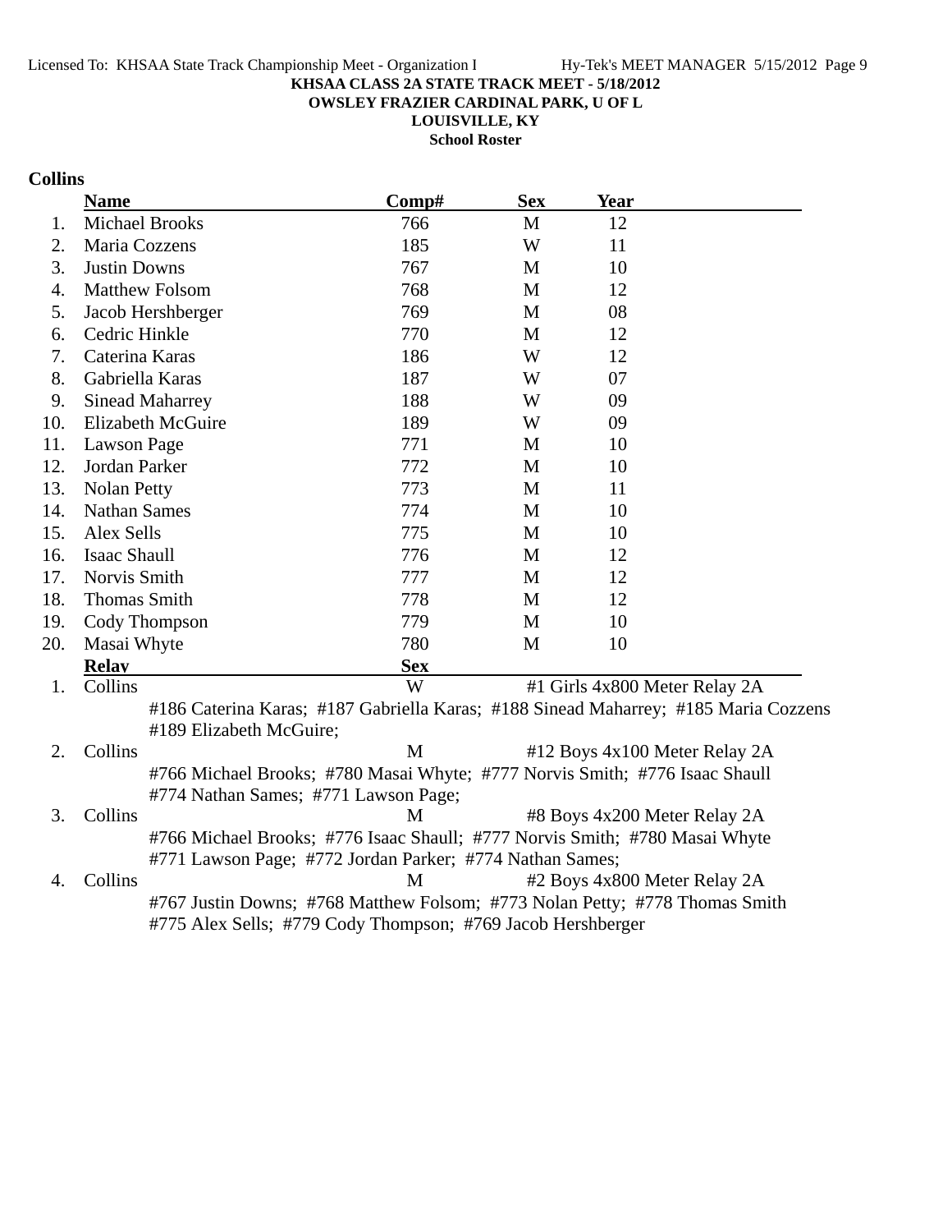**KHSAA CLASS 2A STATE TRACK MEET - 5/18/2012**
**OWSLEY FRAZIER CARDINAL PARK, U OF L**
**LOUISVILLE, KY**
**School Roster**

## Collins

| | Name | Comp# | Sex | Year |
|---|---|---|---|---|
| 1. | Michael Brooks | 766 | M | 12 |
| 2. | Maria Cozzens | 185 | W | 11 |
| 3. | Justin Downs | 767 | M | 10 |
| 4. | Matthew Folsom | 768 | M | 12 |
| 5. | Jacob Hershberger | 769 | M | 08 |
| 6. | Cedric Hinkle | 770 | M | 12 |
| 7. | Caterina Karas | 186 | W | 12 |
| 8. | Gabriella Karas | 187 | W | 07 |
| 9. | Sinead Maharrey | 188 | W | 09 |
| 10. | Elizabeth McGuire | 189 | W | 09 |
| 11. | Lawson Page | 771 | M | 10 |
| 12. | Jordan Parker | 772 | M | 10 |
| 13. | Nolan Petty | 773 | M | 11 |
| 14. | Nathan Sames | 774 | M | 10 |
| 15. | Alex Sells | 775 | M | 10 |
| 16. | Isaac Shaull | 776 | M | 12 |
| 17. | Norvis Smith | 777 | M | 12 |
| 18. | Thomas Smith | 778 | M | 12 |
| 19. | Cody Thompson | 779 | M | 10 |
| 20. | Masai Whyte | 780 | M | 10 |

| | Relay | Sex | Event |
|---|---|---|---|
| 1. | Collins | W | #1 Girls 4x800 Meter Relay 2A |
| | #186 Caterina Karas; #187 Gabriella Karas; #188 Sinead Maharrey; #185 Maria Cozzens #189 Elizabeth McGuire; | | |
| 2. | Collins | M | #12 Boys 4x100 Meter Relay 2A |
| | #766 Michael Brooks; #780 Masai Whyte; #777 Norvis Smith; #776 Isaac Shaull #774 Nathan Sames; #771 Lawson Page; | | |
| 3. | Collins | M | #8 Boys 4x200 Meter Relay 2A |
| | #766 Michael Brooks; #776 Isaac Shaull; #777 Norvis Smith; #780 Masai Whyte #771 Lawson Page; #772 Jordan Parker; #774 Nathan Sames; | | |
| 4. | Collins | M | #2 Boys 4x800 Meter Relay 2A |
| | #767 Justin Downs; #768 Matthew Folsom; #773 Nolan Petty; #778 Thomas Smith #775 Alex Sells; #779 Cody Thompson; #769 Jacob Hershberger | | |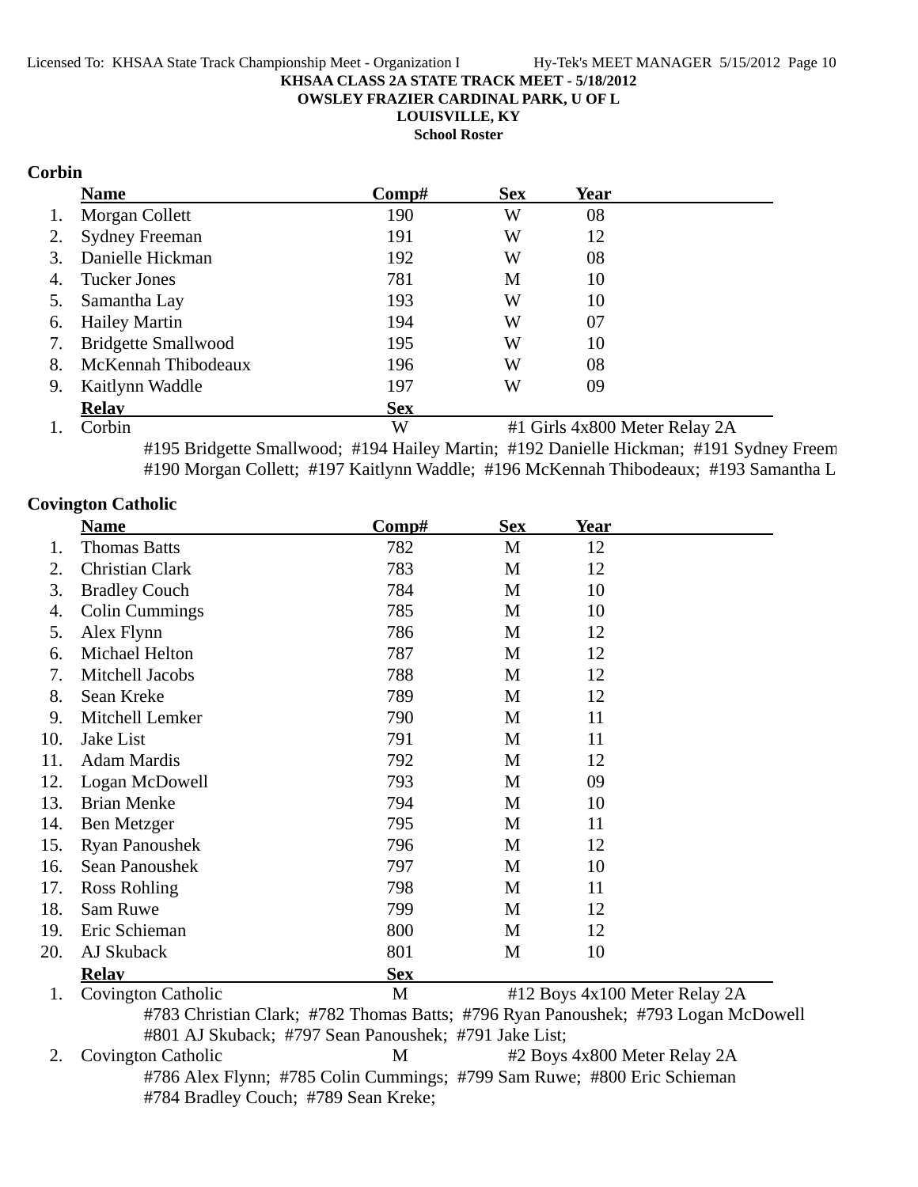KHSAA CLASS 2A STATE TRACK MEET - 5/18/2012
OWSLEY FRAZIER CARDINAL PARK, U OF L
LOUISVILLE, KY
School Roster

## Corbin

| | Name | Comp# | Sex | Year |
|---|---|---|---|---|
| 1. | Morgan Collett | 190 | W | 08 |
| 2. | Sydney Freeman | 191 | W | 12 |
| 3. | Danielle Hickman | 192 | W | 08 |
| 4. | Tucker Jones | 781 | M | 10 |
| 5. | Samantha Lay | 193 | W | 10 |
| 6. | Hailey Martin | 194 | W | 07 |
| 7. | Bridgette Smallwood | 195 | W | 10 |
| 8. | McKennah Thibodeaux | 196 | W | 08 |
| 9. | Kaitlynn Waddle | 197 | W | 09 |

| | Relay | Sex | |
|---|---|---|---|
| 1. | Corbin | W | #1 Girls 4x800 Meter Relay 2A |

#195 Bridgette Smallwood; #194 Hailey Martin; #192 Danielle Hickman; #191 Sydney Freem
#190 Morgan Collett; #197 Kaitlynn Waddle; #196 McKennah Thibodeaux; #193 Samantha L

## Covington Catholic

| | Name | Comp# | Sex | Year |
|---|---|---|---|---|
| 1. | Thomas Batts | 782 | M | 12 |
| 2. | Christian Clark | 783 | M | 12 |
| 3. | Bradley Couch | 784 | M | 10 |
| 4. | Colin Cummings | 785 | M | 10 |
| 5. | Alex Flynn | 786 | M | 12 |
| 6. | Michael Helton | 787 | M | 12 |
| 7. | Mitchell Jacobs | 788 | M | 12 |
| 8. | Sean Kreke | 789 | M | 12 |
| 9. | Mitchell Lemker | 790 | M | 11 |
| 10. | Jake List | 791 | M | 11 |
| 11. | Adam Mardis | 792 | M | 12 |
| 12. | Logan McDowell | 793 | M | 09 |
| 13. | Brian Menke | 794 | M | 10 |
| 14. | Ben Metzger | 795 | M | 11 |
| 15. | Ryan Panoushek | 796 | M | 12 |
| 16. | Sean Panoushek | 797 | M | 10 |
| 17. | Ross Rohling | 798 | M | 11 |
| 18. | Sam Ruwe | 799 | M | 12 |
| 19. | Eric Schieman | 800 | M | 12 |
| 20. | AJ Skuback | 801 | M | 10 |

| | Relay | Sex | |
|---|---|---|---|
| 1. | Covington Catholic | M | #12 Boys 4x100 Meter Relay 2A |

#783 Christian Clark; #782 Thomas Batts; #796 Ryan Panoushek; #793 Logan McDowell
#801 AJ Skuback; #797 Sean Panoushek; #791 Jake List;

| | Relay | Sex | |
|---|---|---|---|
| 2. | Covington Catholic | M | #2 Boys 4x800 Meter Relay 2A |

#786 Alex Flynn; #785 Colin Cummings; #799 Sam Ruwe; #800 Eric Schieman
#784 Bradley Couch; #789 Sean Kreke;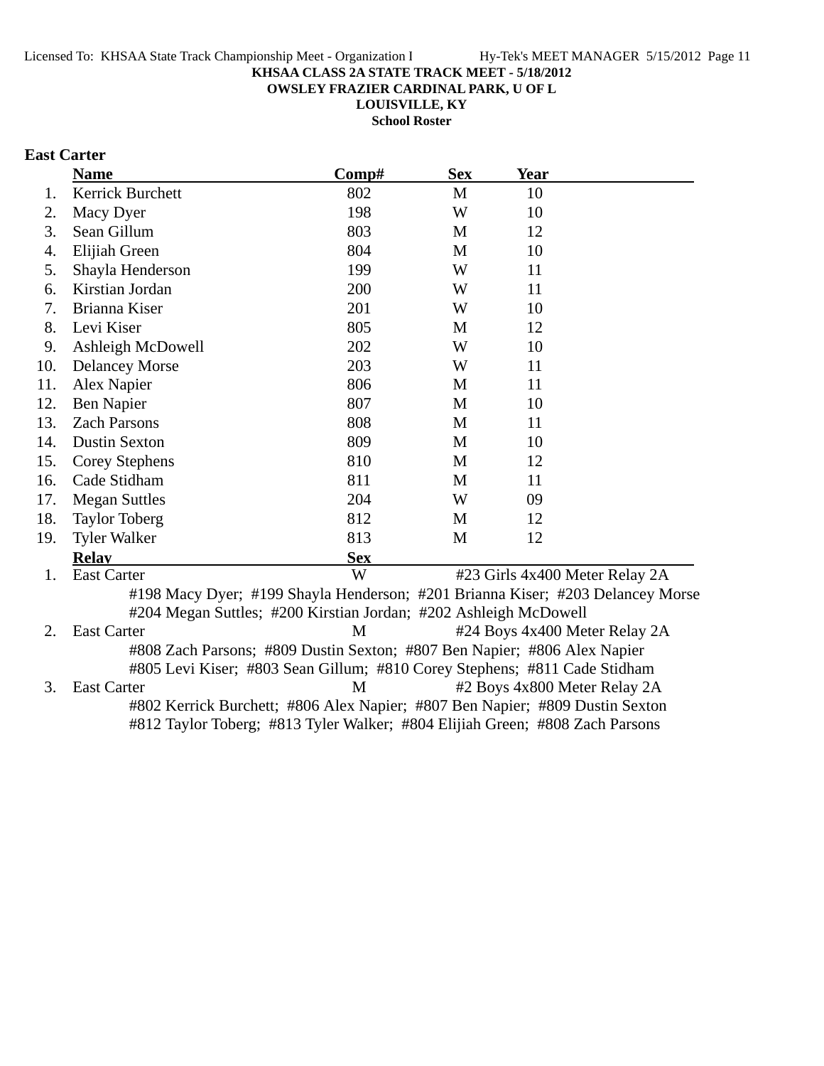**KHSAA CLASS 2A STATE TRACK MEET - 5/18/2012**
**OWSLEY FRAZIER CARDINAL PARK, U OF L**
**LOUISVILLE, KY**
**School Roster**

## East Carter

| | Name | Comp# | Sex | Year |
|---|---|---|---|---|
| 1. | Kerrick Burchett | 802 | M | 10 |
| 2. | Macy Dyer | 198 | W | 10 |
| 3. | Sean Gillum | 803 | M | 12 |
| 4. | Elijiah Green | 804 | M | 10 |
| 5. | Shayla Henderson | 199 | W | 11 |
| 6. | Kirstian Jordan | 200 | W | 11 |
| 7. | Brianna Kiser | 201 | W | 10 |
| 8. | Levi Kiser | 805 | M | 12 |
| 9. | Ashleigh McDowell | 202 | W | 10 |
| 10. | Delancey Morse | 203 | W | 11 |
| 11. | Alex Napier | 806 | M | 11 |
| 12. | Ben Napier | 807 | M | 10 |
| 13. | Zach Parsons | 808 | M | 11 |
| 14. | Dustin Sexton | 809 | M | 10 |
| 15. | Corey Stephens | 810 | M | 12 |
| 16. | Cade Stidham | 811 | M | 11 |
| 17. | Megan Suttles | 204 | W | 09 |
| 18. | Taylor Toberg | 812 | M | 12 |
| 19. | Tyler Walker | 813 | M | 12 |

| | Relay | Sex | Event |
|---|---|---|---|
| 1. | East Carter | W | #23 Girls 4x400 Meter Relay 2A |
| 2. | East Carter | M | #24 Boys 4x400 Meter Relay 2A |
| 3. | East Carter | M | #2 Boys 4x800 Meter Relay 2A |

1. East Carter — W — #23 Girls 4x400 Meter Relay 2A
   #198 Macy Dyer; #199 Shayla Henderson; #201 Brianna Kiser; #203 Delancey Morse
   #204 Megan Suttles; #200 Kirstian Jordan; #202 Ashleigh McDowell
2. East Carter — M — #24 Boys 4x400 Meter Relay 2A
   #808 Zach Parsons; #809 Dustin Sexton; #807 Ben Napier; #806 Alex Napier
   #805 Levi Kiser; #803 Sean Gillum; #810 Corey Stephens; #811 Cade Stidham
3. East Carter — M — #2 Boys 4x800 Meter Relay 2A
   #802 Kerrick Burchett; #806 Alex Napier; #807 Ben Napier; #809 Dustin Sexton
   #812 Taylor Toberg; #813 Tyler Walker; #804 Elijiah Green; #808 Zach Parsons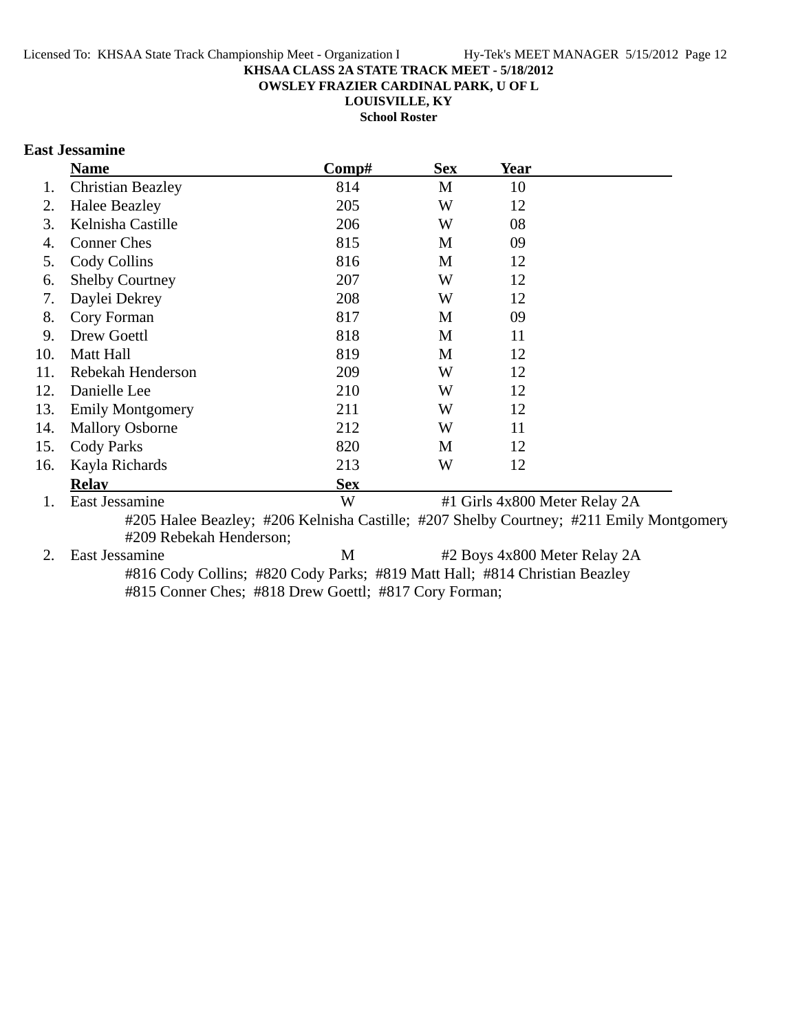**KHSAA CLASS 2A STATE TRACK MEET - 5/18/2012**
**OWSLEY FRAZIER CARDINAL PARK, U OF L**
**LOUISVILLE, KY**
**School Roster**

### East Jessamine

| | Name | Comp# | Sex | Year |
|---|---|---|---|---|
| 1. | Christian Beazley | 814 | M | 10 |
| 2. | Halee Beazley | 205 | W | 12 |
| 3. | Kelnisha Castille | 206 | W | 08 |
| 4. | Conner Ches | 815 | M | 09 |
| 5. | Cody Collins | 816 | M | 12 |
| 6. | Shelby Courtney | 207 | W | 12 |
| 7. | Daylei Dekrey | 208 | W | 12 |
| 8. | Cory Forman | 817 | M | 09 |
| 9. | Drew Goettl | 818 | M | 11 |
| 10. | Matt Hall | 819 | M | 12 |
| 11. | Rebekah Henderson | 209 | W | 12 |
| 12. | Danielle Lee | 210 | W | 12 |
| 13. | Emily Montgomery | 211 | W | 12 |
| 14. | Mallory Osborne | 212 | W | 11 |
| 15. | Cody Parks | 820 | M | 12 |
| 16. | Kayla Richards | 213 | W | 12 |

| | Relay | Sex | |
|---|---|---|---|
| 1. | East Jessamine | W | #1 Girls 4x800 Meter Relay 2A |
| | #205 Halee Beazley; #206 Kelnisha Castille; #207 Shelby Courtney; #211 Emily Montgomery; #209 Rebekah Henderson; | | |
| 2. | East Jessamine | M | #2 Boys 4x800 Meter Relay 2A |
| | #816 Cody Collins; #820 Cody Parks; #819 Matt Hall; #814 Christian Beazley; #815 Conner Ches; #818 Drew Goettl; #817 Cory Forman; | | |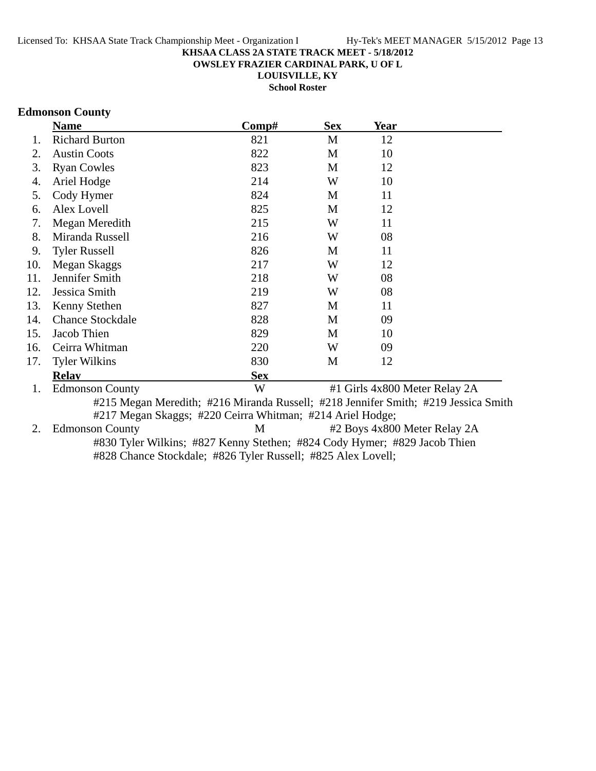**KHSAA CLASS 2A STATE TRACK MEET - 5/18/2012**
**OWSLEY FRAZIER CARDINAL PARK, U OF L**
**LOUISVILLE, KY**
**School Roster**

## Edmonson County

| | Name | Comp# | Sex | Year |
|---|---|---|---|---|
| 1. | Richard Burton | 821 | M | 12 |
| 2. | Austin Coots | 822 | M | 10 |
| 3. | Ryan Cowles | 823 | M | 12 |
| 4. | Ariel Hodge | 214 | W | 10 |
| 5. | Cody Hymer | 824 | M | 11 |
| 6. | Alex Lovell | 825 | M | 12 |
| 7. | Megan Meredith | 215 | W | 11 |
| 8. | Miranda Russell | 216 | W | 08 |
| 9. | Tyler Russell | 826 | M | 11 |
| 10. | Megan Skaggs | 217 | W | 12 |
| 11. | Jennifer Smith | 218 | W | 08 |
| 12. | Jessica Smith | 219 | W | 08 |
| 13. | Kenny Stethen | 827 | M | 11 |
| 14. | Chance Stockdale | 828 | M | 09 |
| 15. | Jacob Thien | 829 | M | 10 |
| 16. | Ceirra Whitman | 220 | W | 09 |
| 17. | Tyler Wilkins | 830 | M | 12 |

| | Relay | Sex | Event |
|---|---|---|---|
| 1. | Edmonson County | W | #1 Girls 4x800 Meter Relay 2A |
| 2. | Edmonson County | M | #2 Boys 4x800 Meter Relay 2A |

1. Edmonson County — W — #1 Girls 4x800 Meter Relay 2A
   #215 Megan Meredith; #216 Miranda Russell; #218 Jennifer Smith; #219 Jessica Smith
   #217 Megan Skaggs; #220 Ceirra Whitman; #214 Ariel Hodge;

2. Edmonson County — M — #2 Boys 4x800 Meter Relay 2A
   #830 Tyler Wilkins; #827 Kenny Stethen; #824 Cody Hymer; #829 Jacob Thien
   #828 Chance Stockdale; #826 Tyler Russell; #825 Alex Lovell;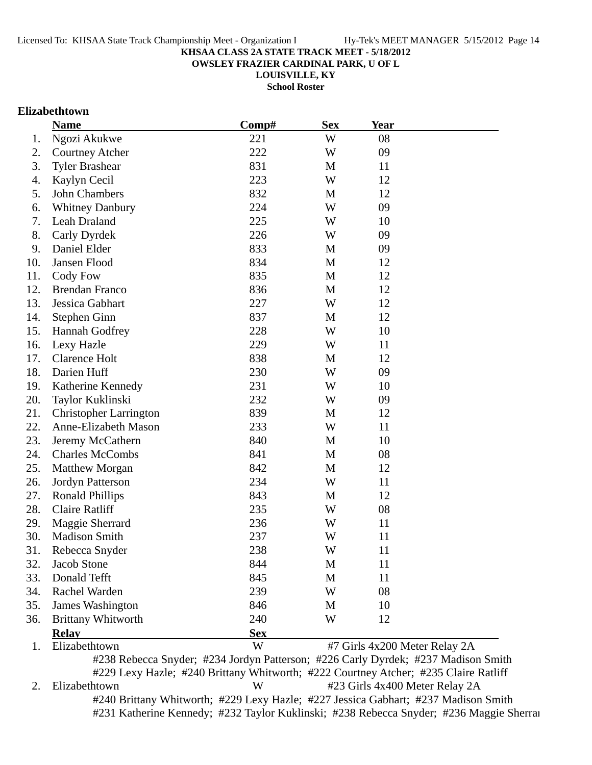**KHSAA CLASS 2A STATE TRACK MEET - 5/18/2012**
**OWSLEY FRAZIER CARDINAL PARK, U OF L**
**LOUISVILLE, KY**
**School Roster**

### Elizabethtown

| | Name | Comp# | Sex | Year |
|---|---|---|---|---|
| 1. | Ngozi Akukwe | 221 | W | 08 |
| 2. | Courtney Atcher | 222 | W | 09 |
| 3. | Tyler Brashear | 831 | M | 11 |
| 4. | Kaylyn Cecil | 223 | W | 12 |
| 5. | John Chambers | 832 | M | 12 |
| 6. | Whitney Danbury | 224 | W | 09 |
| 7. | Leah Draland | 225 | W | 10 |
| 8. | Carly Dyrdek | 226 | W | 09 |
| 9. | Daniel Elder | 833 | M | 09 |
| 10. | Jansen Flood | 834 | M | 12 |
| 11. | Cody Fow | 835 | M | 12 |
| 12. | Brendan Franco | 836 | M | 12 |
| 13. | Jessica Gabhart | 227 | W | 12 |
| 14. | Stephen Ginn | 837 | M | 12 |
| 15. | Hannah Godfrey | 228 | W | 10 |
| 16. | Lexy Hazle | 229 | W | 11 |
| 17. | Clarence Holt | 838 | M | 12 |
| 18. | Darien Huff | 230 | W | 09 |
| 19. | Katherine Kennedy | 231 | W | 10 |
| 20. | Taylor Kuklinski | 232 | W | 09 |
| 21. | Christopher Larrington | 839 | M | 12 |
| 22. | Anne-Elizabeth Mason | 233 | W | 11 |
| 23. | Jeremy McCathern | 840 | M | 10 |
| 24. | Charles McCombs | 841 | M | 08 |
| 25. | Matthew Morgan | 842 | M | 12 |
| 26. | Jordyn Patterson | 234 | W | 11 |
| 27. | Ronald Phillips | 843 | M | 12 |
| 28. | Claire Ratliff | 235 | W | 08 |
| 29. | Maggie Sherrard | 236 | W | 11 |
| 30. | Madison Smith | 237 | W | 11 |
| 31. | Rebecca Snyder | 238 | W | 11 |
| 32. | Jacob Stone | 844 | M | 11 |
| 33. | Donald Tefft | 845 | M | 11 |
| 34. | Rachel Warden | 239 | W | 08 |
| 35. | James Washington | 846 | M | 10 |
| 36. | Brittany Whitworth | 240 | W | 12 |

| | Relay | Sex | Event |
|---|---|---|---|
| 1. | Elizabethtown | W | #7 Girls 4x200 Meter Relay 2A |

#238 Rebecca Snyder; #234 Jordyn Patterson; #226 Carly Dyrdek; #237 Madison Smith
#229 Lexy Hazle; #240 Brittany Whitworth; #222 Courtney Atcher; #235 Claire Ratliff

| | Relay | Sex | Event |
|---|---|---|---|
| 2. | Elizabethtown | W | #23 Girls 4x400 Meter Relay 2A |

#240 Brittany Whitworth; #229 Lexy Hazle; #227 Jessica Gabhart; #237 Madison Smith
#231 Katherine Kennedy; #232 Taylor Kuklinski; #238 Rebecca Snyder; #236 Maggie Sherrai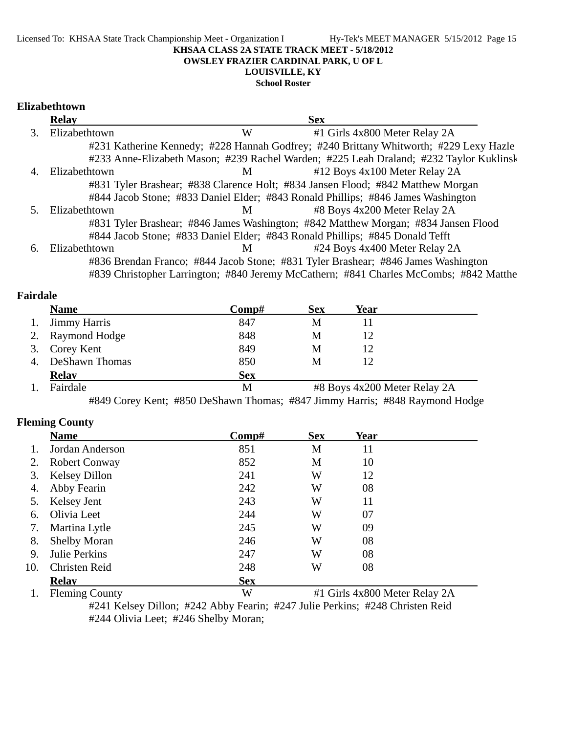**KHSAA CLASS 2A STATE TRACK MEET - 5/18/2012**
**OWSLEY FRAZIER CARDINAL PARK, U OF L**
**LOUISVILLE, KY**
**School Roster**

## Elizabethtown

| | Relay | Sex | |
|---|---|---|---|
| 3. | Elizabethtown | W | #1 Girls 4x800 Meter Relay 2A |
| | #231 Katherine Kennedy; #228 Hannah Godfrey; #240 Brittany Whitworth; #229 Lexy Hazle | | |
| | #233 Anne-Elizabeth Mason; #239 Rachel Warden; #225 Leah Draland; #232 Taylor Kuklinsk | | |
| 4. | Elizabethtown | M | #12 Boys 4x100 Meter Relay 2A |
| | #831 Tyler Brashear; #838 Clarence Holt; #834 Jansen Flood; #842 Matthew Morgan | | |
| | #844 Jacob Stone; #833 Daniel Elder; #843 Ronald Phillips; #846 James Washington | | |
| 5. | Elizabethtown | M | #8 Boys 4x200 Meter Relay 2A |
| | #831 Tyler Brashear; #846 James Washington; #842 Matthew Morgan; #834 Jansen Flood | | |
| | #844 Jacob Stone; #833 Daniel Elder; #843 Ronald Phillips; #845 Donald Tefft | | |
| 6. | Elizabethtown | M | #24 Boys 4x400 Meter Relay 2A |
| | #836 Brendan Franco; #844 Jacob Stone; #831 Tyler Brashear; #846 James Washington | | |
| | #839 Christopher Larrington; #840 Jeremy McCathern; #841 Charles McCombs; #842 Matthe | | |

## Fairdale

| | Name | Comp# | Sex | Year |
|---|---|---|---|---|
| 1. | Jimmy Harris | 847 | M | 11 |
| 2. | Raymond Hodge | 848 | M | 12 |
| 3. | Corey Kent | 849 | M | 12 |
| 4. | DeShawn Thomas | 850 | M | 12 |

| | Relay | Sex | |
|---|---|---|---|
| 1. | Fairdale | M | #8 Boys 4x200 Meter Relay 2A |
| | #849 Corey Kent; #850 DeShawn Thomas; #847 Jimmy Harris; #848 Raymond Hodge | | |

## Fleming County

| | Name | Comp# | Sex | Year |
|---|---|---|---|---|
| 1. | Jordan Anderson | 851 | M | 11 |
| 2. | Robert Conway | 852 | M | 10 |
| 3. | Kelsey Dillon | 241 | W | 12 |
| 4. | Abby Fearin | 242 | W | 08 |
| 5. | Kelsey Jent | 243 | W | 11 |
| 6. | Olivia Leet | 244 | W | 07 |
| 7. | Martina Lytle | 245 | W | 09 |
| 8. | Shelby Moran | 246 | W | 08 |
| 9. | Julie Perkins | 247 | W | 08 |
| 10. | Christen Reid | 248 | W | 08 |

| | Relay | Sex | |
|---|---|---|---|
| 1. | Fleming County | W | #1 Girls 4x800 Meter Relay 2A |
| | #241 Kelsey Dillon; #242 Abby Fearin; #247 Julie Perkins; #248 Christen Reid | | |
| | #244 Olivia Leet; #246 Shelby Moran; | | |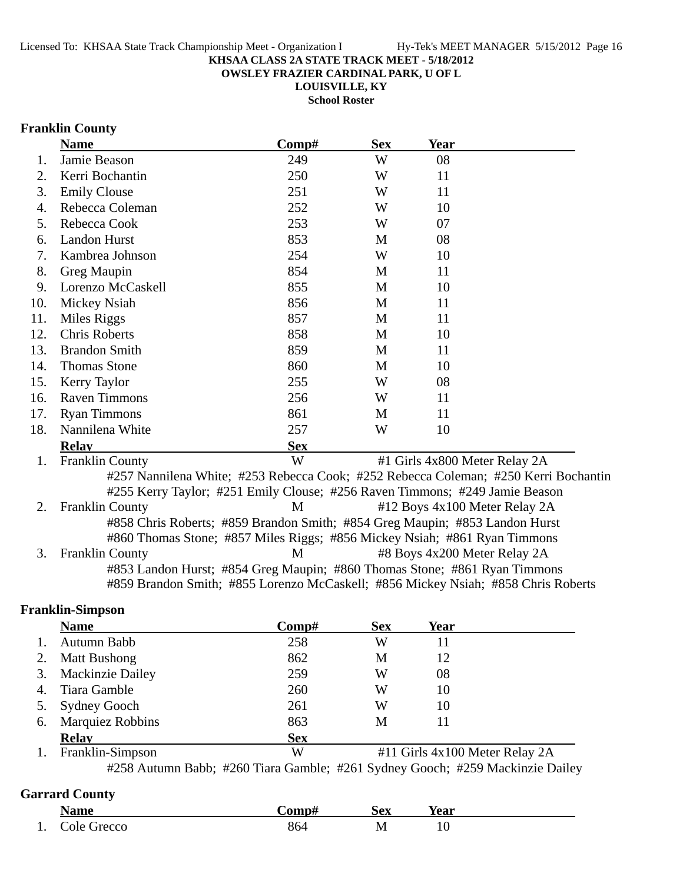**KHSAA CLASS 2A STATE TRACK MEET - 5/18/2012**
**OWSLEY FRAZIER CARDINAL PARK, U OF L**
**LOUISVILLE, KY**
**School Roster**

## Franklin County

| | Name | Comp# | Sex | Year |
|---|---|---|---|---|
| 1. | Jamie Beason | 249 | W | 08 |
| 2. | Kerri Bochantin | 250 | W | 11 |
| 3. | Emily Clouse | 251 | W | 11 |
| 4. | Rebecca Coleman | 252 | W | 10 |
| 5. | Rebecca Cook | 253 | W | 07 |
| 6. | Landon Hurst | 853 | M | 08 |
| 7. | Kambrea Johnson | 254 | W | 10 |
| 8. | Greg Maupin | 854 | M | 11 |
| 9. | Lorenzo McCaskell | 855 | M | 10 |
| 10. | Mickey Nsiah | 856 | M | 11 |
| 11. | Miles Riggs | 857 | M | 11 |
| 12. | Chris Roberts | 858 | M | 10 |
| 13. | Brandon Smith | 859 | M | 11 |
| 14. | Thomas Stone | 860 | M | 10 |
| 15. | Kerry Taylor | 255 | W | 08 |
| 16. | Raven Timmons | 256 | W | 11 |
| 17. | Ryan Timmons | 861 | M | 11 |
| 18. | Nannilena White | 257 | W | 10 |

| | Relay | Sex | Event |
|---|---|---|---|
| 1. | Franklin County | W | #1 Girls 4x800 Meter Relay 2A |

#257 Nannilena White; #253 Rebecca Cook; #252 Rebecca Coleman; #250 Kerri Bochantin
#255 Kerry Taylor; #251 Emily Clouse; #256 Raven Timmons; #249 Jamie Beason

| | Relay | Sex | Event |
|---|---|---|---|
| 2. | Franklin County | M | #12 Boys 4x100 Meter Relay 2A |

#858 Chris Roberts; #859 Brandon Smith; #854 Greg Maupin; #853 Landon Hurst
#860 Thomas Stone; #857 Miles Riggs; #856 Mickey Nsiah; #861 Ryan Timmons

| | Relay | Sex | Event |
|---|---|---|---|
| 3. | Franklin County | M | #8 Boys 4x200 Meter Relay 2A |

#853 Landon Hurst; #854 Greg Maupin; #860 Thomas Stone; #861 Ryan Timmons
#859 Brandon Smith; #855 Lorenzo McCaskell; #856 Mickey Nsiah; #858 Chris Roberts

## Franklin-Simpson

| | Name | Comp# | Sex | Year |
|---|---|---|---|---|
| 1. | Autumn Babb | 258 | W | 11 |
| 2. | Matt Bushong | 862 | M | 12 |
| 3. | Mackinzie Dailey | 259 | W | 08 |
| 4. | Tiara Gamble | 260 | W | 10 |
| 5. | Sydney Gooch | 261 | W | 10 |
| 6. | Marquiez Robbins | 863 | M | 11 |

| | Relay | Sex | Event |
|---|---|---|---|
| 1. | Franklin-Simpson | W | #11 Girls 4x100 Meter Relay 2A |

#258 Autumn Babb; #260 Tiara Gamble; #261 Sydney Gooch; #259 Mackinzie Dailey

## Garrard County

| | Name | Comp# | Sex | Year |
|---|---|---|---|---|
| 1. | Cole Grecco | 864 | M | 10 |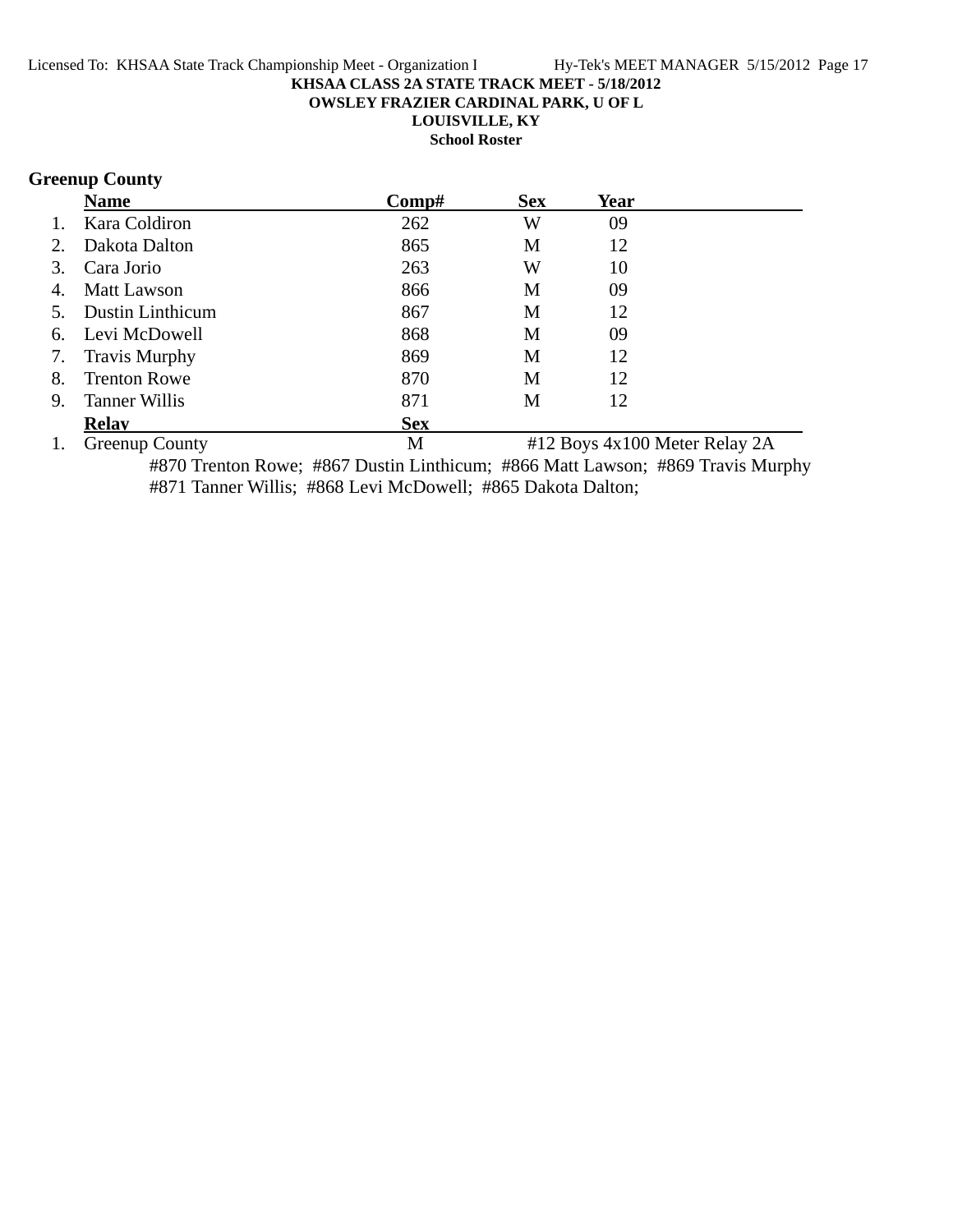**KHSAA CLASS 2A STATE TRACK MEET - 5/18/2012**
**OWSLEY FRAZIER CARDINAL PARK, U OF L**
**LOUISVILLE, KY**
**School Roster**

## Greenup County

| | Name | Comp# | Sex | Year |
|---|---|---|---|---|
| 1. | Kara Coldiron | 262 | W | 09 |
| 2. | Dakota Dalton | 865 | M | 12 |
| 3. | Cara Jorio | 263 | W | 10 |
| 4. | Matt Lawson | 866 | M | 09 |
| 5. | Dustin Linthicum | 867 | M | 12 |
| 6. | Levi McDowell | 868 | M | 09 |
| 7. | Travis Murphy | 869 | M | 12 |
| 8. | Trenton Rowe | 870 | M | 12 |
| 9. | Tanner Willis | 871 | M | 12 |

| | Relay | Sex | |
|---|---|---|---|
| 1. | Greenup County | M | #12 Boys 4x100 Meter Relay 2A |

#870 Trenton Rowe; #867 Dustin Linthicum; #866 Matt Lawson; #869 Travis Murphy
#871 Tanner Willis; #868 Levi McDowell; #865 Dakota Dalton;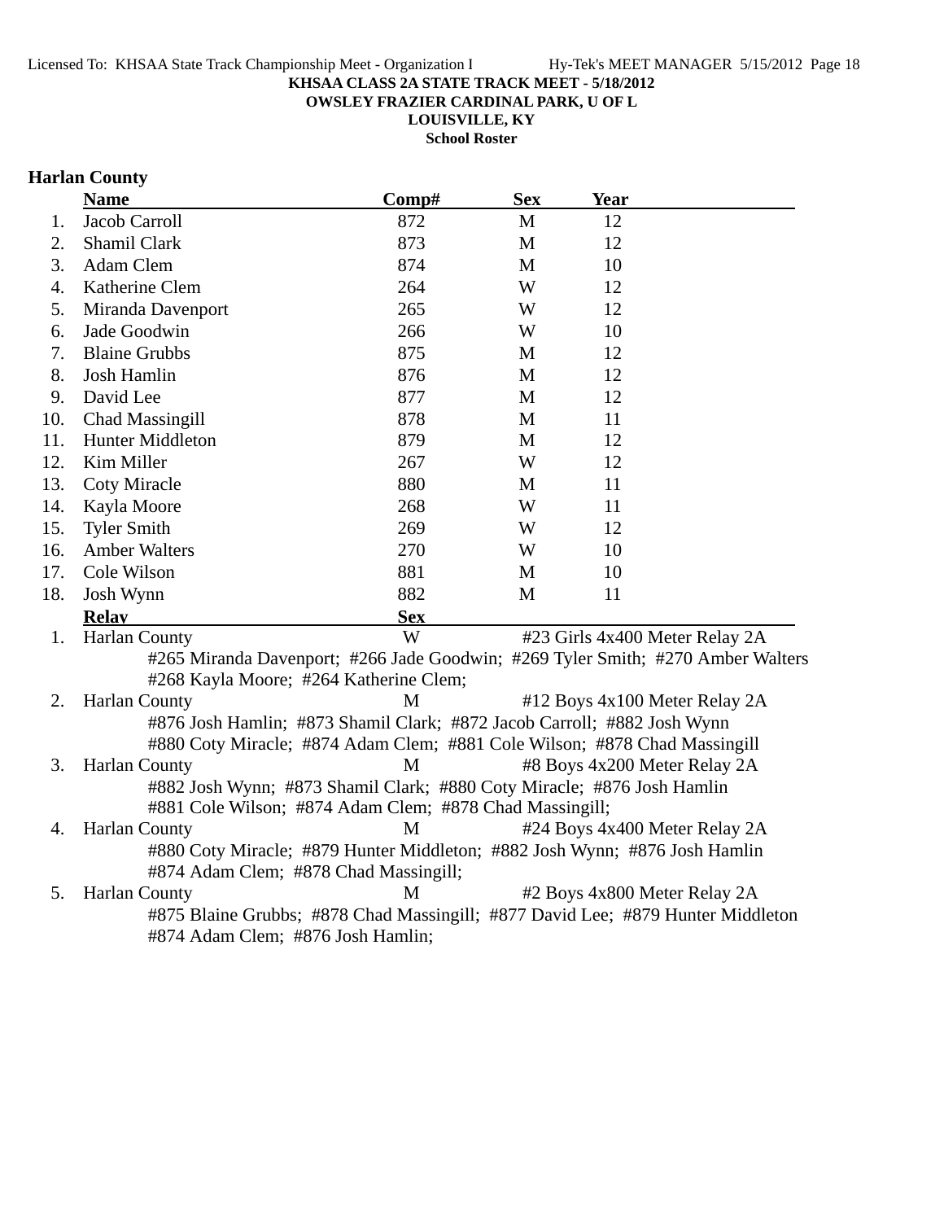**KHSAA CLASS 2A STATE TRACK MEET - 5/18/2012**

**OWSLEY FRAZIER CARDINAL PARK, U OF L**

**LOUISVILLE, KY**

**School Roster**

## Harlan County

| | Name | Comp# | Sex | Year |
|---|---|---|---|---|
| 1. | Jacob Carroll | 872 | M | 12 |
| 2. | Shamil Clark | 873 | M | 12 |
| 3. | Adam Clem | 874 | M | 10 |
| 4. | Katherine Clem | 264 | W | 12 |
| 5. | Miranda Davenport | 265 | W | 12 |
| 6. | Jade Goodwin | 266 | W | 10 |
| 7. | Blaine Grubbs | 875 | M | 12 |
| 8. | Josh Hamlin | 876 | M | 12 |
| 9. | David Lee | 877 | M | 12 |
| 10. | Chad Massingill | 878 | M | 11 |
| 11. | Hunter Middleton | 879 | M | 12 |
| 12. | Kim Miller | 267 | W | 12 |
| 13. | Coty Miracle | 880 | M | 11 |
| 14. | Kayla Moore | 268 | W | 11 |
| 15. | Tyler Smith | 269 | W | 12 |
| 16. | Amber Walters | 270 | W | 10 |
| 17. | Cole Wilson | 881 | M | 10 |
| 18. | Josh Wynn | 882 | M | 11 |

| | Relay | Sex | Event |
|---|---|---|---|
| 1. | Harlan County | W | #23 Girls 4x400 Meter Relay 2A |
| | #265 Miranda Davenport; #266 Jade Goodwin; #269 Tyler Smith; #270 Amber Walters #268 Kayla Moore; #264 Katherine Clem; | | |
| 2. | Harlan County | M | #12 Boys 4x100 Meter Relay 2A |
| | #876 Josh Hamlin; #873 Shamil Clark; #872 Jacob Carroll; #882 Josh Wynn #880 Coty Miracle; #874 Adam Clem; #881 Cole Wilson; #878 Chad Massingill | | |
| 3. | Harlan County | M | #8 Boys 4x200 Meter Relay 2A |
| | #882 Josh Wynn; #873 Shamil Clark; #880 Coty Miracle; #876 Josh Hamlin #881 Cole Wilson; #874 Adam Clem; #878 Chad Massingill; | | |
| 4. | Harlan County | M | #24 Boys 4x400 Meter Relay 2A |
| | #880 Coty Miracle; #879 Hunter Middleton; #882 Josh Wynn; #876 Josh Hamlin #874 Adam Clem; #878 Chad Massingill; | | |
| 5. | Harlan County | M | #2 Boys 4x800 Meter Relay 2A |
| | #875 Blaine Grubbs; #878 Chad Massingill; #877 David Lee; #879 Hunter Middleton #874 Adam Clem; #876 Josh Hamlin; | | |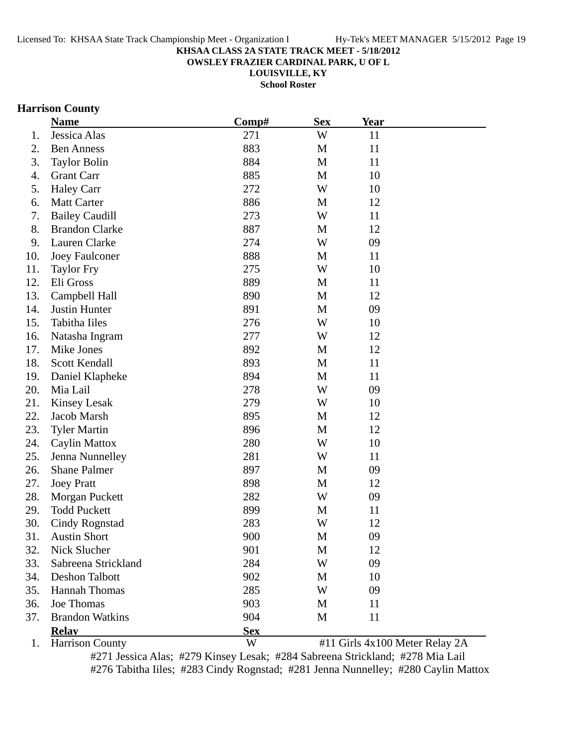**KHSAA CLASS 2A STATE TRACK MEET - 5/18/2012**
**OWSLEY FRAZIER CARDINAL PARK, U OF L**
**LOUISVILLE, KY**
**School Roster**

## Harrison County

| | Name | Comp# | Sex | Year |
|---|---|---|---|---|
| 1. | Jessica Alas | 271 | W | 11 |
| 2. | Ben Anness | 883 | M | 11 |
| 3. | Taylor Bolin | 884 | M | 11 |
| 4. | Grant Carr | 885 | M | 10 |
| 5. | Haley Carr | 272 | W | 10 |
| 6. | Matt Carter | 886 | M | 12 |
| 7. | Bailey Caudill | 273 | W | 11 |
| 8. | Brandon Clarke | 887 | M | 12 |
| 9. | Lauren Clarke | 274 | W | 09 |
| 10. | Joey Faulconer | 888 | M | 11 |
| 11. | Taylor Fry | 275 | W | 10 |
| 12. | Eli Gross | 889 | M | 11 |
| 13. | Campbell Hall | 890 | M | 12 |
| 14. | Justin Hunter | 891 | M | 09 |
| 15. | Tabitha Iiles | 276 | W | 10 |
| 16. | Natasha Ingram | 277 | W | 12 |
| 17. | Mike Jones | 892 | M | 12 |
| 18. | Scott Kendall | 893 | M | 11 |
| 19. | Daniel Klapheke | 894 | M | 11 |
| 20. | Mia Lail | 278 | W | 09 |
| 21. | Kinsey Lesak | 279 | W | 10 |
| 22. | Jacob Marsh | 895 | M | 12 |
| 23. | Tyler Martin | 896 | M | 12 |
| 24. | Caylin Mattox | 280 | W | 10 |
| 25. | Jenna Nunnelley | 281 | W | 11 |
| 26. | Shane Palmer | 897 | M | 09 |
| 27. | Joey Pratt | 898 | M | 12 |
| 28. | Morgan Puckett | 282 | W | 09 |
| 29. | Todd Puckett | 899 | M | 11 |
| 30. | Cindy Rognstad | 283 | W | 12 |
| 31. | Austin Short | 900 | M | 09 |
| 32. | Nick Slucher | 901 | M | 12 |
| 33. | Sabreena Strickland | 284 | W | 09 |
| 34. | Deshon Talbott | 902 | M | 10 |
| 35. | Hannah Thomas | 285 | W | 09 |
| 36. | Joe Thomas | 903 | M | 11 |
| 37. | Brandon Watkins | 904 | M | 11 |

| | Relay | Sex | |
|---|---|---|---|
| 1. | Harrison County | W | #11 Girls 4x100 Meter Relay 2A |

#271 Jessica Alas; #279 Kinsey Lesak; #284 Sabreena Strickland; #278 Mia Lail
#276 Tabitha Iiles; #283 Cindy Rognstad; #281 Jenna Nunnelley; #280 Caylin Mattox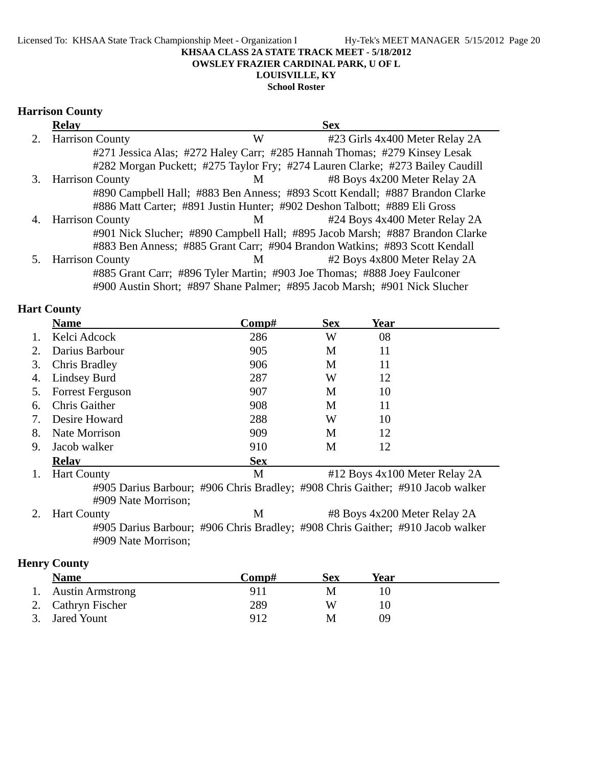KHSAA CLASS 2A STATE TRACK MEET - 5/18/2012
OWSLEY FRAZIER CARDINAL PARK, U OF L
LOUISVILLE, KY
School Roster

## Harrison County

| | Relay | Sex | |
|---|---|---|---|
| 2. | Harrison County | W | #23 Girls 4x400 Meter Relay 2A |
| | #271 Jessica Alas; #272 Haley Carr; #285 Hannah Thomas; #279 Kinsey Lesak #282 Morgan Puckett; #275 Taylor Fry; #274 Lauren Clarke; #273 Bailey Caudill | | |
| 3. | Harrison County | M | #8 Boys 4x200 Meter Relay 2A |
| | #890 Campbell Hall; #883 Ben Anness; #893 Scott Kendall; #887 Brandon Clarke #886 Matt Carter; #891 Justin Hunter; #902 Deshon Talbott; #889 Eli Gross | | |
| 4. | Harrison County | M | #24 Boys 4x400 Meter Relay 2A |
| | #901 Nick Slucher; #890 Campbell Hall; #895 Jacob Marsh; #887 Brandon Clarke #883 Ben Anness; #885 Grant Carr; #904 Brandon Watkins; #893 Scott Kendall | | |
| 5. | Harrison County | M | #2 Boys 4x800 Meter Relay 2A |
| | #885 Grant Carr; #896 Tyler Martin; #903 Joe Thomas; #888 Joey Faulconer #900 Austin Short; #897 Shane Palmer; #895 Jacob Marsh; #901 Nick Slucher | | |

## Hart County

| | Name | Comp# | Sex | Year |
|---|---|---|---|---|
| 1. | Kelci Adcock | 286 | W | 08 |
| 2. | Darius Barbour | 905 | M | 11 |
| 3. | Chris Bradley | 906 | M | 11 |
| 4. | Lindsey Burd | 287 | W | 12 |
| 5. | Forrest Ferguson | 907 | M | 10 |
| 6. | Chris Gaither | 908 | M | 11 |
| 7. | Desire Howard | 288 | W | 10 |
| 8. | Nate Morrison | 909 | M | 12 |
| 9. | Jacob walker | 910 | M | 12 |

| | Relay | Sex | |
|---|---|---|---|
| 1. | Hart County | M | #12 Boys 4x100 Meter Relay 2A |
| | #905 Darius Barbour; #906 Chris Bradley; #908 Chris Gaither; #910 Jacob walker #909 Nate Morrison; | | |
| 2. | Hart County | M | #8 Boys 4x200 Meter Relay 2A |
| | #905 Darius Barbour; #906 Chris Bradley; #908 Chris Gaither; #910 Jacob walker #909 Nate Morrison; | | |

## Henry County

| | Name | Comp# | Sex | Year |
|---|---|---|---|---|
| 1. | Austin Armstrong | 911 | M | 10 |
| 2. | Cathryn Fischer | 289 | W | 10 |
| 3. | Jared Yount | 912 | M | 09 |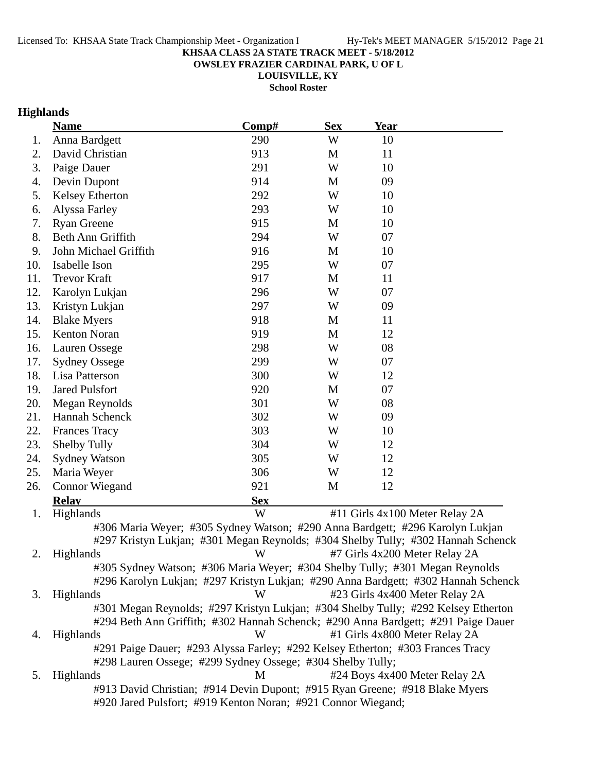**KHSAA CLASS 2A STATE TRACK MEET - 5/18/2012**
**OWSLEY FRAZIER CARDINAL PARK, U OF L**
**LOUISVILLE, KY**
**School Roster**

## Highlands

| | Name | Comp# | Sex | Year |
|---|---|---|---|---|
| 1. | Anna Bardgett | 290 | W | 10 |
| 2. | David Christian | 913 | M | 11 |
| 3. | Paige Dauer | 291 | W | 10 |
| 4. | Devin Dupont | 914 | M | 09 |
| 5. | Kelsey Etherton | 292 | W | 10 |
| 6. | Alyssa Farley | 293 | W | 10 |
| 7. | Ryan Greene | 915 | M | 10 |
| 8. | Beth Ann Griffith | 294 | W | 07 |
| 9. | John Michael Griffith | 916 | M | 10 |
| 10. | Isabelle Ison | 295 | W | 07 |
| 11. | Trevor Kraft | 917 | M | 11 |
| 12. | Karolyn Lukjan | 296 | W | 07 |
| 13. | Kristyn Lukjan | 297 | W | 09 |
| 14. | Blake Myers | 918 | M | 11 |
| 15. | Kenton Noran | 919 | M | 12 |
| 16. | Lauren Ossege | 298 | W | 08 |
| 17. | Sydney Ossege | 299 | W | 07 |
| 18. | Lisa Patterson | 300 | W | 12 |
| 19. | Jared Pulsfort | 920 | M | 07 |
| 20. | Megan Reynolds | 301 | W | 08 |
| 21. | Hannah Schenck | 302 | W | 09 |
| 22. | Frances Tracy | 303 | W | 10 |
| 23. | Shelby Tully | 304 | W | 12 |
| 24. | Sydney Watson | 305 | W | 12 |
| 25. | Maria Weyer | 306 | W | 12 |
| 26. | Connor Wiegand | 921 | M | 12 |

| | Relay | Sex | |
|---|---|---|---|
| 1. | Highlands | W | #11 Girls 4x100 Meter Relay 2A |
| | #306 Maria Weyer; #305 Sydney Watson; #290 Anna Bardgett; #296 Karolyn Lukjan; #297 Kristyn Lukjan; #301 Megan Reynolds; #304 Shelby Tully; #302 Hannah Schenck | | |
| 2. | Highlands | W | #7 Girls 4x200 Meter Relay 2A |
| | #305 Sydney Watson; #306 Maria Weyer; #304 Shelby Tully; #301 Megan Reynolds; #296 Karolyn Lukjan; #297 Kristyn Lukjan; #290 Anna Bardgett; #302 Hannah Schenck | | |
| 3. | Highlands | W | #23 Girls 4x400 Meter Relay 2A |
| | #301 Megan Reynolds; #297 Kristyn Lukjan; #304 Shelby Tully; #292 Kelsey Etherton; #294 Beth Ann Griffith; #302 Hannah Schenck; #290 Anna Bardgett; #291 Paige Dauer | | |
| 4. | Highlands | W | #1 Girls 4x800 Meter Relay 2A |
| | #291 Paige Dauer; #293 Alyssa Farley; #292 Kelsey Etherton; #303 Frances Tracy; #298 Lauren Ossege; #299 Sydney Ossege; #304 Shelby Tully; | | |
| 5. | Highlands | M | #24 Boys 4x400 Meter Relay 2A |
| | #913 David Christian; #914 Devin Dupont; #915 Ryan Greene; #918 Blake Myers; #920 Jared Pulsfort; #919 Kenton Noran; #921 Connor Wiegand; | | |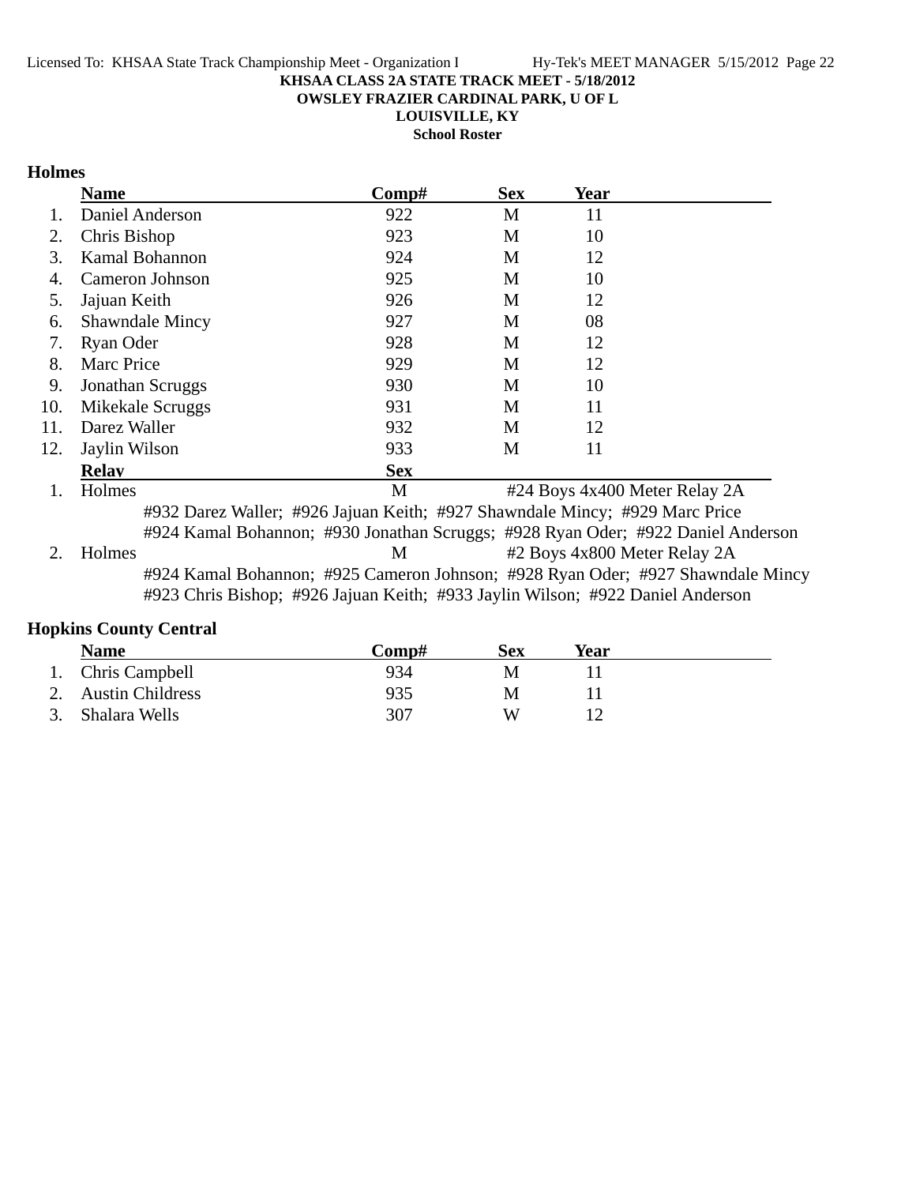**KHSAA CLASS 2A STATE TRACK MEET - 5/18/2012**
**OWSLEY FRAZIER CARDINAL PARK, U OF L**
**LOUISVILLE, KY**
**School Roster**

## Holmes

| | Name | Comp# | Sex | Year |
|---|---|---|---|---|
| 1. | Daniel Anderson | 922 | M | 11 |
| 2. | Chris Bishop | 923 | M | 10 |
| 3. | Kamal Bohannon | 924 | M | 12 |
| 4. | Cameron Johnson | 925 | M | 10 |
| 5. | Jajuan Keith | 926 | M | 12 |
| 6. | Shawndale Mincy | 927 | M | 08 |
| 7. | Ryan Oder | 928 | M | 12 |
| 8. | Marc Price | 929 | M | 12 |
| 9. | Jonathan Scruggs | 930 | M | 10 |
| 10. | Mikekale Scruggs | 931 | M | 11 |
| 11. | Darez Waller | 932 | M | 12 |
| 12. | Jaylin Wilson | 933 | M | 11 |

| | Relay | Sex | Event |
|---|---|---|---|
| 1. | Holmes | M | #24 Boys 4x400 Meter Relay 2A |
| | #932 Darez Waller; #926 Jajuan Keith; #927 Shawndale Mincy; #929 Marc Price; #924 Kamal Bohannon; #930 Jonathan Scruggs; #928 Ryan Oder; #922 Daniel Anderson | | |
| 2. | Holmes | M | #2 Boys 4x800 Meter Relay 2A |
| | #924 Kamal Bohannon; #925 Cameron Johnson; #928 Ryan Oder; #927 Shawndale Mincy; #923 Chris Bishop; #926 Jajuan Keith; #933 Jaylin Wilson; #922 Daniel Anderson | | |

## Hopkins County Central

| | Name | Comp# | Sex | Year |
|---|---|---|---|---|
| 1. | Chris Campbell | 934 | M | 11 |
| 2. | Austin Childress | 935 | M | 11 |
| 3. | Shalara Wells | 307 | W | 12 |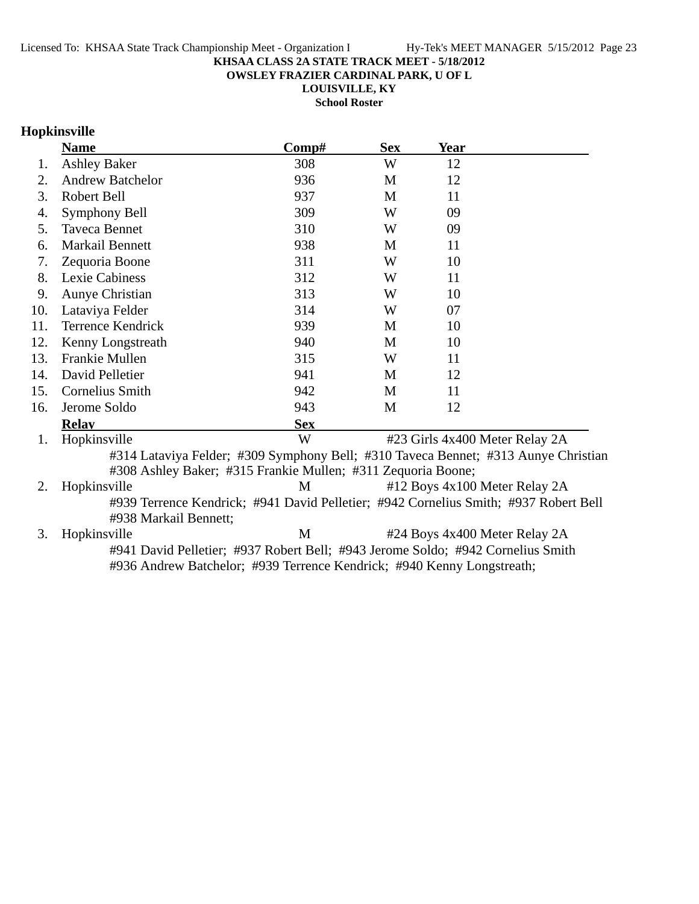**KHSAA CLASS 2A STATE TRACK MEET - 5/18/2012**

**OWSLEY FRAZIER CARDINAL PARK, U OF L**

**LOUISVILLE, KY**

**School Roster**

## Hopkinsville

| | Name | Comp# | Sex | Year |
|---|---|---|---|---|
| 1. | Ashley Baker | 308 | W | 12 |
| 2. | Andrew Batchelor | 936 | M | 12 |
| 3. | Robert Bell | 937 | M | 11 |
| 4. | Symphony Bell | 309 | W | 09 |
| 5. | Taveca Bennet | 310 | W | 09 |
| 6. | Markail Bennett | 938 | M | 11 |
| 7. | Zequoria Boone | 311 | W | 10 |
| 8. | Lexie Cabiness | 312 | W | 11 |
| 9. | Aunye Christian | 313 | W | 10 |
| 10. | Lataviya Felder | 314 | W | 07 |
| 11. | Terrence Kendrick | 939 | M | 10 |
| 12. | Kenny Longstreath | 940 | M | 10 |
| 13. | Frankie Mullen | 315 | W | 11 |
| 14. | David Pelletier | 941 | M | 12 |
| 15. | Cornelius Smith | 942 | M | 11 |
| 16. | Jerome Soldo | 943 | M | 12 |

| | Relay | Sex | Event |
|---|---|---|---|
| 1. | Hopkinsville | W | #23 Girls 4x400 Meter Relay 2A |
| | #314 Lataviya Felder; #309 Symphony Bell; #310 Taveca Bennet; #313 Aunye Christian #308 Ashley Baker; #315 Frankie Mullen; #311 Zequoria Boone; | | |
| 2. | Hopkinsville | M | #12 Boys 4x100 Meter Relay 2A |
| | #939 Terrence Kendrick; #941 David Pelletier; #942 Cornelius Smith; #937 Robert Bell #938 Markail Bennett; | | |
| 3. | Hopkinsville | M | #24 Boys 4x400 Meter Relay 2A |
| | #941 David Pelletier; #937 Robert Bell; #943 Jerome Soldo; #942 Cornelius Smith #936 Andrew Batchelor; #939 Terrence Kendrick; #940 Kenny Longstreath; | | |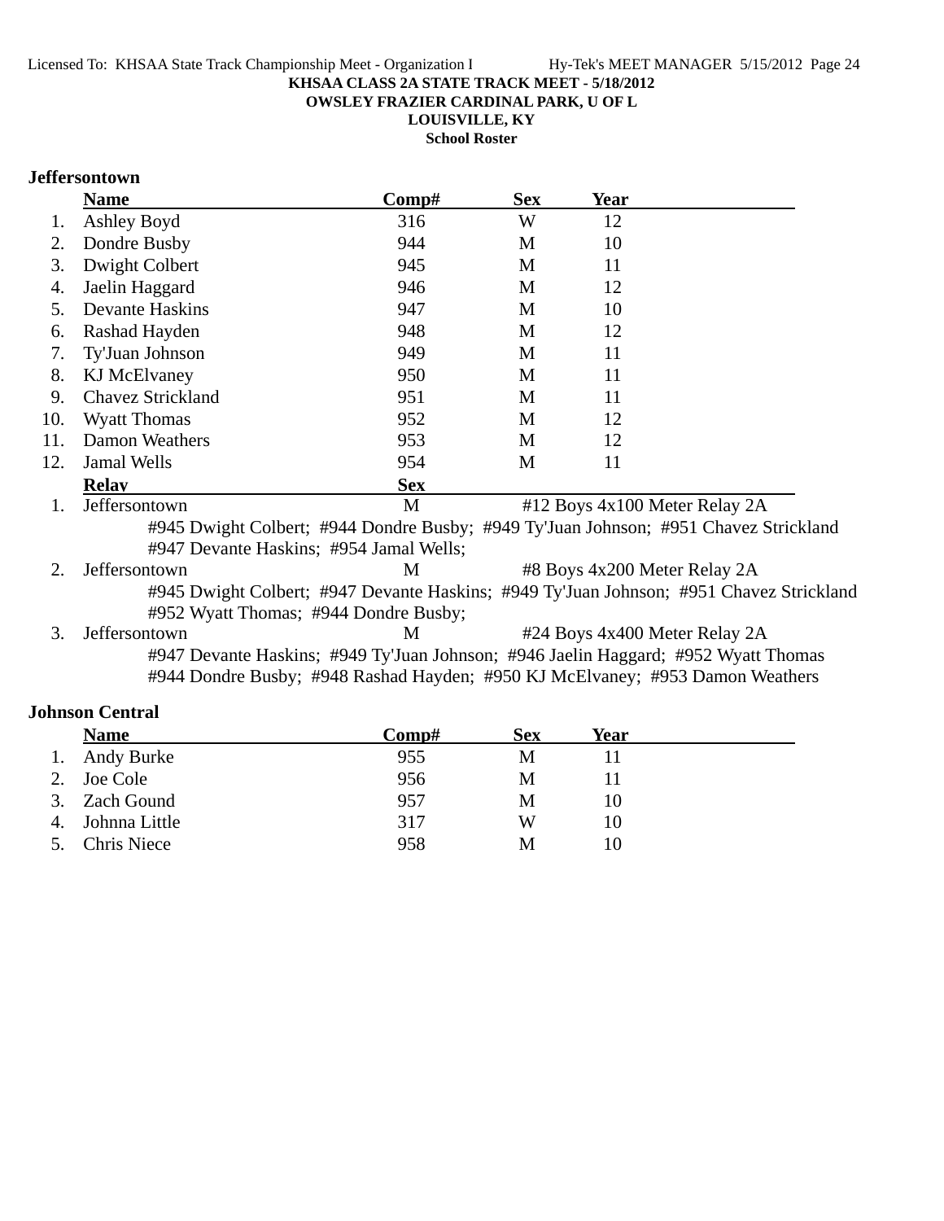**KHSAA CLASS 2A STATE TRACK MEET - 5/18/2012**
**OWSLEY FRAZIER CARDINAL PARK, U OF L**
**LOUISVILLE, KY**
**School Roster**

## Jeffersontown

| | Name | Comp# | Sex | Year |
|---|---|---|---|---|
| 1. | Ashley Boyd | 316 | W | 12 |
| 2. | Dondre Busby | 944 | M | 10 |
| 3. | Dwight Colbert | 945 | M | 11 |
| 4. | Jaelin Haggard | 946 | M | 12 |
| 5. | Devante Haskins | 947 | M | 10 |
| 6. | Rashad Hayden | 948 | M | 12 |
| 7. | Ty'Juan Johnson | 949 | M | 11 |
| 8. | KJ McElvaney | 950 | M | 11 |
| 9. | Chavez Strickland | 951 | M | 11 |
| 10. | Wyatt Thomas | 952 | M | 12 |
| 11. | Damon Weathers | 953 | M | 12 |
| 12. | Jamal Wells | 954 | M | 11 |

| | Relay | Sex | Event |
|---|---|---|---|
| 1. | Jeffersontown | M | #12 Boys 4x100 Meter Relay 2A |
| | #945 Dwight Colbert; #944 Dondre Busby; #949 Ty'Juan Johnson; #951 Chavez Strickland #947 Devante Haskins; #954 Jamal Wells; | | |
| 2. | Jeffersontown | M | #8 Boys 4x200 Meter Relay 2A |
| | #945 Dwight Colbert; #947 Devante Haskins; #949 Ty'Juan Johnson; #951 Chavez Strickland #952 Wyatt Thomas; #944 Dondre Busby; | | |
| 3. | Jeffersontown | M | #24 Boys 4x400 Meter Relay 2A |
| | #947 Devante Haskins; #949 Ty'Juan Johnson; #946 Jaelin Haggard; #952 Wyatt Thomas #944 Dondre Busby; #948 Rashad Hayden; #950 KJ McElvaney; #953 Damon Weathers | | |

## Johnson Central

| | Name | Comp# | Sex | Year |
|---|---|---|---|---|
| 1. | Andy Burke | 955 | M | 11 |
| 2. | Joe Cole | 956 | M | 11 |
| 3. | Zach Gound | 957 | M | 10 |
| 4. | Johnna Little | 317 | W | 10 |
| 5. | Chris Niece | 958 | M | 10 |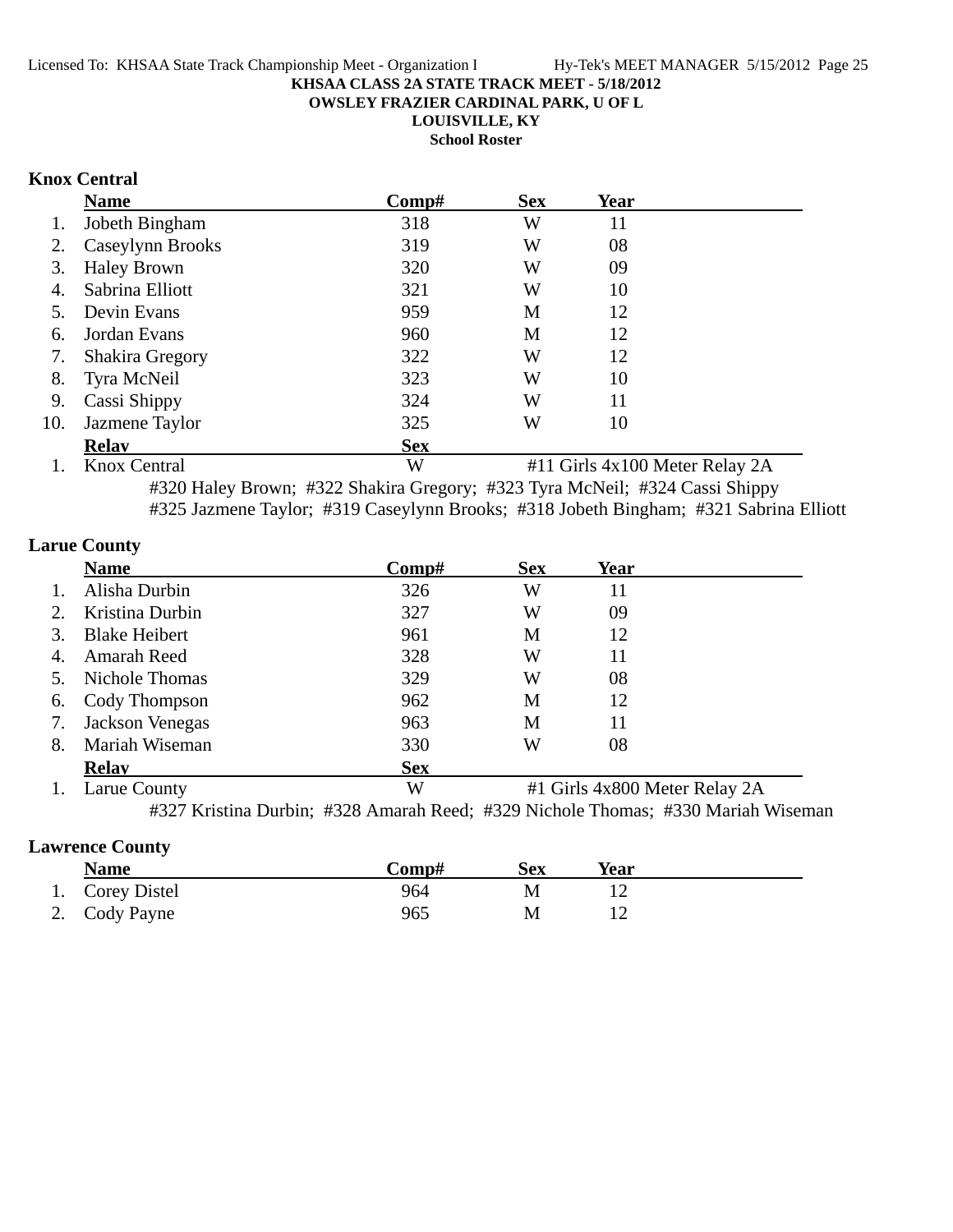**KHSAA CLASS 2A STATE TRACK MEET - 5/18/2012**
**OWSLEY FRAZIER CARDINAL PARK, U OF L**
**LOUISVILLE, KY**
**School Roster**

## Knox Central

| | Name | Comp# | Sex | Year |
|---|---|---|---|---|
| 1. | Jobeth Bingham | 318 | W | 11 |
| 2. | Caseylynn Brooks | 319 | W | 08 |
| 3. | Haley Brown | 320 | W | 09 |
| 4. | Sabrina Elliott | 321 | W | 10 |
| 5. | Devin Evans | 959 | M | 12 |
| 6. | Jordan Evans | 960 | M | 12 |
| 7. | Shakira Gregory | 322 | W | 12 |
| 8. | Tyra McNeil | 323 | W | 10 |
| 9. | Cassi Shippy | 324 | W | 11 |
| 10. | Jazmene Taylor | 325 | W | 10 |

| | Relay | Sex | |
|---|---|---|---|
| 1. | Knox Central | W | #11 Girls 4x100 Meter Relay 2A |

#320 Haley Brown; #322 Shakira Gregory; #323 Tyra McNeil; #324 Cassi Shippy
#325 Jazmene Taylor; #319 Caseylynn Brooks; #318 Jobeth Bingham; #321 Sabrina Elliott

## Larue County

| | Name | Comp# | Sex | Year |
|---|---|---|---|---|
| 1. | Alisha Durbin | 326 | W | 11 |
| 2. | Kristina Durbin | 327 | W | 09 |
| 3. | Blake Heibert | 961 | M | 12 |
| 4. | Amarah Reed | 328 | W | 11 |
| 5. | Nichole Thomas | 329 | W | 08 |
| 6. | Cody Thompson | 962 | M | 12 |
| 7. | Jackson Venegas | 963 | M | 11 |
| 8. | Mariah Wiseman | 330 | W | 08 |

| | Relay | Sex | |
|---|---|---|---|
| 1. | Larue County | W | #1 Girls 4x800 Meter Relay 2A |

#327 Kristina Durbin; #328 Amarah Reed; #329 Nichole Thomas; #330 Mariah Wiseman

## Lawrence County

| | Name | Comp# | Sex | Year |
|---|---|---|---|---|
| 1. | Corey Distel | 964 | M | 12 |
| 2. | Cody Payne | 965 | M | 12 |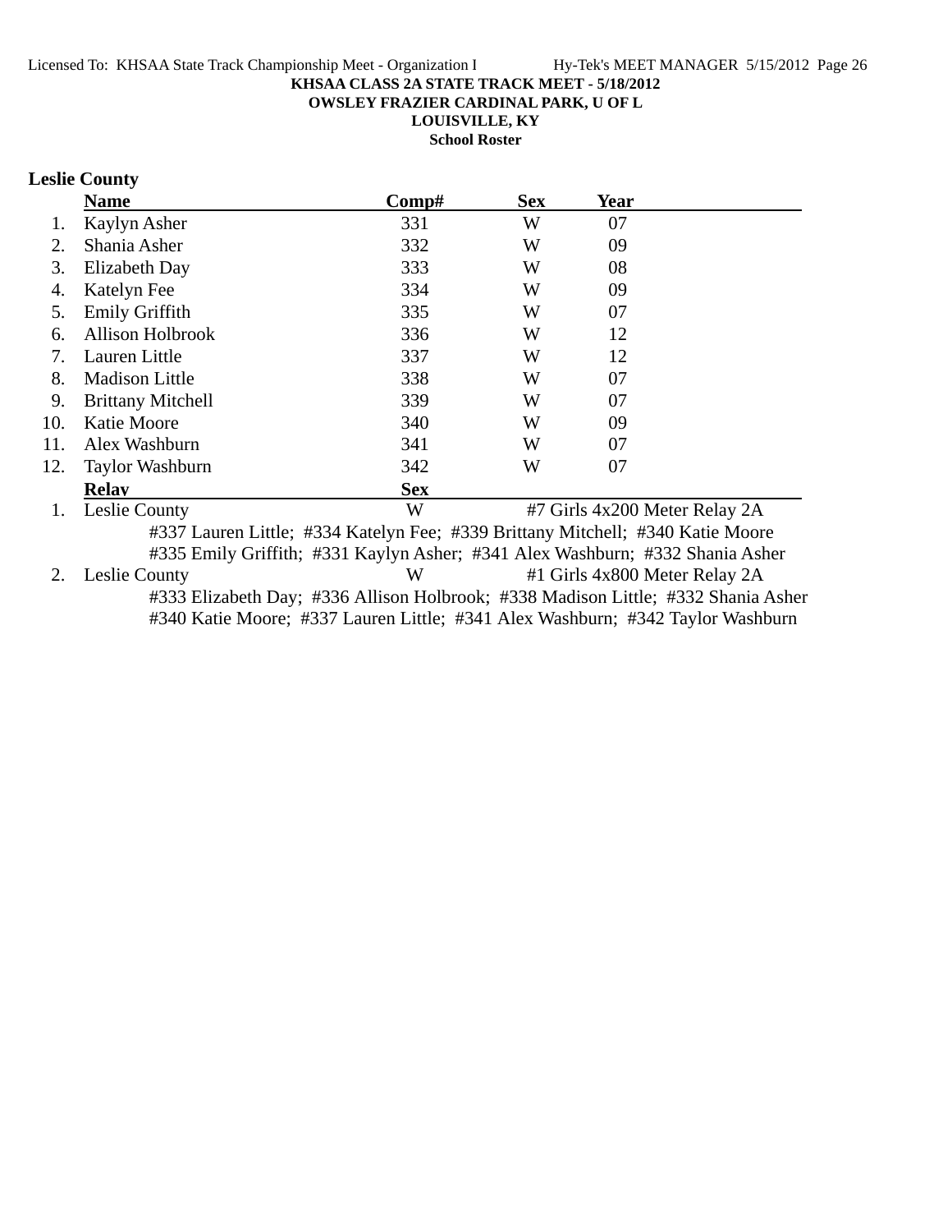**KHSAA CLASS 2A STATE TRACK MEET - 5/18/2012**
**OWSLEY FRAZIER CARDINAL PARK, U OF L**
**LOUISVILLE, KY**
**School Roster**

## Leslie County

| | Name | Comp# | Sex | Year |
|---|---|---|---|---|
| 1. | Kaylyn Asher | 331 | W | 07 |
| 2. | Shania Asher | 332 | W | 09 |
| 3. | Elizabeth Day | 333 | W | 08 |
| 4. | Katelyn Fee | 334 | W | 09 |
| 5. | Emily Griffith | 335 | W | 07 |
| 6. | Allison Holbrook | 336 | W | 12 |
| 7. | Lauren Little | 337 | W | 12 |
| 8. | Madison Little | 338 | W | 07 |
| 9. | Brittany Mitchell | 339 | W | 07 |
| 10. | Katie Moore | 340 | W | 09 |
| 11. | Alex Washburn | 341 | W | 07 |
| 12. | Taylor Washburn | 342 | W | 07 |

| | Relay | Sex | Event |
|---|---|---|---|
| 1. | Leslie County | W | #7 Girls 4x200 Meter Relay 2A |
| | #337 Lauren Little; #334 Katelyn Fee; #339 Brittany Mitchell; #340 Katie Moore; #335 Emily Griffith; #331 Kaylyn Asher; #341 Alex Washburn; #332 Shania Asher | | |
| 2. | Leslie County | W | #1 Girls 4x800 Meter Relay 2A |
| | #333 Elizabeth Day; #336 Allison Holbrook; #338 Madison Little; #332 Shania Asher; #340 Katie Moore; #337 Lauren Little; #341 Alex Washburn; #342 Taylor Washburn | | |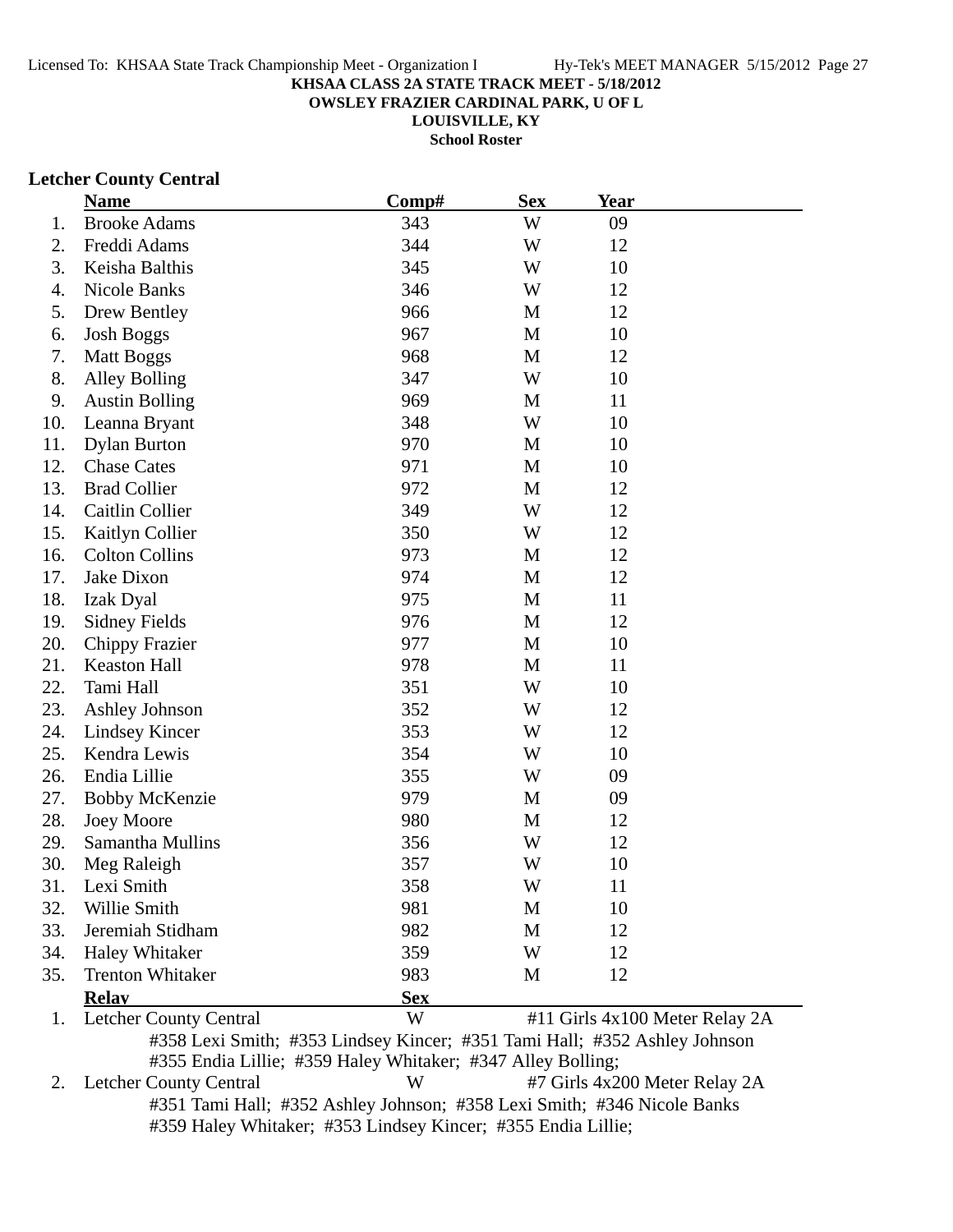**KHSAA CLASS 2A STATE TRACK MEET - 5/18/2012**
**OWSLEY FRAZIER CARDINAL PARK, U OF L**
**LOUISVILLE, KY**
**School Roster**

## Letcher County Central

| | Name | Comp# | Sex | Year |
|---|---|---|---|---|
| 1. | Brooke Adams | 343 | W | 09 |
| 2. | Freddi Adams | 344 | W | 12 |
| 3. | Keisha Balthis | 345 | W | 10 |
| 4. | Nicole Banks | 346 | W | 12 |
| 5. | Drew Bentley | 966 | M | 12 |
| 6. | Josh Boggs | 967 | M | 10 |
| 7. | Matt Boggs | 968 | M | 12 |
| 8. | Alley Bolling | 347 | W | 10 |
| 9. | Austin Bolling | 969 | M | 11 |
| 10. | Leanna Bryant | 348 | W | 10 |
| 11. | Dylan Burton | 970 | M | 10 |
| 12. | Chase Cates | 971 | M | 10 |
| 13. | Brad Collier | 972 | M | 12 |
| 14. | Caitlin Collier | 349 | W | 12 |
| 15. | Kaitlyn Collier | 350 | W | 12 |
| 16. | Colton Collins | 973 | M | 12 |
| 17. | Jake Dixon | 974 | M | 12 |
| 18. | Izak Dyal | 975 | M | 11 |
| 19. | Sidney Fields | 976 | M | 12 |
| 20. | Chippy Frazier | 977 | M | 10 |
| 21. | Keaston Hall | 978 | M | 11 |
| 22. | Tami Hall | 351 | W | 10 |
| 23. | Ashley Johnson | 352 | W | 12 |
| 24. | Lindsey Kincer | 353 | W | 12 |
| 25. | Kendra Lewis | 354 | W | 10 |
| 26. | Endia Lillie | 355 | W | 09 |
| 27. | Bobby McKenzie | 979 | M | 09 |
| 28. | Joey Moore | 980 | M | 12 |
| 29. | Samantha Mullins | 356 | W | 12 |
| 30. | Meg Raleigh | 357 | W | 10 |
| 31. | Lexi Smith | 358 | W | 11 |
| 32. | Willie Smith | 981 | M | 10 |
| 33. | Jeremiah Stidham | 982 | M | 12 |
| 34. | Haley Whitaker | 359 | W | 12 |
| 35. | Trenton Whitaker | 983 | M | 12 |

| | Relay | Sex | |
|---|---|---|---|
| 1. | Letcher County Central | W | #11 Girls 4x100 Meter Relay 2A |
| | #358 Lexi Smith; #353 Lindsey Kincer; #351 Tami Hall; #352 Ashley Johnson<br>#355 Endia Lillie; #359 Haley Whitaker; #347 Alley Bolling; | | |
| 2. | Letcher County Central | W | #7 Girls 4x200 Meter Relay 2A |
| | #351 Tami Hall; #352 Ashley Johnson; #358 Lexi Smith; #346 Nicole Banks<br>#359 Haley Whitaker; #353 Lindsey Kincer; #355 Endia Lillie; | | |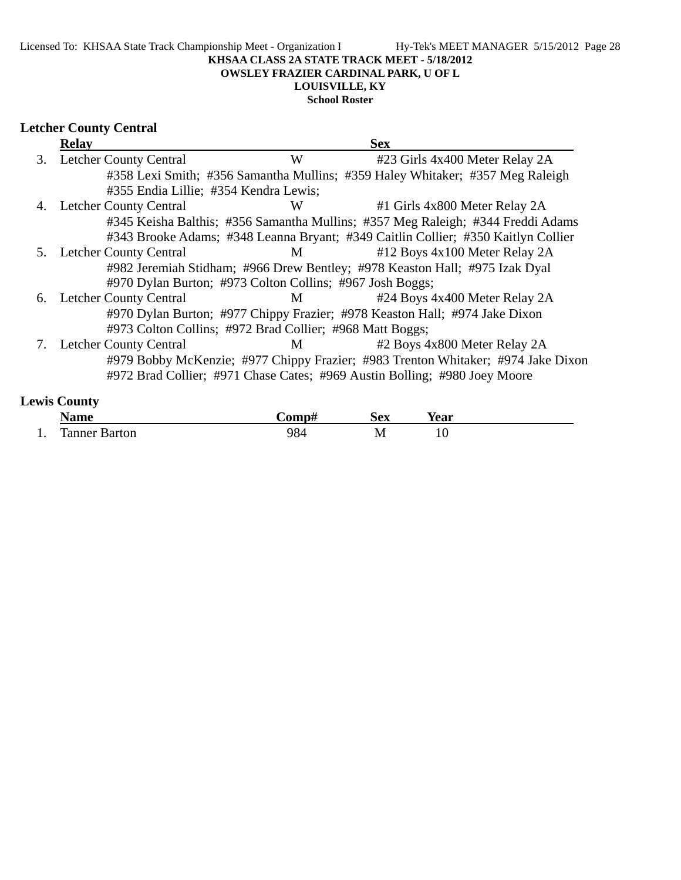**KHSAA CLASS 2A STATE TRACK MEET - 5/18/2012**
**OWSLEY FRAZIER CARDINAL PARK, U OF L**
**LOUISVILLE, KY**
**School Roster**

## Letcher County Central

| | Relay | Sex | |
|---|---|---|---|
| 3. | Letcher County Central | W | #23 Girls 4x400 Meter Relay 2A |
| | #358 Lexi Smith; #356 Samantha Mullins; #359 Haley Whitaker; #357 Meg Raleigh<br>#355 Endia Lillie; #354 Kendra Lewis; | | |
| 4. | Letcher County Central | W | #1 Girls 4x800 Meter Relay 2A |
| | #345 Keisha Balthis; #356 Samantha Mullins; #357 Meg Raleigh; #344 Freddi Adams<br>#343 Brooke Adams; #348 Leanna Bryant; #349 Caitlin Collier; #350 Kaitlyn Collier | | |
| 5. | Letcher County Central | M | #12 Boys 4x100 Meter Relay 2A |
| | #982 Jeremiah Stidham; #966 Drew Bentley; #978 Keaston Hall; #975 Izak Dyal<br>#970 Dylan Burton; #973 Colton Collins; #967 Josh Boggs; | | |
| 6. | Letcher County Central | M | #24 Boys 4x400 Meter Relay 2A |
| | #970 Dylan Burton; #977 Chippy Frazier; #978 Keaston Hall; #974 Jake Dixon<br>#973 Colton Collins; #972 Brad Collier; #968 Matt Boggs; | | |
| 7. | Letcher County Central | M | #2 Boys 4x800 Meter Relay 2A |
| | #979 Bobby McKenzie; #977 Chippy Frazier; #983 Trenton Whitaker; #974 Jake Dixon<br>#972 Brad Collier; #971 Chase Cates; #969 Austin Bolling; #980 Joey Moore | | |

## Lewis County

| | Name | Comp# | Sex | Year |
|---|---|---|---|---|
| 1. | Tanner Barton | 984 | M | 10 |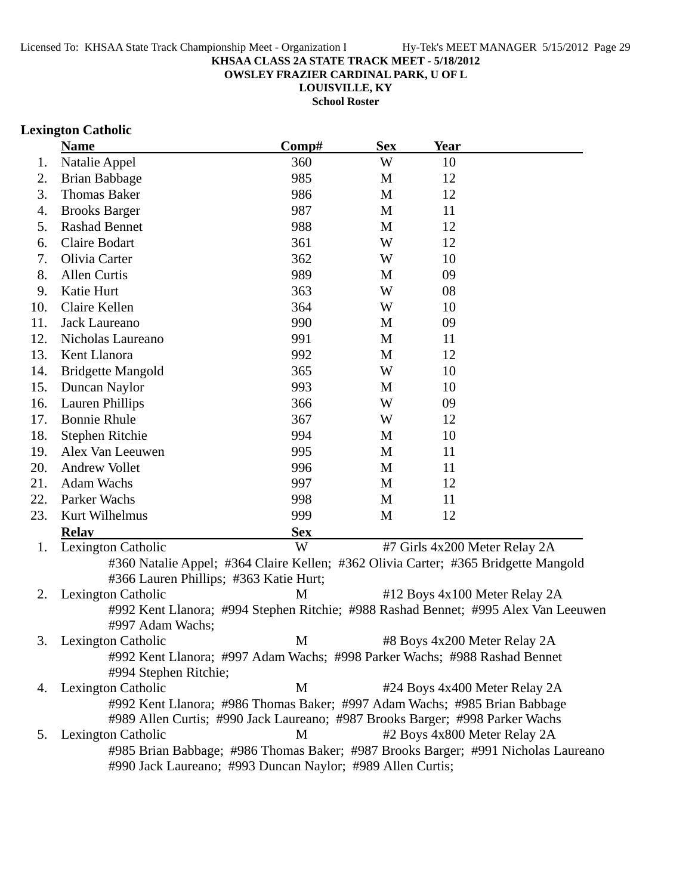**KHSAA CLASS 2A STATE TRACK MEET - 5/18/2012**
**OWSLEY FRAZIER CARDINAL PARK, U OF L**
**LOUISVILLE, KY**
**School Roster**

## Lexington Catholic

| | Name | Comp# | Sex | Year |
|---|---|---|---|---|
| 1. | Natalie Appel | 360 | W | 10 |
| 2. | Brian Babbage | 985 | M | 12 |
| 3. | Thomas Baker | 986 | M | 12 |
| 4. | Brooks Barger | 987 | M | 11 |
| 5. | Rashad Bennet | 988 | M | 12 |
| 6. | Claire Bodart | 361 | W | 12 |
| 7. | Olivia Carter | 362 | W | 10 |
| 8. | Allen Curtis | 989 | M | 09 |
| 9. | Katie Hurt | 363 | W | 08 |
| 10. | Claire Kellen | 364 | W | 10 |
| 11. | Jack Laureano | 990 | M | 09 |
| 12. | Nicholas Laureano | 991 | M | 11 |
| 13. | Kent Llanora | 992 | M | 12 |
| 14. | Bridgette Mangold | 365 | W | 10 |
| 15. | Duncan Naylor | 993 | M | 10 |
| 16. | Lauren Phillips | 366 | W | 09 |
| 17. | Bonnie Rhule | 367 | W | 12 |
| 18. | Stephen Ritchie | 994 | M | 10 |
| 19. | Alex Van Leeuwen | 995 | M | 11 |
| 20. | Andrew Vollet | 996 | M | 11 |
| 21. | Adam Wachs | 997 | M | 12 |
| 22. | Parker Wachs | 998 | M | 11 |
| 23. | Kurt Wilhelmus | 999 | M | 12 |

| | Relay | Sex | Event |
|---|---|---|---|
| 1. | Lexington Catholic | W | #7 Girls 4x200 Meter Relay 2A |
| | #360 Natalie Appel; #364 Claire Kellen; #362 Olivia Carter; #365 Bridgette Mangold #366 Lauren Phillips; #363 Katie Hurt; | | |
| 2. | Lexington Catholic | M | #12 Boys 4x100 Meter Relay 2A |
| | #992 Kent Llanora; #994 Stephen Ritchie; #988 Rashad Bennet; #995 Alex Van Leeuwen #997 Adam Wachs; | | |
| 3. | Lexington Catholic | M | #8 Boys 4x200 Meter Relay 2A |
| | #992 Kent Llanora; #997 Adam Wachs; #998 Parker Wachs; #988 Rashad Bennet #994 Stephen Ritchie; | | |
| 4. | Lexington Catholic | M | #24 Boys 4x400 Meter Relay 2A |
| | #992 Kent Llanora; #986 Thomas Baker; #997 Adam Wachs; #985 Brian Babbage #989 Allen Curtis; #990 Jack Laureano; #987 Brooks Barger; #998 Parker Wachs | | |
| 5. | Lexington Catholic | M | #2 Boys 4x800 Meter Relay 2A |
| | #985 Brian Babbage; #986 Thomas Baker; #987 Brooks Barger; #991 Nicholas Laureano #990 Jack Laureano; #993 Duncan Naylor; #989 Allen Curtis; | | |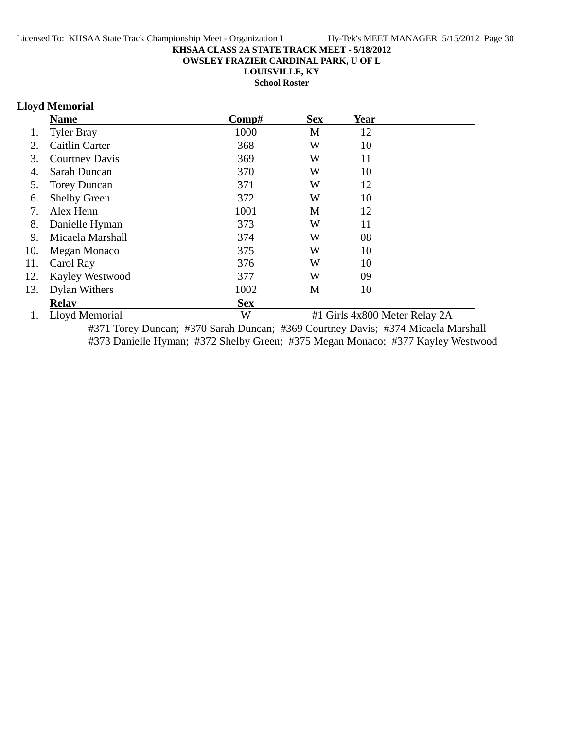**KHSAA CLASS 2A STATE TRACK MEET - 5/18/2012**

**OWSLEY FRAZIER CARDINAL PARK, U OF L**

**LOUISVILLE, KY**

**School Roster**

## Lloyd Memorial

| | Name | Comp# | Sex | Year |
|---|---|---|---|---|
| 1. | Tyler Bray | 1000 | M | 12 |
| 2. | Caitlin Carter | 368 | W | 10 |
| 3. | Courtney Davis | 369 | W | 11 |
| 4. | Sarah Duncan | 370 | W | 10 |
| 5. | Torey Duncan | 371 | W | 12 |
| 6. | Shelby Green | 372 | W | 10 |
| 7. | Alex Henn | 1001 | M | 12 |
| 8. | Danielle Hyman | 373 | W | 11 |
| 9. | Micaela Marshall | 374 | W | 08 |
| 10. | Megan Monaco | 375 | W | 10 |
| 11. | Carol Ray | 376 | W | 10 |
| 12. | Kayley Westwood | 377 | W | 09 |
| 13. | Dylan Withers | 1002 | M | 10 |

| | Relay | Sex | |
|---|---|---|---|
| 1. | Lloyd Memorial | W | #1 Girls 4x800 Meter Relay 2A |

#371 Torey Duncan; #370 Sarah Duncan; #369 Courtney Davis; #374 Micaela Marshall
#373 Danielle Hyman; #372 Shelby Green; #375 Megan Monaco; #377 Kayley Westwood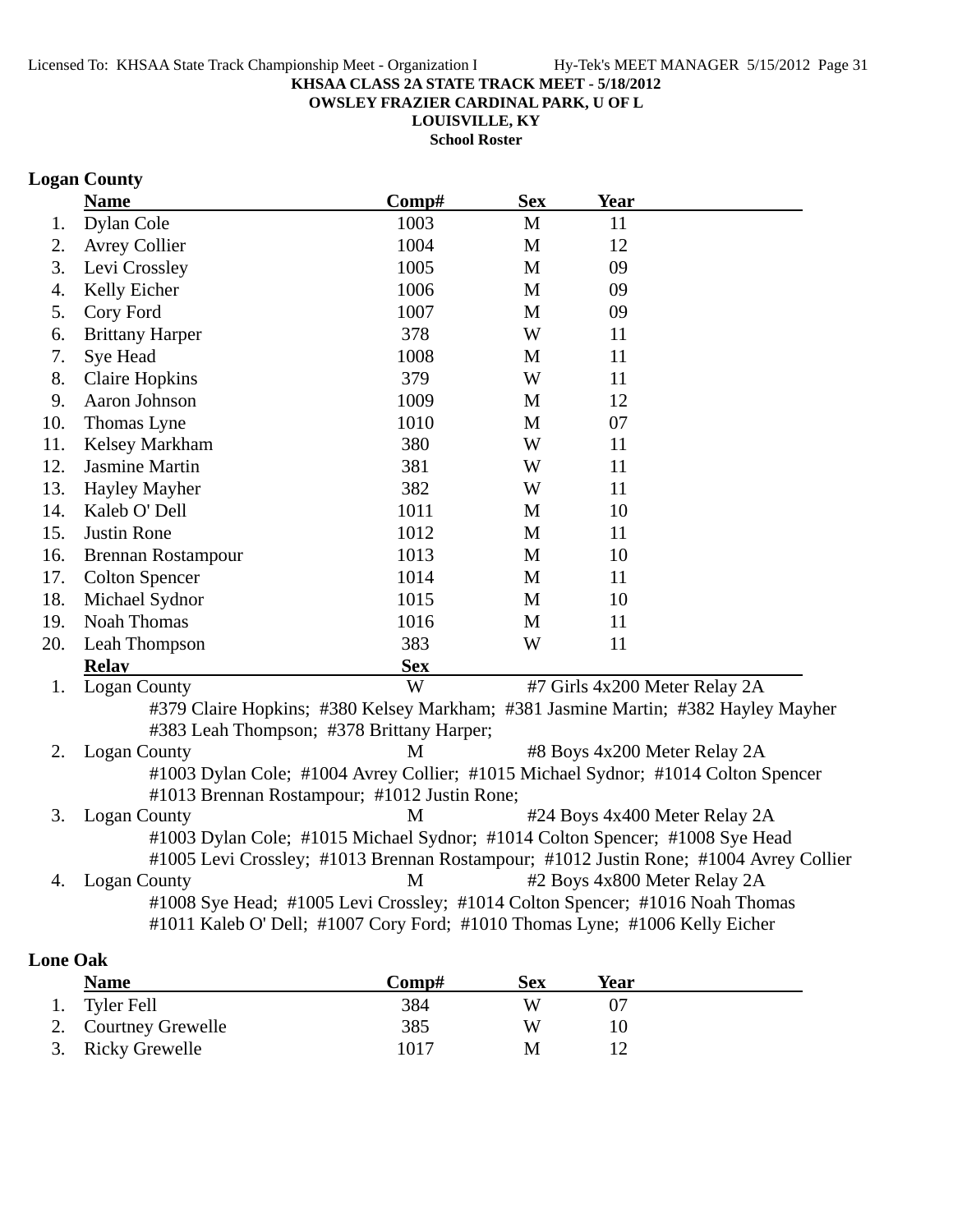**KHSAA CLASS 2A STATE TRACK MEET - 5/18/2012**
**OWSLEY FRAZIER CARDINAL PARK, U OF L**
**LOUISVILLE, KY**
**School Roster**

## Logan County

| | Name | Comp# | Sex | Year |
|---|---|---|---|---|
| 1. | Dylan Cole | 1003 | M | 11 |
| 2. | Avrey Collier | 1004 | M | 12 |
| 3. | Levi Crossley | 1005 | M | 09 |
| 4. | Kelly Eicher | 1006 | M | 09 |
| 5. | Cory Ford | 1007 | M | 09 |
| 6. | Brittany Harper | 378 | W | 11 |
| 7. | Sye Head | 1008 | M | 11 |
| 8. | Claire Hopkins | 379 | W | 11 |
| 9. | Aaron Johnson | 1009 | M | 12 |
| 10. | Thomas Lyne | 1010 | M | 07 |
| 11. | Kelsey Markham | 380 | W | 11 |
| 12. | Jasmine Martin | 381 | W | 11 |
| 13. | Hayley Mayher | 382 | W | 11 |
| 14. | Kaleb O' Dell | 1011 | M | 10 |
| 15. | Justin Rone | 1012 | M | 11 |
| 16. | Brennan Rostampour | 1013 | M | 10 |
| 17. | Colton Spencer | 1014 | M | 11 |
| 18. | Michael Sydnor | 1015 | M | 10 |
| 19. | Noah Thomas | 1016 | M | 11 |
| 20. | Leah Thompson | 383 | W | 11 |

| | Relay | Sex | Event |
|---|---|---|---|
| 1. | Logan County | W | #7 Girls 4x200 Meter Relay 2A |
| | #379 Claire Hopkins; #380 Kelsey Markham; #381 Jasmine Martin; #382 Hayley Mayher; #383 Leah Thompson; #378 Brittany Harper; | | |
| 2. | Logan County | M | #8 Boys 4x200 Meter Relay 2A |
| | #1003 Dylan Cole; #1004 Avrey Collier; #1015 Michael Sydnor; #1014 Colton Spencer; #1013 Brennan Rostampour; #1012 Justin Rone; | | |
| 3. | Logan County | M | #24 Boys 4x400 Meter Relay 2A |
| | #1003 Dylan Cole; #1015 Michael Sydnor; #1014 Colton Spencer; #1008 Sye Head; #1005 Levi Crossley; #1013 Brennan Rostampour; #1012 Justin Rone; #1004 Avrey Collier | | |
| 4. | Logan County | M | #2 Boys 4x800 Meter Relay 2A |
| | #1008 Sye Head; #1005 Levi Crossley; #1014 Colton Spencer; #1016 Noah Thomas; #1011 Kaleb O' Dell; #1007 Cory Ford; #1010 Thomas Lyne; #1006 Kelly Eicher | | |

## Lone Oak

| | Name | Comp# | Sex | Year |
|---|---|---|---|---|
| 1. | Tyler Fell | 384 | W | 07 |
| 2. | Courtney Grewelle | 385 | W | 10 |
| 3. | Ricky Grewelle | 1017 | M | 12 |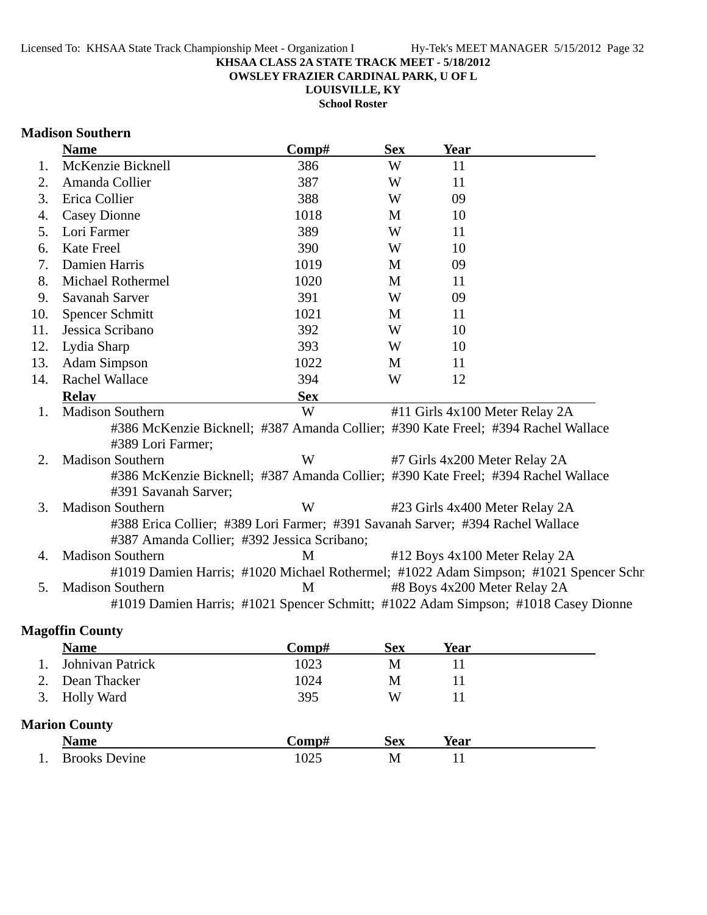KHSAA CLASS 2A STATE TRACK MEET - 5/18/2012
OWSLEY FRAZIER CARDINAL PARK, U OF L
LOUISVILLE, KY
School Roster

## Madison Southern

| | Name | Comp# | Sex | Year |
|---|---|---|---|---|
| 1. | McKenzie Bicknell | 386 | W | 11 |
| 2. | Amanda Collier | 387 | W | 11 |
| 3. | Erica Collier | 388 | W | 09 |
| 4. | Casey Dionne | 1018 | M | 10 |
| 5. | Lori Farmer | 389 | W | 11 |
| 6. | Kate Freel | 390 | W | 10 |
| 7. | Damien Harris | 1019 | M | 09 |
| 8. | Michael Rothermel | 1020 | M | 11 |
| 9. | Savanah Sarver | 391 | W | 09 |
| 10. | Spencer Schmitt | 1021 | M | 11 |
| 11. | Jessica Scribano | 392 | W | 10 |
| 12. | Lydia Sharp | 393 | W | 10 |
| 13. | Adam Simpson | 1022 | M | 11 |
| 14. | Rachel Wallace | 394 | W | 12 |

| | Relay | Sex | Event |
|---|---|---|---|
| 1. | Madison Southern | W | #11 Girls 4x100 Meter Relay 2A |
| | #386 McKenzie Bicknell; #387 Amanda Collier; #390 Kate Freel; #394 Rachel Wallace #389 Lori Farmer; | | |
| 2. | Madison Southern | W | #7 Girls 4x200 Meter Relay 2A |
| | #386 McKenzie Bicknell; #387 Amanda Collier; #390 Kate Freel; #394 Rachel Wallace #391 Savanah Sarver; | | |
| 3. | Madison Southern | W | #23 Girls 4x400 Meter Relay 2A |
| | #388 Erica Collier; #389 Lori Farmer; #391 Savanah Sarver; #394 Rachel Wallace #387 Amanda Collier; #392 Jessica Scribano; | | |
| 4. | Madison Southern | M | #12 Boys 4x100 Meter Relay 2A |
| | #1019 Damien Harris; #1020 Michael Rothermel; #1022 Adam Simpson; #1021 Spencer Schr | | |
| 5. | Madison Southern | M | #8 Boys 4x200 Meter Relay 2A |
| | #1019 Damien Harris; #1021 Spencer Schmitt; #1022 Adam Simpson; #1018 Casey Dionne | | |

## Magoffin County

| | Name | Comp# | Sex | Year |
|---|---|---|---|---|
| 1. | Johnivan Patrick | 1023 | M | 11 |
| 2. | Dean Thacker | 1024 | M | 11 |
| 3. | Holly Ward | 395 | W | 11 |

## Marion County

| | Name | Comp# | Sex | Year |
|---|---|---|---|---|
| 1. | Brooks Devine | 1025 | M | 11 |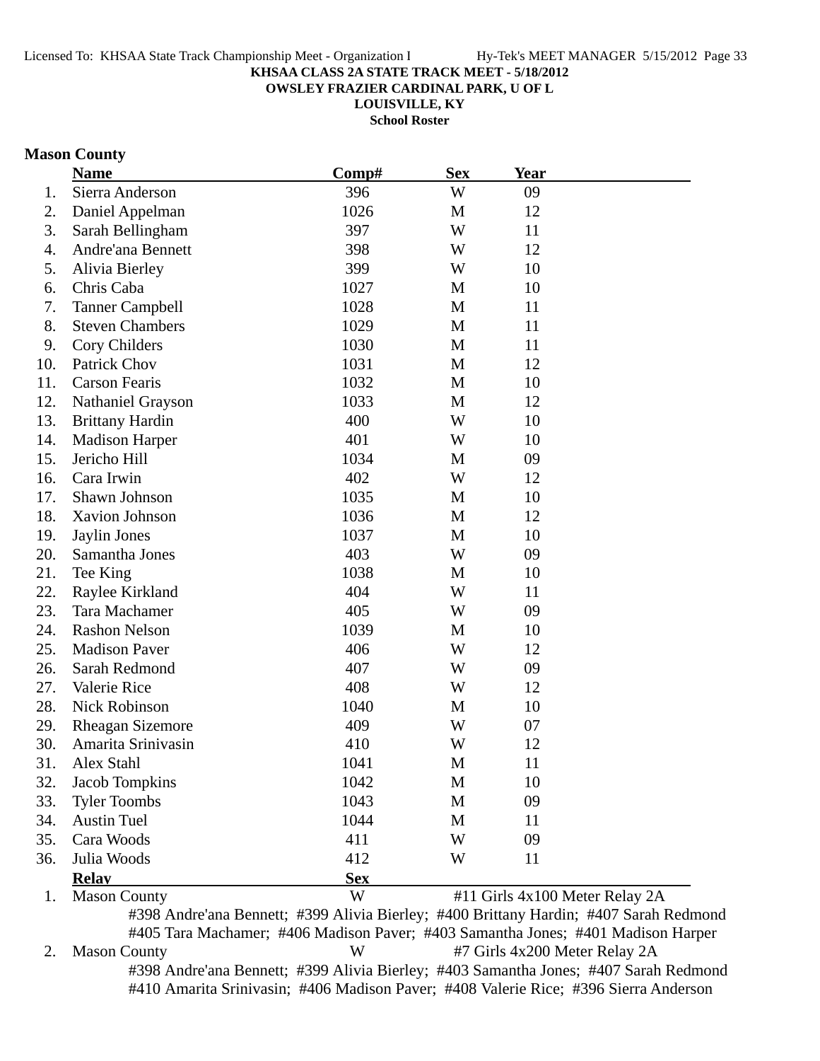**KHSAA CLASS 2A STATE TRACK MEET - 5/18/2012**
**OWSLEY FRAZIER CARDINAL PARK, U OF L**
**LOUISVILLE, KY**
**School Roster**

## Mason County

| | Name | Comp# | Sex | Year |
|---|---|---|---|---|
| 1. | Sierra Anderson | 396 | W | 09 |
| 2. | Daniel Appelman | 1026 | M | 12 |
| 3. | Sarah Bellingham | 397 | W | 11 |
| 4. | Andre'ana Bennett | 398 | W | 12 |
| 5. | Alivia Bierley | 399 | W | 10 |
| 6. | Chris Caba | 1027 | M | 10 |
| 7. | Tanner Campbell | 1028 | M | 11 |
| 8. | Steven Chambers | 1029 | M | 11 |
| 9. | Cory Childers | 1030 | M | 11 |
| 10. | Patrick Chov | 1031 | M | 12 |
| 11. | Carson Fearis | 1032 | M | 10 |
| 12. | Nathaniel Grayson | 1033 | M | 12 |
| 13. | Brittany Hardin | 400 | W | 10 |
| 14. | Madison Harper | 401 | W | 10 |
| 15. | Jericho Hill | 1034 | M | 09 |
| 16. | Cara Irwin | 402 | W | 12 |
| 17. | Shawn Johnson | 1035 | M | 10 |
| 18. | Xavion Johnson | 1036 | M | 12 |
| 19. | Jaylin Jones | 1037 | M | 10 |
| 20. | Samantha Jones | 403 | W | 09 |
| 21. | Tee King | 1038 | M | 10 |
| 22. | Raylee Kirkland | 404 | W | 11 |
| 23. | Tara Machamer | 405 | W | 09 |
| 24. | Rashon Nelson | 1039 | M | 10 |
| 25. | Madison Paver | 406 | W | 12 |
| 26. | Sarah Redmond | 407 | W | 09 |
| 27. | Valerie Rice | 408 | W | 12 |
| 28. | Nick Robinson | 1040 | M | 10 |
| 29. | Rheagan Sizemore | 409 | W | 07 |
| 30. | Amarita Srinivasin | 410 | W | 12 |
| 31. | Alex Stahl | 1041 | M | 11 |
| 32. | Jacob Tompkins | 1042 | M | 10 |
| 33. | Tyler Toombs | 1043 | M | 09 |
| 34. | Austin Tuel | 1044 | M | 11 |
| 35. | Cara Woods | 411 | W | 09 |
| 36. | Julia Woods | 412 | W | 11 |

| | Relay | Sex | Event |
|---|---|---|---|
| 1. | Mason County | W | #11 Girls 4x100 Meter Relay 2A |

#398 Andre'ana Bennett; #399 Alivia Bierley; #400 Brittany Hardin; #407 Sarah Redmond
#405 Tara Machamer; #406 Madison Paver; #403 Samantha Jones; #401 Madison Harper

| | Relay | Sex | Event |
|---|---|---|---|
| 2. | Mason County | W | #7 Girls 4x200 Meter Relay 2A |

#398 Andre'ana Bennett; #399 Alivia Bierley; #403 Samantha Jones; #407 Sarah Redmond
#410 Amarita Srinivasin; #406 Madison Paver; #408 Valerie Rice; #396 Sierra Anderson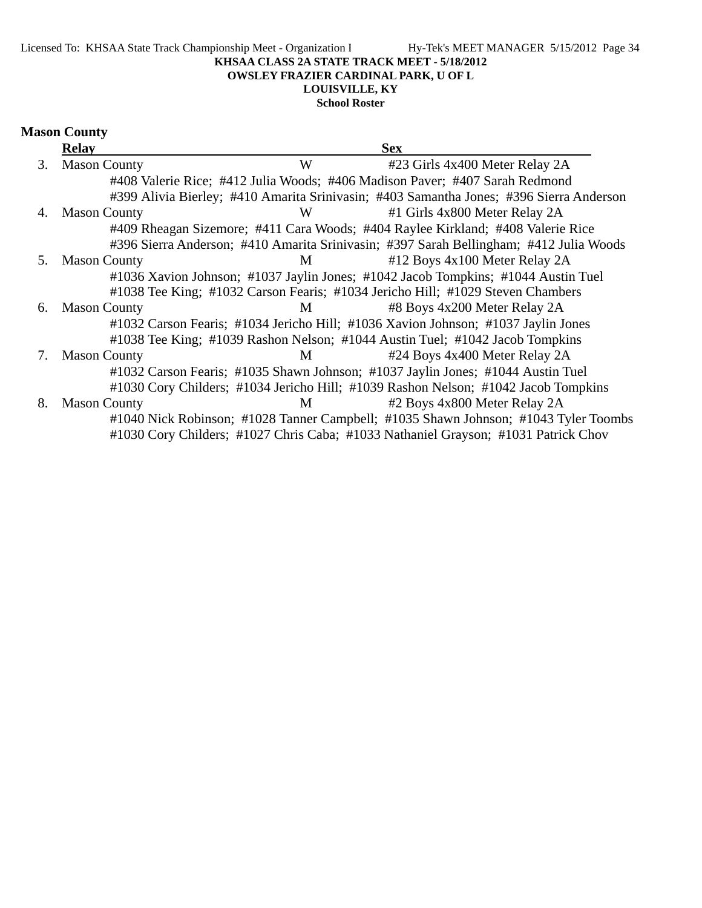**KHSAA CLASS 2A STATE TRACK MEET - 5/18/2012**
**OWSLEY FRAZIER CARDINAL PARK, U OF L**
**LOUISVILLE, KY**
**School Roster**

## Mason County

| | Relay | Sex | |
|---|---|---|---|
| 3. | Mason County | W | #23 Girls 4x400 Meter Relay 2A |
| | #408 Valerie Rice; #412 Julia Woods; #406 Madison Paver; #407 Sarah Redmond<br>#399 Alivia Bierley; #410 Amarita Srinivasin; #403 Samantha Jones; #396 Sierra Anderson | | |
| 4. | Mason County | W | #1 Girls 4x800 Meter Relay 2A |
| | #409 Rheagan Sizemore; #411 Cara Woods; #404 Raylee Kirkland; #408 Valerie Rice<br>#396 Sierra Anderson; #410 Amarita Srinivasin; #397 Sarah Bellingham; #412 Julia Woods | | |
| 5. | Mason County | M | #12 Boys 4x100 Meter Relay 2A |
| | #1036 Xavion Johnson; #1037 Jaylin Jones; #1042 Jacob Tompkins; #1044 Austin Tuel<br>#1038 Tee King; #1032 Carson Fearis; #1034 Jericho Hill; #1029 Steven Chambers | | |
| 6. | Mason County | M | #8 Boys 4x200 Meter Relay 2A |
| | #1032 Carson Fearis; #1034 Jericho Hill; #1036 Xavion Johnson; #1037 Jaylin Jones<br>#1038 Tee King; #1039 Rashon Nelson; #1044 Austin Tuel; #1042 Jacob Tompkins | | |
| 7. | Mason County | M | #24 Boys 4x400 Meter Relay 2A |
| | #1032 Carson Fearis; #1035 Shawn Johnson; #1037 Jaylin Jones; #1044 Austin Tuel<br>#1030 Cory Childers; #1034 Jericho Hill; #1039 Rashon Nelson; #1042 Jacob Tompkins | | |
| 8. | Mason County | M | #2 Boys 4x800 Meter Relay 2A |
| | #1040 Nick Robinson; #1028 Tanner Campbell; #1035 Shawn Johnson; #1043 Tyler Toombs<br>#1030 Cory Childers; #1027 Chris Caba; #1033 Nathaniel Grayson; #1031 Patrick Chov | | |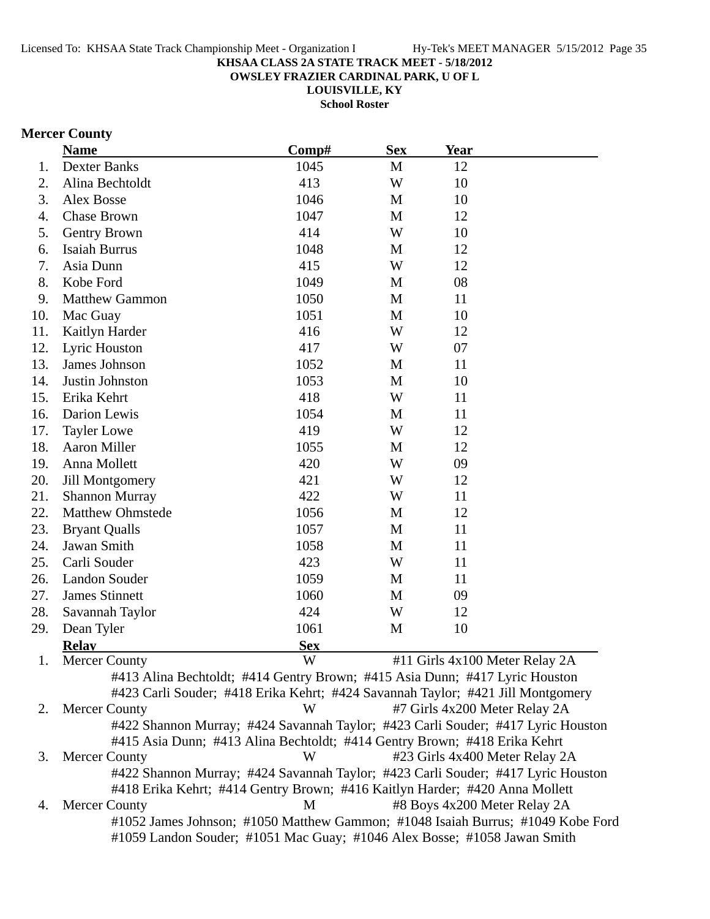Licensed To: KHSAA State Track Championship Meet - Organization I Hy-Tek's MEET MANAGER 5/15/2012 Page 35

**KHSAA CLASS 2A STATE TRACK MEET - 5/18/2012**
**OWSLEY FRAZIER CARDINAL PARK, U OF L**
**LOUISVILLE, KY**
**School Roster**

## Mercer County

| | Name | Comp# | Sex | Year |
|---|---|---|---|---|
| 1. | Dexter Banks | 1045 | M | 12 |
| 2. | Alina Bechtoldt | 413 | W | 10 |
| 3. | Alex Bosse | 1046 | M | 10 |
| 4. | Chase Brown | 1047 | M | 12 |
| 5. | Gentry Brown | 414 | W | 10 |
| 6. | Isaiah Burrus | 1048 | M | 12 |
| 7. | Asia Dunn | 415 | W | 12 |
| 8. | Kobe Ford | 1049 | M | 08 |
| 9. | Matthew Gammon | 1050 | M | 11 |
| 10. | Mac Guay | 1051 | M | 10 |
| 11. | Kaitlyn Harder | 416 | W | 12 |
| 12. | Lyric Houston | 417 | W | 07 |
| 13. | James Johnson | 1052 | M | 11 |
| 14. | Justin Johnston | 1053 | M | 10 |
| 15. | Erika Kehrt | 418 | W | 11 |
| 16. | Darion Lewis | 1054 | M | 11 |
| 17. | Tayler Lowe | 419 | W | 12 |
| 18. | Aaron Miller | 1055 | M | 12 |
| 19. | Anna Mollett | 420 | W | 09 |
| 20. | Jill Montgomery | 421 | W | 12 |
| 21. | Shannon Murray | 422 | W | 11 |
| 22. | Matthew Ohmstede | 1056 | M | 12 |
| 23. | Bryant Qualls | 1057 | M | 11 |
| 24. | Jawan Smith | 1058 | M | 11 |
| 25. | Carli Souder | 423 | W | 11 |
| 26. | Landon Souder | 1059 | M | 11 |
| 27. | James Stinnett | 1060 | M | 09 |
| 28. | Savannah Taylor | 424 | W | 12 |
| 29. | Dean Tyler | 1061 | M | 10 |

| | Relay | Sex | Event |
|---|---|---|---|
| 1. | Mercer County | W | #11 Girls 4x100 Meter Relay 2A |
| | #413 Alina Bechtoldt; #414 Gentry Brown; #415 Asia Dunn; #417 Lyric Houston #423 Carli Souder; #418 Erika Kehrt; #424 Savannah Taylor; #421 Jill Montgomery | | |
| 2. | Mercer County | W | #7 Girls 4x200 Meter Relay 2A |
| | #422 Shannon Murray; #424 Savannah Taylor; #423 Carli Souder; #417 Lyric Houston #415 Asia Dunn; #413 Alina Bechtoldt; #414 Gentry Brown; #418 Erika Kehrt | | |
| 3. | Mercer County | W | #23 Girls 4x400 Meter Relay 2A |
| | #422 Shannon Murray; #424 Savannah Taylor; #423 Carli Souder; #417 Lyric Houston #418 Erika Kehrt; #414 Gentry Brown; #416 Kaitlyn Harder; #420 Anna Mollett | | |
| 4. | Mercer County | M | #8 Boys 4x200 Meter Relay 2A |
| | #1052 James Johnson; #1050 Matthew Gammon; #1048 Isaiah Burrus; #1049 Kobe Ford #1059 Landon Souder; #1051 Mac Guay; #1046 Alex Bosse; #1058 Jawan Smith | | |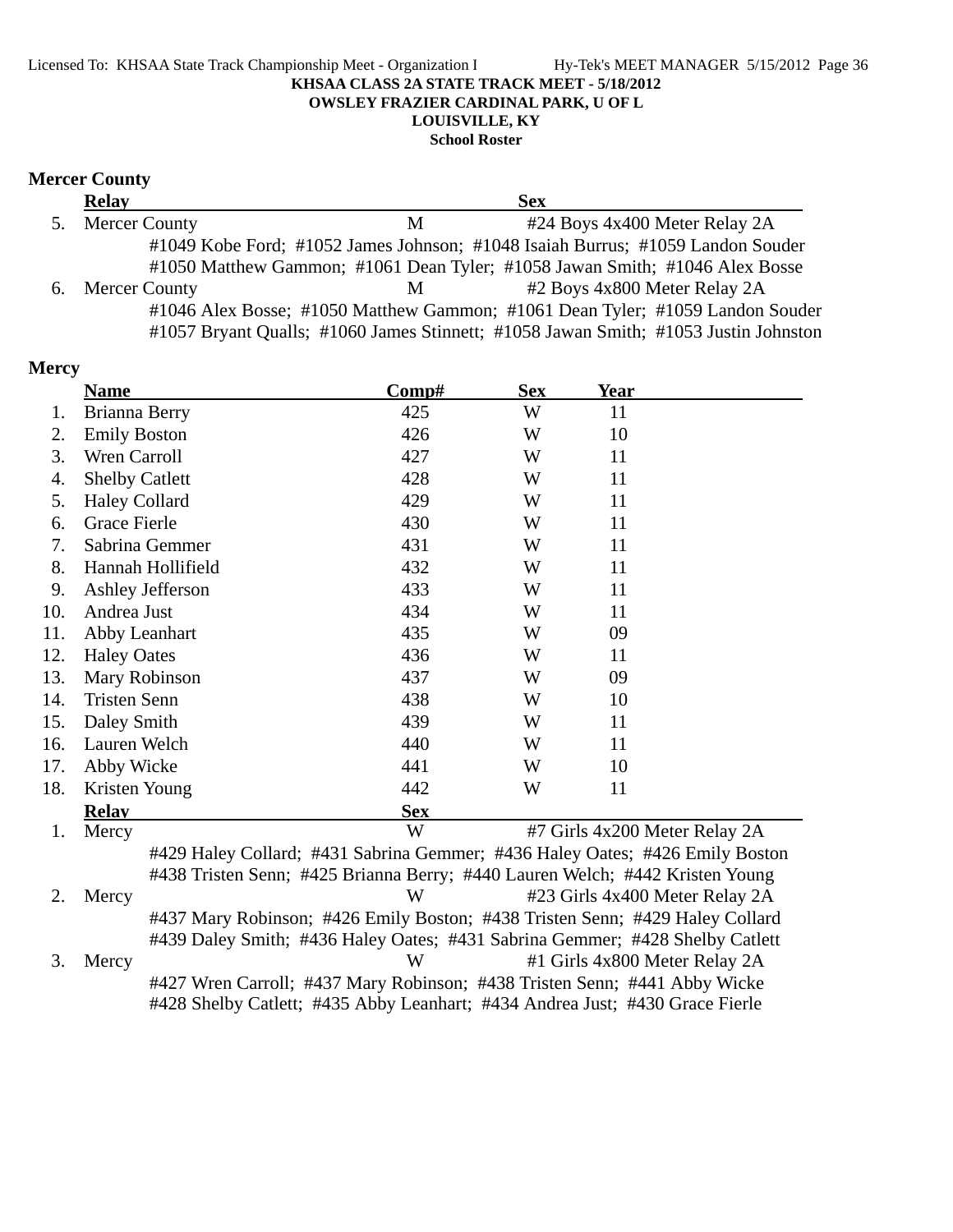KHSAA CLASS 2A STATE TRACK MEET - 5/18/2012
OWSLEY FRAZIER CARDINAL PARK, U OF L
LOUISVILLE, KY
School Roster

### Mercer County

| | Relay | Sex | |
|---|---|---|---|
| 5. | Mercer County | M | #24 Boys 4x400 Meter Relay 2A |
| | #1049 Kobe Ford; #1052 James Johnson; #1048 Isaiah Burrus; #1059 Landon Souder<br>#1050 Matthew Gammon; #1061 Dean Tyler; #1058 Jawan Smith; #1046 Alex Bosse | | |
| 6. | Mercer County | M | #2 Boys 4x800 Meter Relay 2A |
| | #1046 Alex Bosse; #1050 Matthew Gammon; #1061 Dean Tyler; #1059 Landon Souder<br>#1057 Bryant Qualls; #1060 James Stinnett; #1058 Jawan Smith; #1053 Justin Johnston | | |

### Mercy

| | Name | Comp# | Sex | Year |
|---|---|---|---|---|
| 1. | Brianna Berry | 425 | W | 11 |
| 2. | Emily Boston | 426 | W | 10 |
| 3. | Wren Carroll | 427 | W | 11 |
| 4. | Shelby Catlett | 428 | W | 11 |
| 5. | Haley Collard | 429 | W | 11 |
| 6. | Grace Fierle | 430 | W | 11 |
| 7. | Sabrina Gemmer | 431 | W | 11 |
| 8. | Hannah Hollifield | 432 | W | 11 |
| 9. | Ashley Jefferson | 433 | W | 11 |
| 10. | Andrea Just | 434 | W | 11 |
| 11. | Abby Leanhart | 435 | W | 09 |
| 12. | Haley Oates | 436 | W | 11 |
| 13. | Mary Robinson | 437 | W | 09 |
| 14. | Tristen Senn | 438 | W | 10 |
| 15. | Daley Smith | 439 | W | 11 |
| 16. | Lauren Welch | 440 | W | 11 |
| 17. | Abby Wicke | 441 | W | 10 |
| 18. | Kristen Young | 442 | W | 11 |

| | Relay | Sex | |
|---|---|---|---|
| 1. | Mercy | W | #7 Girls 4x200 Meter Relay 2A |
| | #429 Haley Collard; #431 Sabrina Gemmer; #436 Haley Oates; #426 Emily Boston<br>#438 Tristen Senn; #425 Brianna Berry; #440 Lauren Welch; #442 Kristen Young | | |
| 2. | Mercy | W | #23 Girls 4x400 Meter Relay 2A |
| | #437 Mary Robinson; #426 Emily Boston; #438 Tristen Senn; #429 Haley Collard<br>#439 Daley Smith; #436 Haley Oates; #431 Sabrina Gemmer; #428 Shelby Catlett | | |
| 3. | Mercy | W | #1 Girls 4x800 Meter Relay 2A |
| | #427 Wren Carroll; #437 Mary Robinson; #438 Tristen Senn; #441 Abby Wicke<br>#428 Shelby Catlett; #435 Abby Leanhart; #434 Andrea Just; #430 Grace Fierle | | |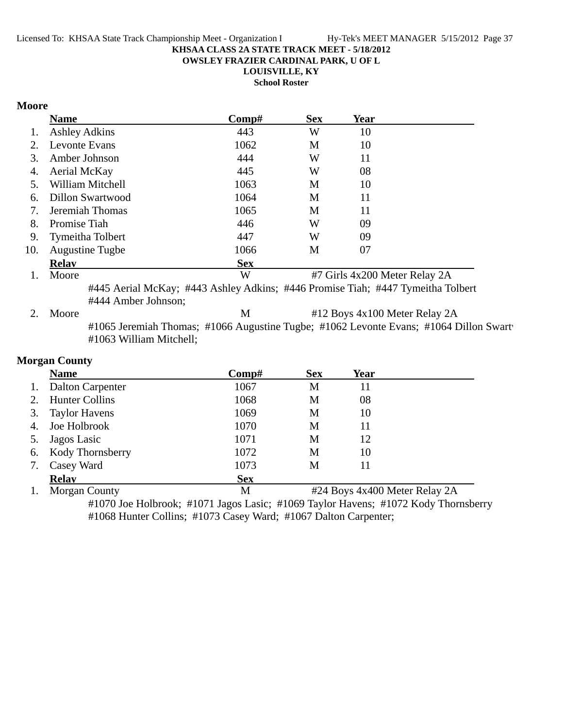**KHSAA CLASS 2A STATE TRACK MEET - 5/18/2012**
**OWSLEY FRAZIER CARDINAL PARK, U OF L**
**LOUISVILLE, KY**
**School Roster**

### Moore

| | Name | Comp# | Sex | Year |
|---|---|---|---|---|
| 1. | Ashley Adkins | 443 | W | 10 |
| 2. | Levonte Evans | 1062 | M | 10 |
| 3. | Amber Johnson | 444 | W | 11 |
| 4. | Aerial McKay | 445 | W | 08 |
| 5. | William Mitchell | 1063 | M | 10 |
| 6. | Dillon Swartwood | 1064 | M | 11 |
| 7. | Jeremiah Thomas | 1065 | M | 11 |
| 8. | Promise Tiah | 446 | W | 09 |
| 9. | Tymeitha Tolbert | 447 | W | 09 |
| 10. | Augustine Tugbe | 1066 | M | 07 |

| | Relay | Sex | |
|---|---|---|---|
| 1. | Moore | W | #7 Girls 4x200 Meter Relay 2A |

#445 Aerial McKay; #443 Ashley Adkins; #446 Promise Tiah; #447 Tymeitha Tolbert
#444 Amber Johnson;

| | Relay | Sex | |
|---|---|---|---|
| 2. | Moore | M | #12 Boys 4x100 Meter Relay 2A |

#1065 Jeremiah Thomas; #1066 Augustine Tugbe; #1062 Levonte Evans; #1064 Dillon Swartv
#1063 William Mitchell;

### Morgan County

| | Name | Comp# | Sex | Year |
|---|---|---|---|---|
| 1. | Dalton Carpenter | 1067 | M | 11 |
| 2. | Hunter Collins | 1068 | M | 08 |
| 3. | Taylor Havens | 1069 | M | 10 |
| 4. | Joe Holbrook | 1070 | M | 11 |
| 5. | Jagos Lasic | 1071 | M | 12 |
| 6. | Kody Thornsberry | 1072 | M | 10 |
| 7. | Casey Ward | 1073 | M | 11 |

| | Relay | Sex | |
|---|---|---|---|
| 1. | Morgan County | M | #24 Boys 4x400 Meter Relay 2A |

#1070 Joe Holbrook; #1071 Jagos Lasic; #1069 Taylor Havens; #1072 Kody Thornsberry
#1068 Hunter Collins; #1073 Casey Ward; #1067 Dalton Carpenter;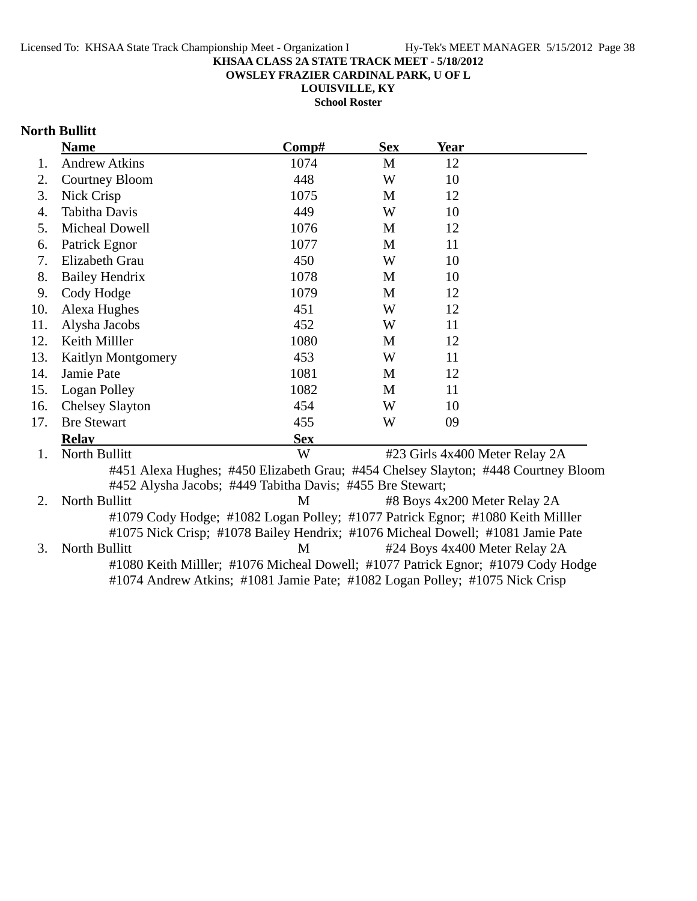**KHSAA CLASS 2A STATE TRACK MEET - 5/18/2012**
**OWSLEY FRAZIER CARDINAL PARK, U OF L**
**LOUISVILLE, KY**
**School Roster**

## North Bullitt

| | Name | Comp# | Sex | Year |
|---|---|---|---|---|
| 1. | Andrew Atkins | 1074 | M | 12 |
| 2. | Courtney Bloom | 448 | W | 10 |
| 3. | Nick Crisp | 1075 | M | 12 |
| 4. | Tabitha Davis | 449 | W | 10 |
| 5. | Micheal Dowell | 1076 | M | 12 |
| 6. | Patrick Egnor | 1077 | M | 11 |
| 7. | Elizabeth Grau | 450 | W | 10 |
| 8. | Bailey Hendrix | 1078 | M | 10 |
| 9. | Cody Hodge | 1079 | M | 12 |
| 10. | Alexa Hughes | 451 | W | 12 |
| 11. | Alysha Jacobs | 452 | W | 11 |
| 12. | Keith Milller | 1080 | M | 12 |
| 13. | Kaitlyn Montgomery | 453 | W | 11 |
| 14. | Jamie Pate | 1081 | M | 12 |
| 15. | Logan Polley | 1082 | M | 11 |
| 16. | Chelsey Slayton | 454 | W | 10 |
| 17. | Bre Stewart | 455 | W | 09 |

| | Relay | Sex | Event |
|---|---|---|---|
| 1. | North Bullitt | W | #23 Girls 4x400 Meter Relay 2A |
| 2. | North Bullitt | M | #8 Boys 4x200 Meter Relay 2A |
| 3. | North Bullitt | M | #24 Boys 4x400 Meter Relay 2A |

1. North Bullitt — W — #23 Girls 4x400 Meter Relay 2A
   #451 Alexa Hughes; #450 Elizabeth Grau; #454 Chelsey Slayton; #448 Courtney Bloom
   #452 Alysha Jacobs; #449 Tabitha Davis; #455 Bre Stewart;
2. North Bullitt — M — #8 Boys 4x200 Meter Relay 2A
   #1079 Cody Hodge; #1082 Logan Polley; #1077 Patrick Egnor; #1080 Keith Milller
   #1075 Nick Crisp; #1078 Bailey Hendrix; #1076 Micheal Dowell; #1081 Jamie Pate
3. North Bullitt — M — #24 Boys 4x400 Meter Relay 2A
   #1080 Keith Milller; #1076 Micheal Dowell; #1077 Patrick Egnor; #1079 Cody Hodge
   #1074 Andrew Atkins; #1081 Jamie Pate; #1082 Logan Polley; #1075 Nick Crisp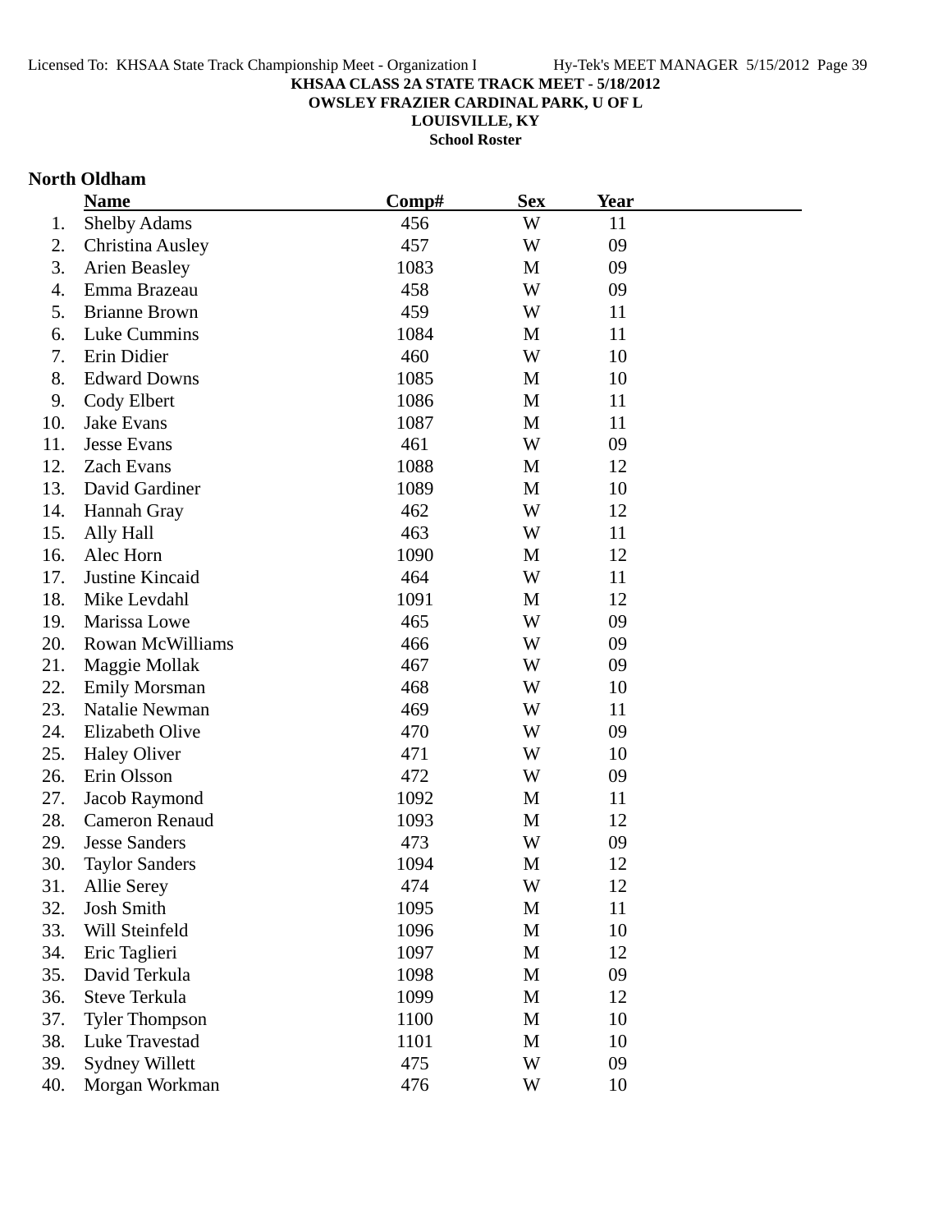**KHSAA CLASS 2A STATE TRACK MEET - 5/18/2012**
**OWSLEY FRAZIER CARDINAL PARK, U OF L**
**LOUISVILLE, KY**
**School Roster**

## North Oldham

| | Name | Comp# | Sex | Year |
|---|---|---|---|---|
| 1. | Shelby Adams | 456 | W | 11 |
| 2. | Christina Ausley | 457 | W | 09 |
| 3. | Arien Beasley | 1083 | M | 09 |
| 4. | Emma Brazeau | 458 | W | 09 |
| 5. | Brianne Brown | 459 | W | 11 |
| 6. | Luke Cummins | 1084 | M | 11 |
| 7. | Erin Didier | 460 | W | 10 |
| 8. | Edward Downs | 1085 | M | 10 |
| 9. | Cody Elbert | 1086 | M | 11 |
| 10. | Jake Evans | 1087 | M | 11 |
| 11. | Jesse Evans | 461 | W | 09 |
| 12. | Zach Evans | 1088 | M | 12 |
| 13. | David Gardiner | 1089 | M | 10 |
| 14. | Hannah Gray | 462 | W | 12 |
| 15. | Ally Hall | 463 | W | 11 |
| 16. | Alec Horn | 1090 | M | 12 |
| 17. | Justine Kincaid | 464 | W | 11 |
| 18. | Mike Levdahl | 1091 | M | 12 |
| 19. | Marissa Lowe | 465 | W | 09 |
| 20. | Rowan McWilliams | 466 | W | 09 |
| 21. | Maggie Mollak | 467 | W | 09 |
| 22. | Emily Morsman | 468 | W | 10 |
| 23. | Natalie Newman | 469 | W | 11 |
| 24. | Elizabeth Olive | 470 | W | 09 |
| 25. | Haley Oliver | 471 | W | 10 |
| 26. | Erin Olsson | 472 | W | 09 |
| 27. | Jacob Raymond | 1092 | M | 11 |
| 28. | Cameron Renaud | 1093 | M | 12 |
| 29. | Jesse Sanders | 473 | W | 09 |
| 30. | Taylor Sanders | 1094 | M | 12 |
| 31. | Allie Serey | 474 | W | 12 |
| 32. | Josh Smith | 1095 | M | 11 |
| 33. | Will Steinfeld | 1096 | M | 10 |
| 34. | Eric Taglieri | 1097 | M | 12 |
| 35. | David Terkula | 1098 | M | 09 |
| 36. | Steve Terkula | 1099 | M | 12 |
| 37. | Tyler Thompson | 1100 | M | 10 |
| 38. | Luke Travestad | 1101 | M | 10 |
| 39. | Sydney Willett | 475 | W | 09 |
| 40. | Morgan Workman | 476 | W | 10 |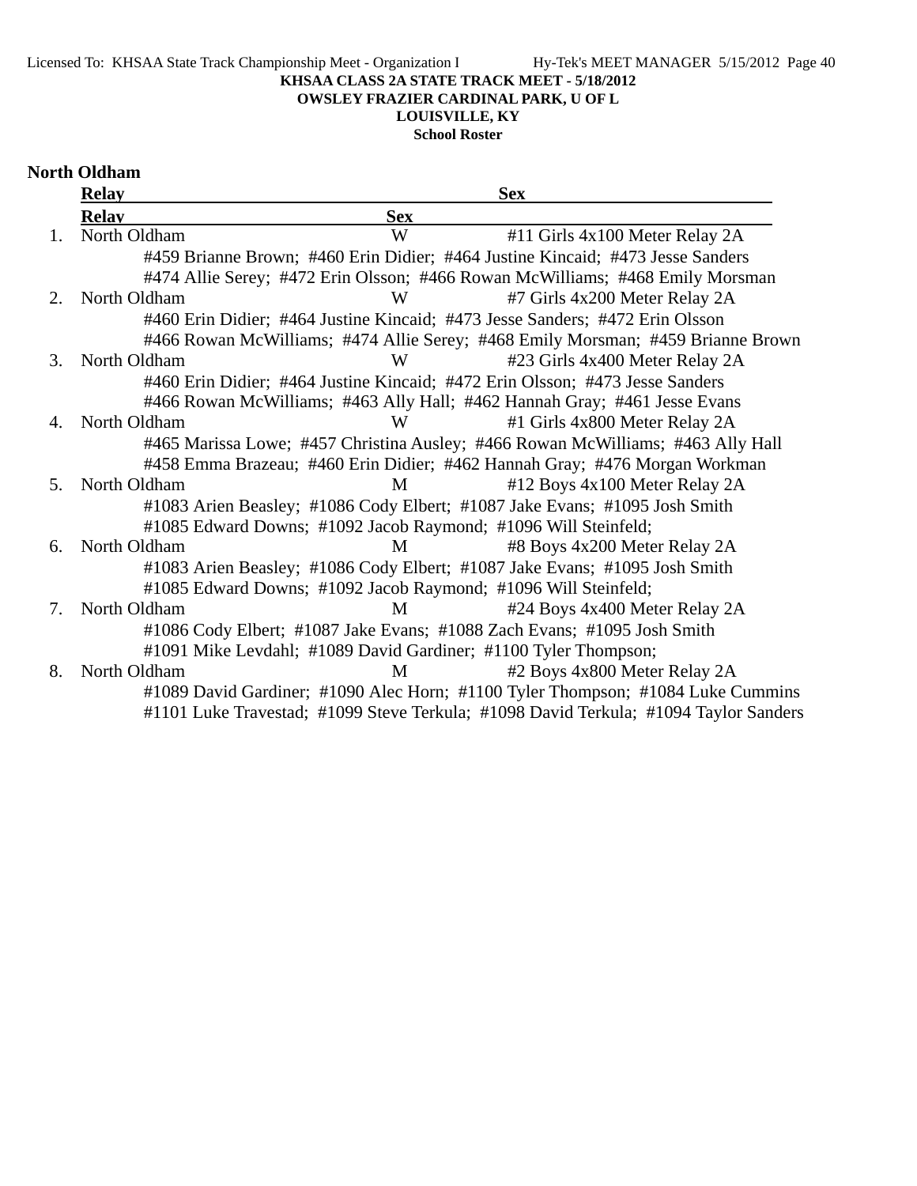**KHSAA CLASS 2A STATE TRACK MEET - 5/18/2012**
**OWSLEY FRAZIER CARDINAL PARK, U OF L**
**LOUISVILLE, KY**
**School Roster**

## North Oldham

| | Relay | Sex | |
|---|---|---|---|
| 1. | North Oldham | W | #11 Girls 4x100 Meter Relay 2A |
| | #459 Brianne Brown; #460 Erin Didier; #464 Justine Kincaid; #473 Jesse Sanders<br>#474 Allie Serey; #472 Erin Olsson; #466 Rowan McWilliams; #468 Emily Morsman | | |
| 2. | North Oldham | W | #7 Girls 4x200 Meter Relay 2A |
| | #460 Erin Didier; #464 Justine Kincaid; #473 Jesse Sanders; #472 Erin Olsson<br>#466 Rowan McWilliams; #474 Allie Serey; #468 Emily Morsman; #459 Brianne Brown | | |
| 3. | North Oldham | W | #23 Girls 4x400 Meter Relay 2A |
| | #460 Erin Didier; #464 Justine Kincaid; #472 Erin Olsson; #473 Jesse Sanders<br>#466 Rowan McWilliams; #463 Ally Hall; #462 Hannah Gray; #461 Jesse Evans | | |
| 4. | North Oldham | W | #1 Girls 4x800 Meter Relay 2A |
| | #465 Marissa Lowe; #457 Christina Ausley; #466 Rowan McWilliams; #463 Ally Hall<br>#458 Emma Brazeau; #460 Erin Didier; #462 Hannah Gray; #476 Morgan Workman | | |
| 5. | North Oldham | M | #12 Boys 4x100 Meter Relay 2A |
| | #1083 Arien Beasley; #1086 Cody Elbert; #1087 Jake Evans; #1095 Josh Smith<br>#1085 Edward Downs; #1092 Jacob Raymond; #1096 Will Steinfeld; | | |
| 6. | North Oldham | M | #8 Boys 4x200 Meter Relay 2A |
| | #1083 Arien Beasley; #1086 Cody Elbert; #1087 Jake Evans; #1095 Josh Smith<br>#1085 Edward Downs; #1092 Jacob Raymond; #1096 Will Steinfeld; | | |
| 7. | North Oldham | M | #24 Boys 4x400 Meter Relay 2A |
| | #1086 Cody Elbert; #1087 Jake Evans; #1088 Zach Evans; #1095 Josh Smith<br>#1091 Mike Levdahl; #1089 David Gardiner; #1100 Tyler Thompson; | | |
| 8. | North Oldham | M | #2 Boys 4x800 Meter Relay 2A |
| | #1089 David Gardiner; #1090 Alec Horn; #1100 Tyler Thompson; #1084 Luke Cummins<br>#1101 Luke Travestad; #1099 Steve Terkula; #1098 David Terkula; #1094 Taylor Sanders | | |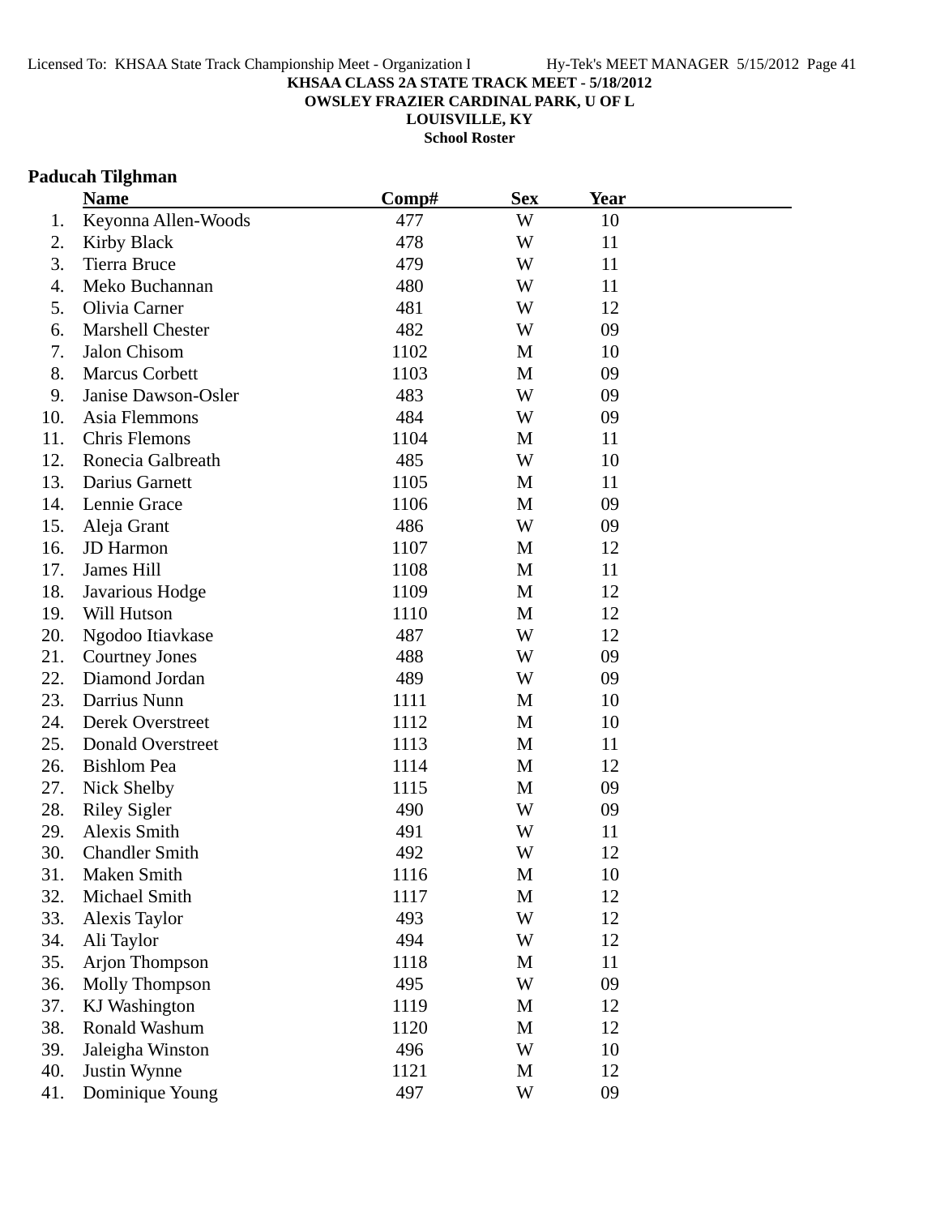KHSAA CLASS 2A STATE TRACK MEET - 5/18/2012

OWSLEY FRAZIER CARDINAL PARK, U OF L

LOUISVILLE, KY

School Roster

## Paducah Tilghman

| | Name | Comp# | Sex | Year |
|---|---|---|---|---|
| 1. | Keyonna Allen-Woods | 477 | W | 10 |
| 2. | Kirby Black | 478 | W | 11 |
| 3. | Tierra Bruce | 479 | W | 11 |
| 4. | Meko Buchannan | 480 | W | 11 |
| 5. | Olivia Carner | 481 | W | 12 |
| 6. | Marshell Chester | 482 | W | 09 |
| 7. | Jalon Chisom | 1102 | M | 10 |
| 8. | Marcus Corbett | 1103 | M | 09 |
| 9. | Janise Dawson-Osler | 483 | W | 09 |
| 10. | Asia Flemmons | 484 | W | 09 |
| 11. | Chris Flemons | 1104 | M | 11 |
| 12. | Ronecia Galbreath | 485 | W | 10 |
| 13. | Darius Garnett | 1105 | M | 11 |
| 14. | Lennie Grace | 1106 | M | 09 |
| 15. | Aleja Grant | 486 | W | 09 |
| 16. | JD Harmon | 1107 | M | 12 |
| 17. | James Hill | 1108 | M | 11 |
| 18. | Javarious Hodge | 1109 | M | 12 |
| 19. | Will Hutson | 1110 | M | 12 |
| 20. | Ngodoo Itiavkase | 487 | W | 12 |
| 21. | Courtney Jones | 488 | W | 09 |
| 22. | Diamond Jordan | 489 | W | 09 |
| 23. | Darrius Nunn | 1111 | M | 10 |
| 24. | Derek Overstreet | 1112 | M | 10 |
| 25. | Donald Overstreet | 1113 | M | 11 |
| 26. | Bishlom Pea | 1114 | M | 12 |
| 27. | Nick Shelby | 1115 | M | 09 |
| 28. | Riley Sigler | 490 | W | 09 |
| 29. | Alexis Smith | 491 | W | 11 |
| 30. | Chandler Smith | 492 | W | 12 |
| 31. | Maken Smith | 1116 | M | 10 |
| 32. | Michael Smith | 1117 | M | 12 |
| 33. | Alexis Taylor | 493 | W | 12 |
| 34. | Ali Taylor | 494 | W | 12 |
| 35. | Arjon Thompson | 1118 | M | 11 |
| 36. | Molly Thompson | 495 | W | 09 |
| 37. | KJ Washington | 1119 | M | 12 |
| 38. | Ronald Washum | 1120 | M | 12 |
| 39. | Jaleigha Winston | 496 | W | 10 |
| 40. | Justin Wynne | 1121 | M | 12 |
| 41. | Dominique Young | 497 | W | 09 |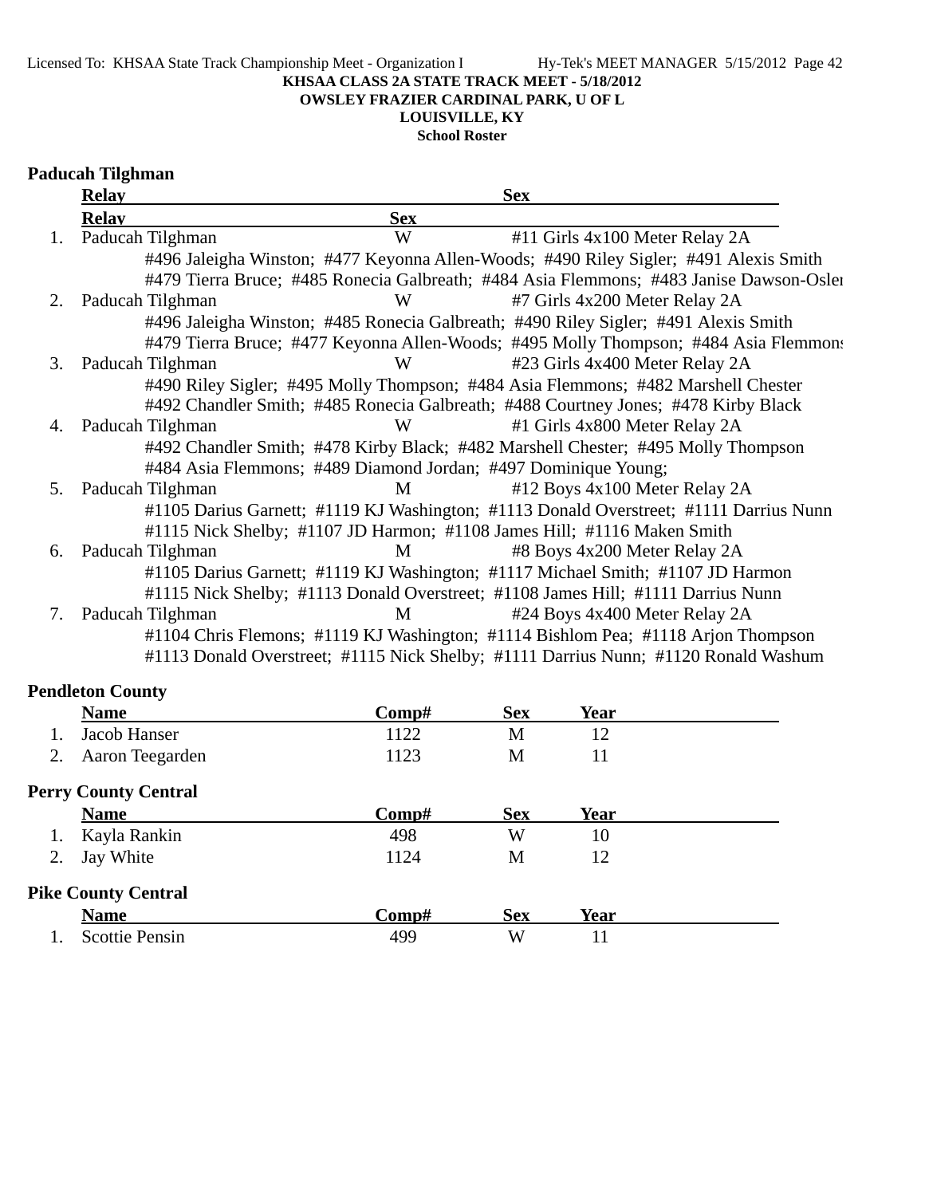**KHSAA CLASS 2A STATE TRACK MEET - 5/18/2012**
**OWSLEY FRAZIER CARDINAL PARK, U OF L**
**LOUISVILLE, KY**
**School Roster**

## Paducah Tilghman

| | Relay | Sex | |
|---|---|---|---|
| 1. | Paducah Tilghman | W | #11 Girls 4x100 Meter Relay 2A |
| | #496 Jaleigha Winston; #477 Keyonna Allen-Woods; #490 Riley Sigler; #491 Alexis Smith<br>#479 Tierra Bruce; #485 Ronecia Galbreath; #484 Asia Flemmons; #483 Janise Dawson-Osler | | |
| 2. | Paducah Tilghman | W | #7 Girls 4x200 Meter Relay 2A |
| | #496 Jaleigha Winston; #485 Ronecia Galbreath; #490 Riley Sigler; #491 Alexis Smith<br>#479 Tierra Bruce; #477 Keyonna Allen-Woods; #495 Molly Thompson; #484 Asia Flemmons | | |
| 3. | Paducah Tilghman | W | #23 Girls 4x400 Meter Relay 2A |
| | #490 Riley Sigler; #495 Molly Thompson; #484 Asia Flemmons; #482 Marshell Chester<br>#492 Chandler Smith; #485 Ronecia Galbreath; #488 Courtney Jones; #478 Kirby Black | | |
| 4. | Paducah Tilghman | W | #1 Girls 4x800 Meter Relay 2A |
| | #492 Chandler Smith; #478 Kirby Black; #482 Marshell Chester; #495 Molly Thompson<br>#484 Asia Flemmons; #489 Diamond Jordan; #497 Dominique Young; | | |
| 5. | Paducah Tilghman | M | #12 Boys 4x100 Meter Relay 2A |
| | #1105 Darius Garnett; #1119 KJ Washington; #1113 Donald Overstreet; #1111 Darrius Nunn<br>#1115 Nick Shelby; #1107 JD Harmon; #1108 James Hill; #1116 Maken Smith | | |
| 6. | Paducah Tilghman | M | #8 Boys 4x200 Meter Relay 2A |
| | #1105 Darius Garnett; #1119 KJ Washington; #1117 Michael Smith; #1107 JD Harmon<br>#1115 Nick Shelby; #1113 Donald Overstreet; #1108 James Hill; #1111 Darrius Nunn | | |
| 7. | Paducah Tilghman | M | #24 Boys 4x400 Meter Relay 2A |
| | #1104 Chris Flemons; #1119 KJ Washington; #1114 Bishlom Pea; #1118 Arjon Thompson<br>#1113 Donald Overstreet; #1115 Nick Shelby; #1111 Darrius Nunn; #1120 Ronald Washum | | |

## Pendleton County

| | Name | Comp# | Sex | Year |
|---|---|---|---|---|
| 1. | Jacob Hanser | 1122 | M | 12 |
| 2. | Aaron Teegarden | 1123 | M | 11 |

## Perry County Central

| | Name | Comp# | Sex | Year |
|---|---|---|---|---|
| 1. | Kayla Rankin | 498 | W | 10 |
| 2. | Jay White | 1124 | M | 12 |

## Pike County Central

| | Name | Comp# | Sex | Year |
|---|---|---|---|---|
| 1. | Scottie Pensin | 499 | W | 11 |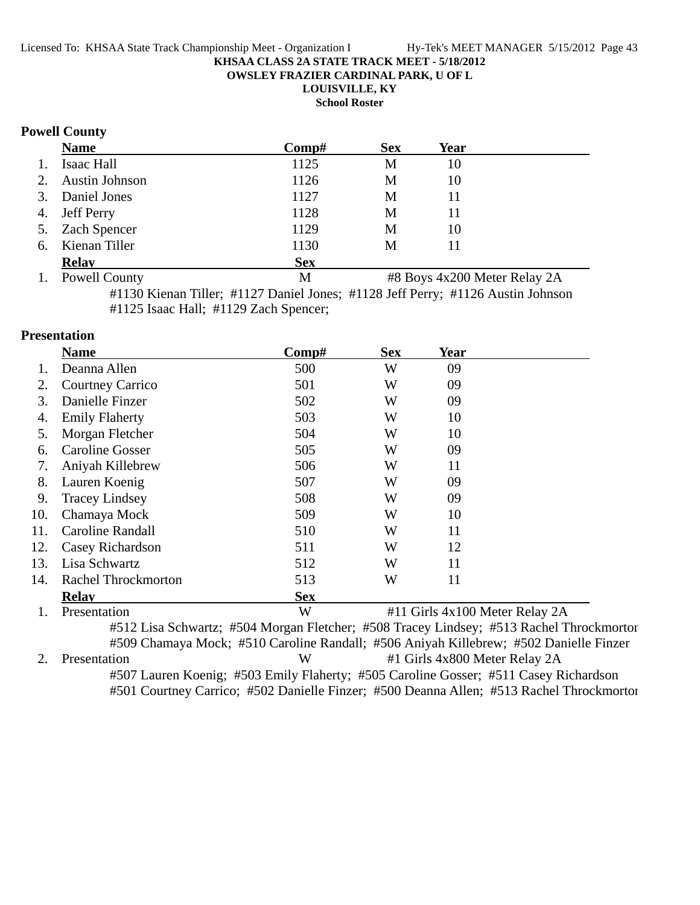**KHSAA CLASS 2A STATE TRACK MEET - 5/18/2012**
**OWSLEY FRAZIER CARDINAL PARK, U OF L**
**LOUISVILLE, KY**
**School Roster**

## Powell County

| | Name | Comp# | Sex | Year |
|---|---|---|---|---|
| 1. | Isaac Hall | 1125 | M | 10 |
| 2. | Austin Johnson | 1126 | M | 10 |
| 3. | Daniel Jones | 1127 | M | 11 |
| 4. | Jeff Perry | 1128 | M | 11 |
| 5. | Zach Spencer | 1129 | M | 10 |
| 6. | Kienan Tiller | 1130 | M | 11 |

| | Relay | Sex | Event |
|---|---|---|---|
| 1. | Powell County | M | #8 Boys 4x200 Meter Relay 2A |

#1130 Kienan Tiller; #1127 Daniel Jones; #1128 Jeff Perry; #1126 Austin Johnson
#1125 Isaac Hall; #1129 Zach Spencer;

## Presentation

| | Name | Comp# | Sex | Year |
|---|---|---|---|---|
| 1. | Deanna Allen | 500 | W | 09 |
| 2. | Courtney Carrico | 501 | W | 09 |
| 3. | Danielle Finzer | 502 | W | 09 |
| 4. | Emily Flaherty | 503 | W | 10 |
| 5. | Morgan Fletcher | 504 | W | 10 |
| 6. | Caroline Gosser | 505 | W | 09 |
| 7. | Aniyah Killebrew | 506 | W | 11 |
| 8. | Lauren Koenig | 507 | W | 09 |
| 9. | Tracey Lindsey | 508 | W | 09 |
| 10. | Chamaya Mock | 509 | W | 10 |
| 11. | Caroline Randall | 510 | W | 11 |
| 12. | Casey Richardson | 511 | W | 12 |
| 13. | Lisa Schwartz | 512 | W | 11 |
| 14. | Rachel Throckmorton | 513 | W | 11 |

| | Relay | Sex | Event |
|---|---|---|---|
| 1. | Presentation | W | #11 Girls 4x100 Meter Relay 2A |

#512 Lisa Schwartz; #504 Morgan Fletcher; #508 Tracey Lindsey; #513 Rachel Throckmorton
#509 Chamaya Mock; #510 Caroline Randall; #506 Aniyah Killebrew; #502 Danielle Finzer

| | Relay | Sex | Event |
|---|---|---|---|
| 2. | Presentation | W | #1 Girls 4x800 Meter Relay 2A |

#507 Lauren Koenig; #503 Emily Flaherty; #505 Caroline Gosser; #511 Casey Richardson
#501 Courtney Carrico; #502 Danielle Finzer; #500 Deanna Allen; #513 Rachel Throckmorton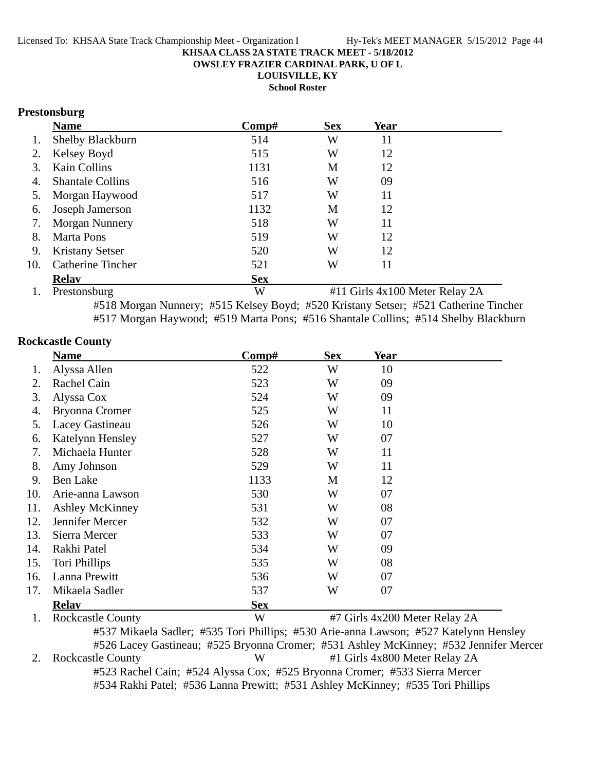**KHSAA CLASS 2A STATE TRACK MEET - 5/18/2012**
**OWSLEY FRAZIER CARDINAL PARK, U OF L**
**LOUISVILLE, KY**
**School Roster**

## Prestonsburg

| | Name | Comp# | Sex | Year |
|---|---|---|---|---|
| 1. | Shelby Blackburn | 514 | W | 11 |
| 2. | Kelsey Boyd | 515 | W | 12 |
| 3. | Kain Collins | 1131 | M | 12 |
| 4. | Shantale Collins | 516 | W | 09 |
| 5. | Morgan Haywood | 517 | W | 11 |
| 6. | Joseph Jamerson | 1132 | M | 12 |
| 7. | Morgan Nunnery | 518 | W | 11 |
| 8. | Marta Pons | 519 | W | 12 |
| 9. | Kristany Setser | 520 | W | 12 |
| 10. | Catherine Tincher | 521 | W | 11 |

| | Relay | Sex | |
|---|---|---|---|
| 1. | Prestonsburg | W | #11 Girls 4x100 Meter Relay 2A |

#518 Morgan Nunnery; #515 Kelsey Boyd; #520 Kristany Setser; #521 Catherine Tincher
#517 Morgan Haywood; #519 Marta Pons; #516 Shantale Collins; #514 Shelby Blackburn

## Rockcastle County

| | Name | Comp# | Sex | Year |
|---|---|---|---|---|
| 1. | Alyssa Allen | 522 | W | 10 |
| 2. | Rachel Cain | 523 | W | 09 |
| 3. | Alyssa Cox | 524 | W | 09 |
| 4. | Bryonna Cromer | 525 | W | 11 |
| 5. | Lacey Gastineau | 526 | W | 10 |
| 6. | Katelynn Hensley | 527 | W | 07 |
| 7. | Michaela Hunter | 528 | W | 11 |
| 8. | Amy Johnson | 529 | W | 11 |
| 9. | Ben Lake | 1133 | M | 12 |
| 10. | Arie-anna Lawson | 530 | W | 07 |
| 11. | Ashley McKinney | 531 | W | 08 |
| 12. | Jennifer Mercer | 532 | W | 07 |
| 13. | Sierra Mercer | 533 | W | 07 |
| 14. | Rakhi Patel | 534 | W | 09 |
| 15. | Tori Phillips | 535 | W | 08 |
| 16. | Lanna Prewitt | 536 | W | 07 |
| 17. | Mikaela Sadler | 537 | W | 07 |

| | Relay | Sex | |
|---|---|---|---|
| 1. | Rockcastle County | W | #7 Girls 4x200 Meter Relay 2A |

#537 Mikaela Sadler; #535 Tori Phillips; #530 Arie-anna Lawson; #527 Katelynn Hensley
#526 Lacey Gastineau; #525 Bryonna Cromer; #531 Ashley McKinney; #532 Jennifer Mercer

| | Relay | Sex | |
|---|---|---|---|
| 2. | Rockcastle County | W | #1 Girls 4x800 Meter Relay 2A |

#523 Rachel Cain; #524 Alyssa Cox; #525 Bryonna Cromer; #533 Sierra Mercer
#534 Rakhi Patel; #536 Lanna Prewitt; #531 Ashley McKinney; #535 Tori Phillips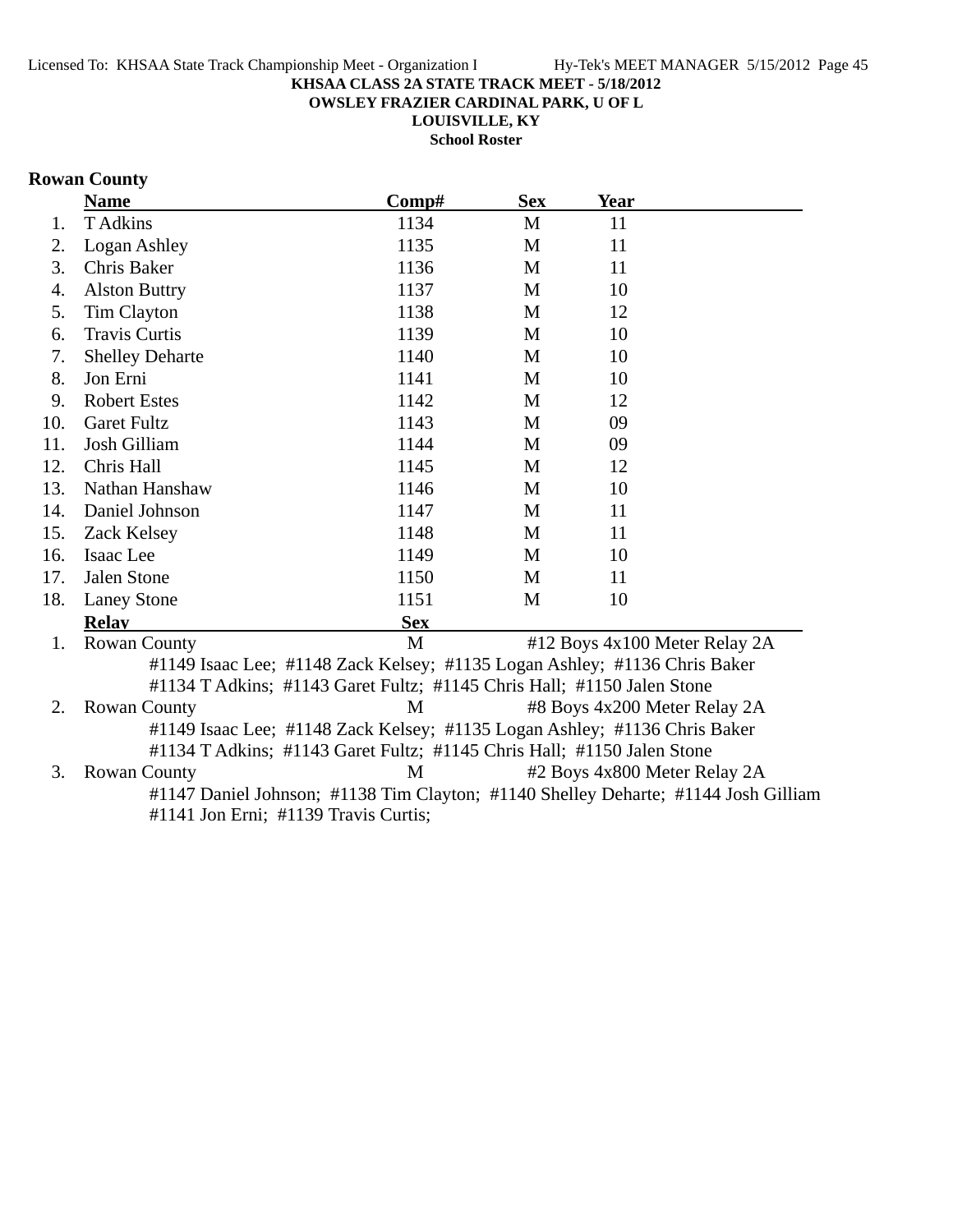**KHSAA CLASS 2A STATE TRACK MEET - 5/18/2012**
**OWSLEY FRAZIER CARDINAL PARK, U OF L**
**LOUISVILLE, KY**
**School Roster**

## Rowan County

| | Name | Comp# | Sex | Year |
|---|---|---|---|---|
| 1. | T Adkins | 1134 | M | 11 |
| 2. | Logan Ashley | 1135 | M | 11 |
| 3. | Chris Baker | 1136 | M | 11 |
| 4. | Alston Buttry | 1137 | M | 10 |
| 5. | Tim Clayton | 1138 | M | 12 |
| 6. | Travis Curtis | 1139 | M | 10 |
| 7. | Shelley Deharte | 1140 | M | 10 |
| 8. | Jon Erni | 1141 | M | 10 |
| 9. | Robert Estes | 1142 | M | 12 |
| 10. | Garet Fultz | 1143 | M | 09 |
| 11. | Josh Gilliam | 1144 | M | 09 |
| 12. | Chris Hall | 1145 | M | 12 |
| 13. | Nathan Hanshaw | 1146 | M | 10 |
| 14. | Daniel Johnson | 1147 | M | 11 |
| 15. | Zack Kelsey | 1148 | M | 11 |
| 16. | Isaac Lee | 1149 | M | 10 |
| 17. | Jalen Stone | 1150 | M | 11 |
| 18. | Laney Stone | 1151 | M | 10 |

| | Relay | Sex | Event |
|---|---|---|---|
| 1. | Rowan County | M | #12 Boys 4x100 Meter Relay 2A |
| | #1149 Isaac Lee; #1148 Zack Kelsey; #1135 Logan Ashley; #1136 Chris Baker; #1134 T Adkins; #1143 Garet Fultz; #1145 Chris Hall; #1150 Jalen Stone | | |
| 2. | Rowan County | M | #8 Boys 4x200 Meter Relay 2A |
| | #1149 Isaac Lee; #1148 Zack Kelsey; #1135 Logan Ashley; #1136 Chris Baker; #1134 T Adkins; #1143 Garet Fultz; #1145 Chris Hall; #1150 Jalen Stone | | |
| 3. | Rowan County | M | #2 Boys 4x800 Meter Relay 2A |
| | #1147 Daniel Johnson; #1138 Tim Clayton; #1140 Shelley Deharte; #1144 Josh Gilliam; #1141 Jon Erni; #1139 Travis Curtis; | | |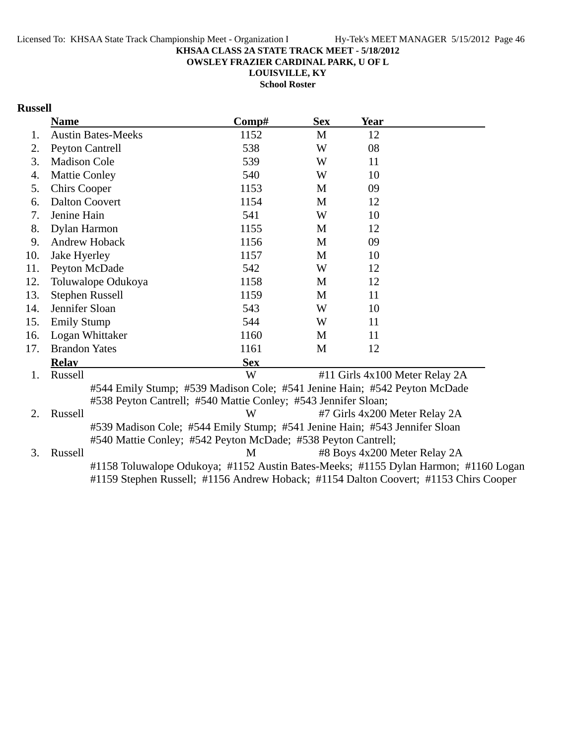**KHSAA CLASS 2A STATE TRACK MEET - 5/18/2012**
**OWSLEY FRAZIER CARDINAL PARK, U OF L**
**LOUISVILLE, KY**
**School Roster**

## Russell

| | Name | Comp# | Sex | Year |
|---|---|---|---|---|
| 1. | Austin Bates-Meeks | 1152 | M | 12 |
| 2. | Peyton Cantrell | 538 | W | 08 |
| 3. | Madison Cole | 539 | W | 11 |
| 4. | Mattie Conley | 540 | W | 10 |
| 5. | Chirs Cooper | 1153 | M | 09 |
| 6. | Dalton Coovert | 1154 | M | 12 |
| 7. | Jenine Hain | 541 | W | 10 |
| 8. | Dylan Harmon | 1155 | M | 12 |
| 9. | Andrew Hoback | 1156 | M | 09 |
| 10. | Jake Hyerley | 1157 | M | 10 |
| 11. | Peyton McDade | 542 | W | 12 |
| 12. | Toluwalope Odukoya | 1158 | M | 12 |
| 13. | Stephen Russell | 1159 | M | 11 |
| 14. | Jennifer Sloan | 543 | W | 10 |
| 15. | Emily Stump | 544 | W | 11 |
| 16. | Logan Whittaker | 1160 | M | 11 |
| 17. | Brandon Yates | 1161 | M | 12 |

| | Relay | Sex | Event |
|---|---|---|---|
| 1. | Russell | W | #11 Girls 4x100 Meter Relay 2A |
| | #544 Emily Stump; #539 Madison Cole; #541 Jenine Hain; #542 Peyton McDade #538 Peyton Cantrell; #540 Mattie Conley; #543 Jennifer Sloan; | | |
| 2. | Russell | W | #7 Girls 4x200 Meter Relay 2A |
| | #539 Madison Cole; #544 Emily Stump; #541 Jenine Hain; #543 Jennifer Sloan #540 Mattie Conley; #542 Peyton McDade; #538 Peyton Cantrell; | | |
| 3. | Russell | M | #8 Boys 4x200 Meter Relay 2A |
| | #1158 Toluwalope Odukoya; #1152 Austin Bates-Meeks; #1155 Dylan Harmon; #1160 Logan #1159 Stephen Russell; #1156 Andrew Hoback; #1154 Dalton Coovert; #1153 Chirs Cooper | | |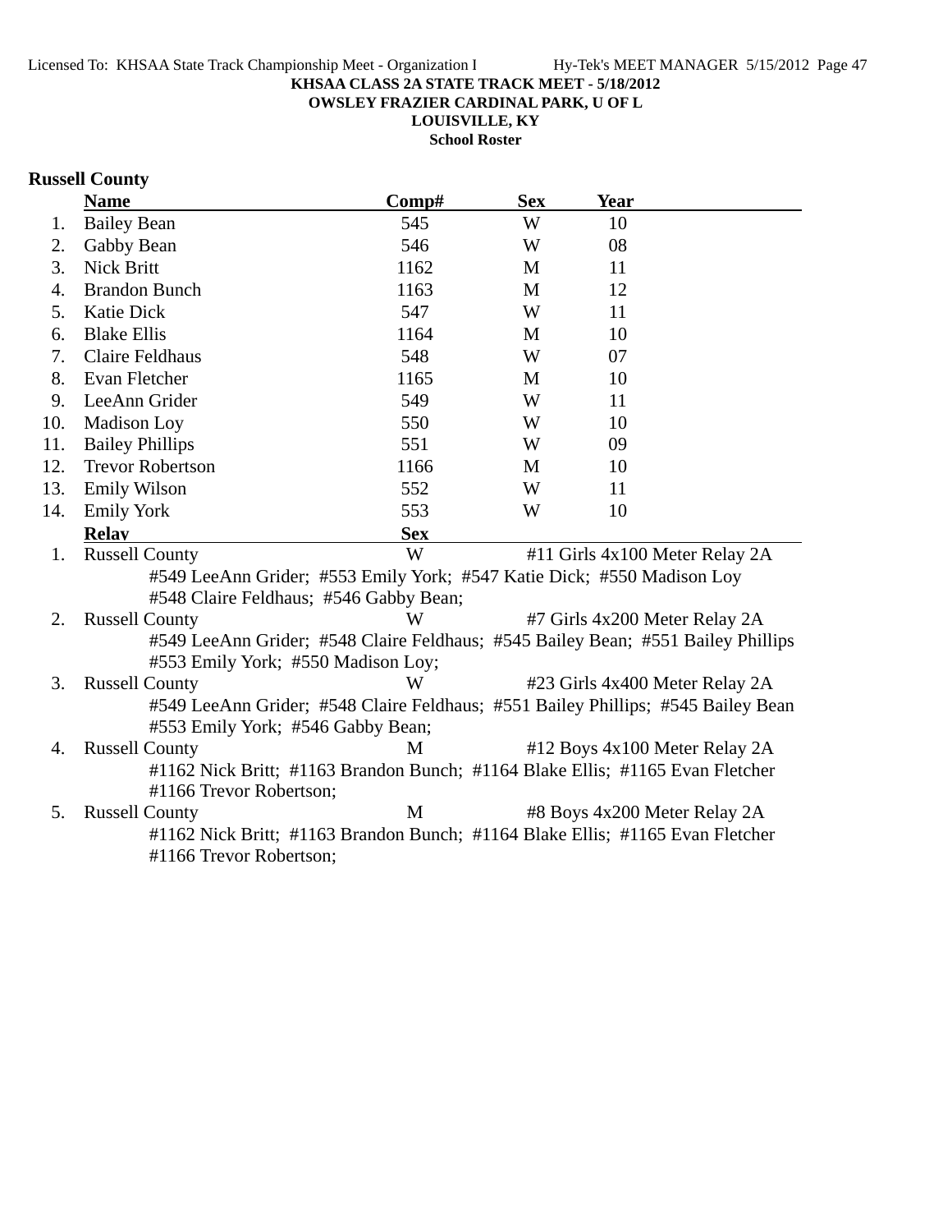**KHSAA CLASS 2A STATE TRACK MEET - 5/18/2012**
**OWSLEY FRAZIER CARDINAL PARK, U OF L**
**LOUISVILLE, KY**
**School Roster**

## Russell County

| | Name | Comp# | Sex | Year |
|---|---|---|---|---|
| 1. | Bailey Bean | 545 | W | 10 |
| 2. | Gabby Bean | 546 | W | 08 |
| 3. | Nick Britt | 1162 | M | 11 |
| 4. | Brandon Bunch | 1163 | M | 12 |
| 5. | Katie Dick | 547 | W | 11 |
| 6. | Blake Ellis | 1164 | M | 10 |
| 7. | Claire Feldhaus | 548 | W | 07 |
| 8. | Evan Fletcher | 1165 | M | 10 |
| 9. | LeeAnn Grider | 549 | W | 11 |
| 10. | Madison Loy | 550 | W | 10 |
| 11. | Bailey Phillips | 551 | W | 09 |
| 12. | Trevor Robertson | 1166 | M | 10 |
| 13. | Emily Wilson | 552 | W | 11 |
| 14. | Emily York | 553 | W | 10 |

| | Relay | Sex | Event |
|---|---|---|---|
| 1. | Russell County | W | #11 Girls 4x100 Meter Relay 2A |
| | #549 LeeAnn Grider; #553 Emily York; #547 Katie Dick; #550 Madison Loy #548 Claire Feldhaus; #546 Gabby Bean; | | |
| 2. | Russell County | W | #7 Girls 4x200 Meter Relay 2A |
| | #549 LeeAnn Grider; #548 Claire Feldhaus; #545 Bailey Bean; #551 Bailey Phillips #553 Emily York; #550 Madison Loy; | | |
| 3. | Russell County | W | #23 Girls 4x400 Meter Relay 2A |
| | #549 LeeAnn Grider; #548 Claire Feldhaus; #551 Bailey Phillips; #545 Bailey Bean #553 Emily York; #546 Gabby Bean; | | |
| 4. | Russell County | M | #12 Boys 4x100 Meter Relay 2A |
| | #1162 Nick Britt; #1163 Brandon Bunch; #1164 Blake Ellis; #1165 Evan Fletcher #1166 Trevor Robertson; | | |
| 5. | Russell County | M | #8 Boys 4x200 Meter Relay 2A |
| | #1162 Nick Britt; #1163 Brandon Bunch; #1164 Blake Ellis; #1165 Evan Fletcher #1166 Trevor Robertson; | | |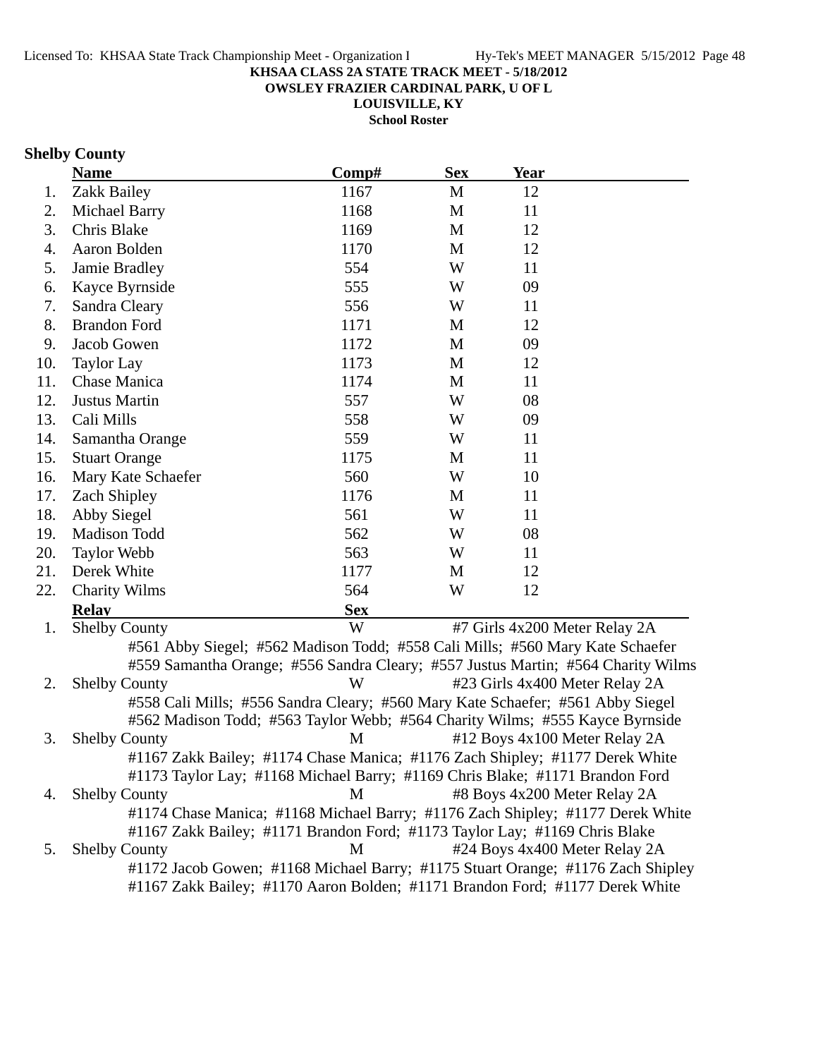**KHSAA CLASS 2A STATE TRACK MEET - 5/18/2012**
**OWSLEY FRAZIER CARDINAL PARK, U OF L**
**LOUISVILLE, KY**
**School Roster**

## Shelby County

| | Name | Comp# | Sex | Year |
|---|---|---|---|---|
| 1. | Zakk Bailey | 1167 | M | 12 |
| 2. | Michael Barry | 1168 | M | 11 |
| 3. | Chris Blake | 1169 | M | 12 |
| 4. | Aaron Bolden | 1170 | M | 12 |
| 5. | Jamie Bradley | 554 | W | 11 |
| 6. | Kayce Byrnside | 555 | W | 09 |
| 7. | Sandra Cleary | 556 | W | 11 |
| 8. | Brandon Ford | 1171 | M | 12 |
| 9. | Jacob Gowen | 1172 | M | 09 |
| 10. | Taylor Lay | 1173 | M | 12 |
| 11. | Chase Manica | 1174 | M | 11 |
| 12. | Justus Martin | 557 | W | 08 |
| 13. | Cali Mills | 558 | W | 09 |
| 14. | Samantha Orange | 559 | W | 11 |
| 15. | Stuart Orange | 1175 | M | 11 |
| 16. | Mary Kate Schaefer | 560 | W | 10 |
| 17. | Zach Shipley | 1176 | M | 11 |
| 18. | Abby Siegel | 561 | W | 11 |
| 19. | Madison Todd | 562 | W | 08 |
| 20. | Taylor Webb | 563 | W | 11 |
| 21. | Derek White | 1177 | M | 12 |
| 22. | Charity Wilms | 564 | W | 12 |

| | Relay | Sex | Event |
|---|---|---|---|
| 1. | Shelby County | W | #7 Girls 4x200 Meter Relay 2A |

#561 Abby Siegel; #562 Madison Todd; #558 Cali Mills; #560 Mary Kate Schaefer
#559 Samantha Orange; #556 Sandra Cleary; #557 Justus Martin; #564 Charity Wilms

| | Relay | Sex | Event |
|---|---|---|---|
| 2. | Shelby County | W | #23 Girls 4x400 Meter Relay 2A |

#558 Cali Mills; #556 Sandra Cleary; #560 Mary Kate Schaefer; #561 Abby Siegel
#562 Madison Todd; #563 Taylor Webb; #564 Charity Wilms; #555 Kayce Byrnside

| | Relay | Sex | Event |
|---|---|---|---|
| 3. | Shelby County | M | #12 Boys 4x100 Meter Relay 2A |

#1167 Zakk Bailey; #1174 Chase Manica; #1176 Zach Shipley; #1177 Derek White
#1173 Taylor Lay; #1168 Michael Barry; #1169 Chris Blake; #1171 Brandon Ford

| | Relay | Sex | Event |
|---|---|---|---|
| 4. | Shelby County | M | #8 Boys 4x200 Meter Relay 2A |

#1174 Chase Manica; #1168 Michael Barry; #1176 Zach Shipley; #1177 Derek White
#1167 Zakk Bailey; #1171 Brandon Ford; #1173 Taylor Lay; #1169 Chris Blake

| | Relay | Sex | Event |
|---|---|---|---|
| 5. | Shelby County | M | #24 Boys 4x400 Meter Relay 2A |

#1172 Jacob Gowen; #1168 Michael Barry; #1175 Stuart Orange; #1176 Zach Shipley
#1167 Zakk Bailey; #1170 Aaron Bolden; #1171 Brandon Ford; #1177 Derek White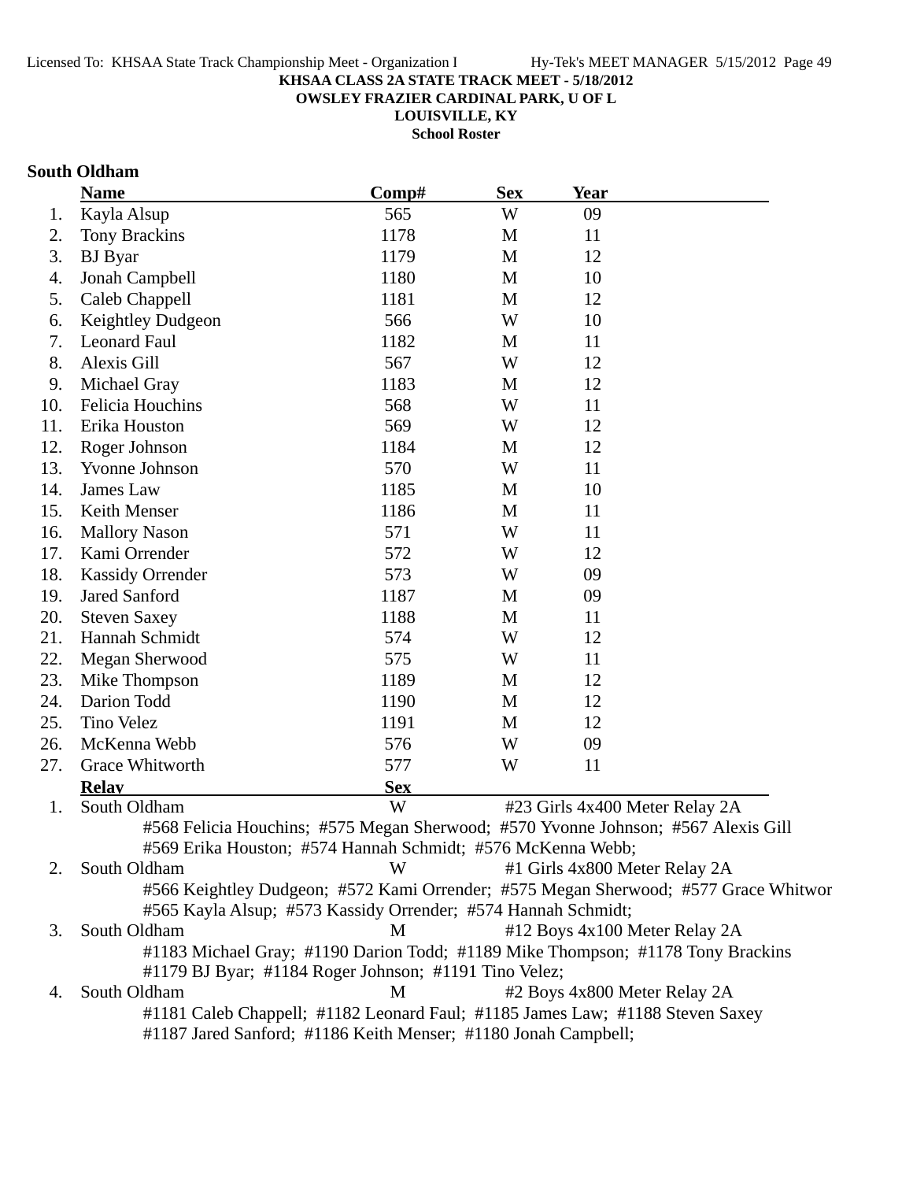**KHSAA CLASS 2A STATE TRACK MEET - 5/18/2012**
**OWSLEY FRAZIER CARDINAL PARK, U OF L**
**LOUISVILLE, KY**
**School Roster**

## South Oldham

| | Name | Comp# | Sex | Year |
|---|---|---|---|---|
| 1. | Kayla Alsup | 565 | W | 09 |
| 2. | Tony Brackins | 1178 | M | 11 |
| 3. | BJ Byar | 1179 | M | 12 |
| 4. | Jonah Campbell | 1180 | M | 10 |
| 5. | Caleb Chappell | 1181 | M | 12 |
| 6. | Keightley Dudgeon | 566 | W | 10 |
| 7. | Leonard Faul | 1182 | M | 11 |
| 8. | Alexis Gill | 567 | W | 12 |
| 9. | Michael Gray | 1183 | M | 12 |
| 10. | Felicia Houchins | 568 | W | 11 |
| 11. | Erika Houston | 569 | W | 12 |
| 12. | Roger Johnson | 1184 | M | 12 |
| 13. | Yvonne Johnson | 570 | W | 11 |
| 14. | James Law | 1185 | M | 10 |
| 15. | Keith Menser | 1186 | M | 11 |
| 16. | Mallory Nason | 571 | W | 11 |
| 17. | Kami Orrender | 572 | W | 12 |
| 18. | Kassidy Orrender | 573 | W | 09 |
| 19. | Jared Sanford | 1187 | M | 09 |
| 20. | Steven Saxey | 1188 | M | 11 |
| 21. | Hannah Schmidt | 574 | W | 12 |
| 22. | Megan Sherwood | 575 | W | 11 |
| 23. | Mike Thompson | 1189 | M | 12 |
| 24. | Darion Todd | 1190 | M | 12 |
| 25. | Tino Velez | 1191 | M | 12 |
| 26. | McKenna Webb | 576 | W | 09 |
| 27. | Grace Whitworth | 577 | W | 11 |

| | Relay | Sex | |
|---|---|---|---|
| 1. | South Oldham | W | #23 Girls 4x400 Meter Relay 2A |
| 2. | South Oldham | W | #1 Girls 4x800 Meter Relay 2A |
| 3. | South Oldham | M | #12 Boys 4x100 Meter Relay 2A |
| 4. | South Oldham | M | #2 Boys 4x800 Meter Relay 2A |

1. South Oldham — W — #23 Girls 4x400 Meter Relay 2A
   #568 Felicia Houchins; #575 Megan Sherwood; #570 Yvonne Johnson; #567 Alexis Gill
   #569 Erika Houston; #574 Hannah Schmidt; #576 McKenna Webb;
2. South Oldham — W — #1 Girls 4x800 Meter Relay 2A
   #566 Keightley Dudgeon; #572 Kami Orrender; #575 Megan Sherwood; #577 Grace Whitwor
   #565 Kayla Alsup; #573 Kassidy Orrender; #574 Hannah Schmidt;
3. South Oldham — M — #12 Boys 4x100 Meter Relay 2A
   #1183 Michael Gray; #1190 Darion Todd; #1189 Mike Thompson; #1178 Tony Brackins
   #1179 BJ Byar; #1184 Roger Johnson; #1191 Tino Velez;
4. South Oldham — M — #2 Boys 4x800 Meter Relay 2A
   #1181 Caleb Chappell; #1182 Leonard Faul; #1185 James Law; #1188 Steven Saxey
   #1187 Jared Sanford; #1186 Keith Menser; #1180 Jonah Campbell;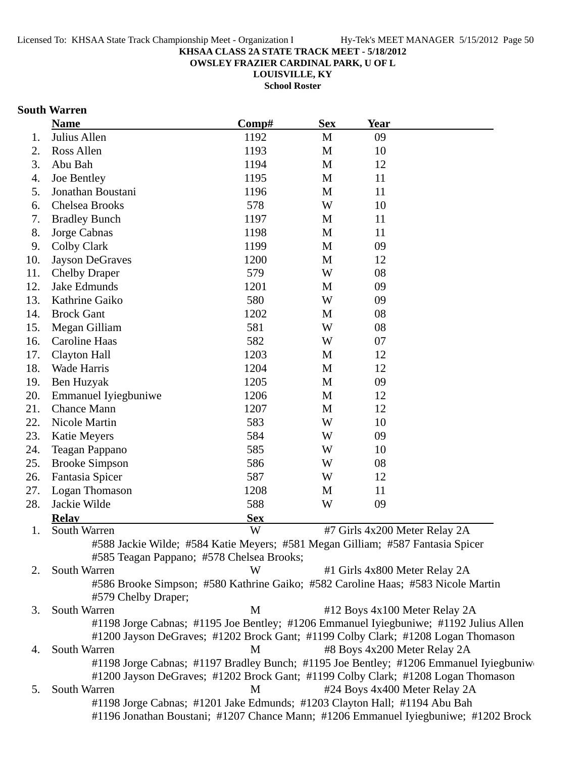KHSAA CLASS 2A STATE TRACK MEET - 5/18/2012
OWSLEY FRAZIER CARDINAL PARK, U OF L
LOUISVILLE, KY
School Roster

## South Warren

| | Name | Comp# | Sex | Year |
|---|---|---|---|---|
| 1. | Julius Allen | 1192 | M | 09 |
| 2. | Ross Allen | 1193 | M | 10 |
| 3. | Abu Bah | 1194 | M | 12 |
| 4. | Joe Bentley | 1195 | M | 11 |
| 5. | Jonathan Boustani | 1196 | M | 11 |
| 6. | Chelsea Brooks | 578 | W | 10 |
| 7. | Bradley Bunch | 1197 | M | 11 |
| 8. | Jorge Cabnas | 1198 | M | 11 |
| 9. | Colby Clark | 1199 | M | 09 |
| 10. | Jayson DeGraves | 1200 | M | 12 |
| 11. | Chelby Draper | 579 | W | 08 |
| 12. | Jake Edmunds | 1201 | M | 09 |
| 13. | Kathrine Gaiko | 580 | W | 09 |
| 14. | Brock Gant | 1202 | M | 08 |
| 15. | Megan Gilliam | 581 | W | 08 |
| 16. | Caroline Haas | 582 | W | 07 |
| 17. | Clayton Hall | 1203 | M | 12 |
| 18. | Wade Harris | 1204 | M | 12 |
| 19. | Ben Huzyak | 1205 | M | 09 |
| 20. | Emmanuel Iyiegbuniwe | 1206 | M | 12 |
| 21. | Chance Mann | 1207 | M | 12 |
| 22. | Nicole Martin | 583 | W | 10 |
| 23. | Katie Meyers | 584 | W | 09 |
| 24. | Teagan Pappano | 585 | W | 10 |
| 25. | Brooke Simpson | 586 | W | 08 |
| 26. | Fantasia Spicer | 587 | W | 12 |
| 27. | Logan Thomason | 1208 | M | 11 |
| 28. | Jackie Wilde | 588 | W | 09 |

| | Relay | Sex | |
|---|---|---|---|
| 1. | South Warren | W | #7 Girls 4x200 Meter Relay 2A |
| | #588 Jackie Wilde; #584 Katie Meyers; #581 Megan Gilliam; #587 Fantasia Spicer #585 Teagan Pappano; #578 Chelsea Brooks; | | |
| 2. | South Warren | W | #1 Girls 4x800 Meter Relay 2A |
| | #586 Brooke Simpson; #580 Kathrine Gaiko; #582 Caroline Haas; #583 Nicole Martin #579 Chelby Draper; | | |
| 3. | South Warren | M | #12 Boys 4x100 Meter Relay 2A |
| | #1198 Jorge Cabnas; #1195 Joe Bentley; #1206 Emmanuel Iyiegbuniwe; #1192 Julius Allen #1200 Jayson DeGraves; #1202 Brock Gant; #1199 Colby Clark; #1208 Logan Thomason | | |
| 4. | South Warren | M | #8 Boys 4x200 Meter Relay 2A |
| | #1198 Jorge Cabnas; #1197 Bradley Bunch; #1195 Joe Bentley; #1206 Emmanuel Iyiegbuniwe #1200 Jayson DeGraves; #1202 Brock Gant; #1199 Colby Clark; #1208 Logan Thomason | | |
| 5. | South Warren | M | #24 Boys 4x400 Meter Relay 2A |
| | #1198 Jorge Cabnas; #1201 Jake Edmunds; #1203 Clayton Hall; #1194 Abu Bah #1196 Jonathan Boustani; #1207 Chance Mann; #1206 Emmanuel Iyiegbuniwe; #1202 Brock | | |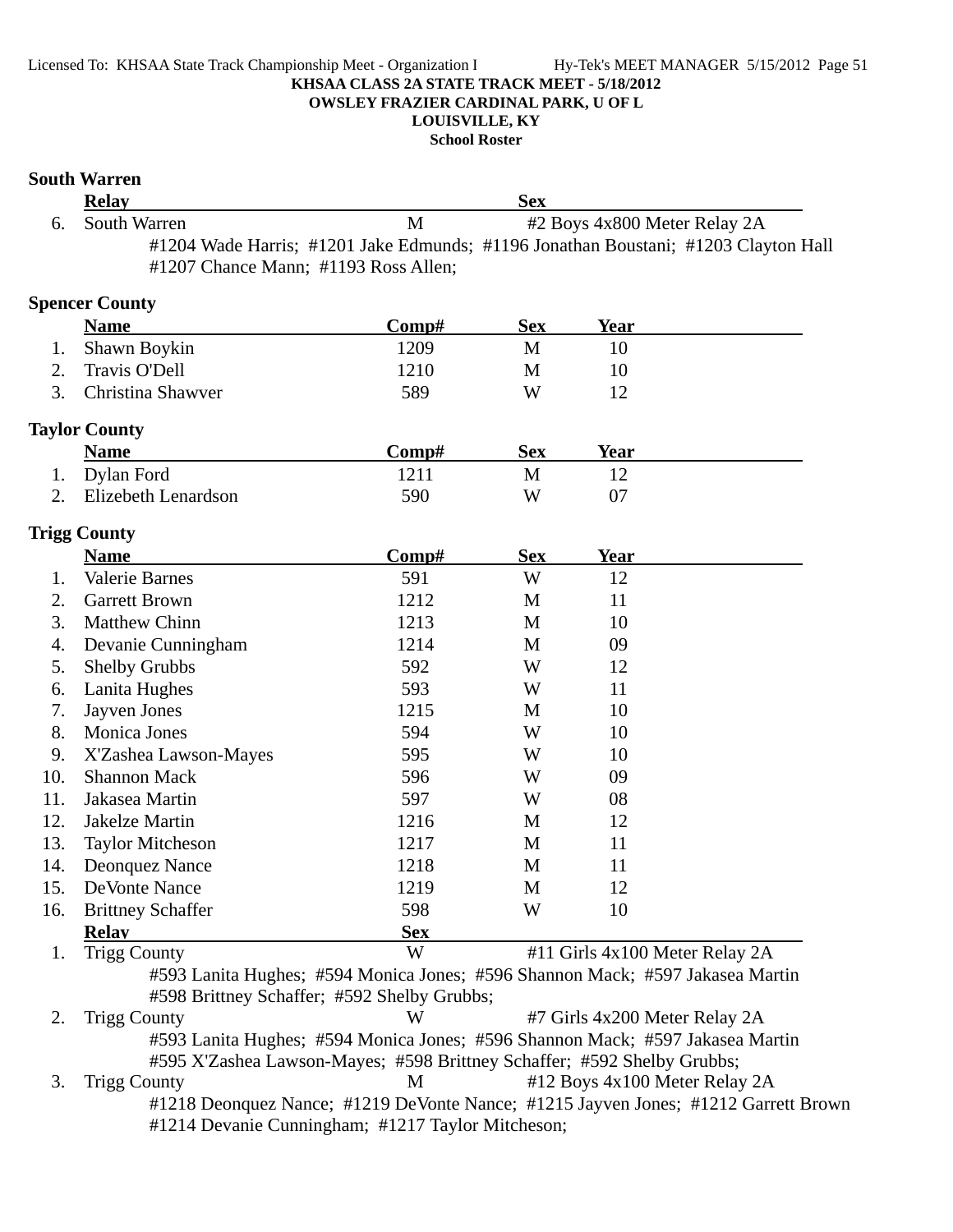KHSAA CLASS 2A STATE TRACK MEET - 5/18/2012
OWSLEY FRAZIER CARDINAL PARK, U OF L
LOUISVILLE, KY
School Roster

## South Warren

| | Relay | Sex | |
|---|---|---|---|
| 6. | South Warren | M | #2 Boys 4x800 Meter Relay 2A |

#1204 Wade Harris; #1201 Jake Edmunds; #1196 Jonathan Boustani; #1203 Clayton Hall
#1207 Chance Mann; #1193 Ross Allen;

## Spencer County

| | Name | Comp# | Sex | Year |
|---|---|---|---|---|
| 1. | Shawn Boykin | 1209 | M | 10 |
| 2. | Travis O'Dell | 1210 | M | 10 |
| 3. | Christina Shawver | 589 | W | 12 |

## Taylor County

| | Name | Comp# | Sex | Year |
|---|---|---|---|---|
| 1. | Dylan Ford | 1211 | M | 12 |
| 2. | Elizebeth Lenardson | 590 | W | 07 |

## Trigg County

| | Name | Comp# | Sex | Year |
|---|---|---|---|---|
| 1. | Valerie Barnes | 591 | W | 12 |
| 2. | Garrett Brown | 1212 | M | 11 |
| 3. | Matthew Chinn | 1213 | M | 10 |
| 4. | Devanie Cunningham | 1214 | M | 09 |
| 5. | Shelby Grubbs | 592 | W | 12 |
| 6. | Lanita Hughes | 593 | W | 11 |
| 7. | Jayven Jones | 1215 | M | 10 |
| 8. | Monica Jones | 594 | W | 10 |
| 9. | X'Zashea Lawson-Mayes | 595 | W | 10 |
| 10. | Shannon Mack | 596 | W | 09 |
| 11. | Jakasea Martin | 597 | W | 08 |
| 12. | Jakelze Martin | 1216 | M | 12 |
| 13. | Taylor Mitcheson | 1217 | M | 11 |
| 14. | Deonquez Nance | 1218 | M | 11 |
| 15. | DeVonte Nance | 1219 | M | 12 |
| 16. | Brittney Schaffer | 598 | W | 10 |

| | Relay | Sex | |
|---|---|---|---|
| 1. | Trigg County | W | #11 Girls 4x100 Meter Relay 2A |

#593 Lanita Hughes; #594 Monica Jones; #596 Shannon Mack; #597 Jakasea Martin
#598 Brittney Schaffer; #592 Shelby Grubbs;

| | Relay | Sex | |
|---|---|---|---|
| 2. | Trigg County | W | #7 Girls 4x200 Meter Relay 2A |

#593 Lanita Hughes; #594 Monica Jones; #596 Shannon Mack; #597 Jakasea Martin
#595 X'Zashea Lawson-Mayes; #598 Brittney Schaffer; #592 Shelby Grubbs;

| | Relay | Sex | |
|---|---|---|---|
| 3. | Trigg County | M | #12 Boys 4x100 Meter Relay 2A |

#1218 Deonquez Nance; #1219 DeVonte Nance; #1215 Jayven Jones; #1212 Garrett Brown
#1214 Devanie Cunningham; #1217 Taylor Mitcheson;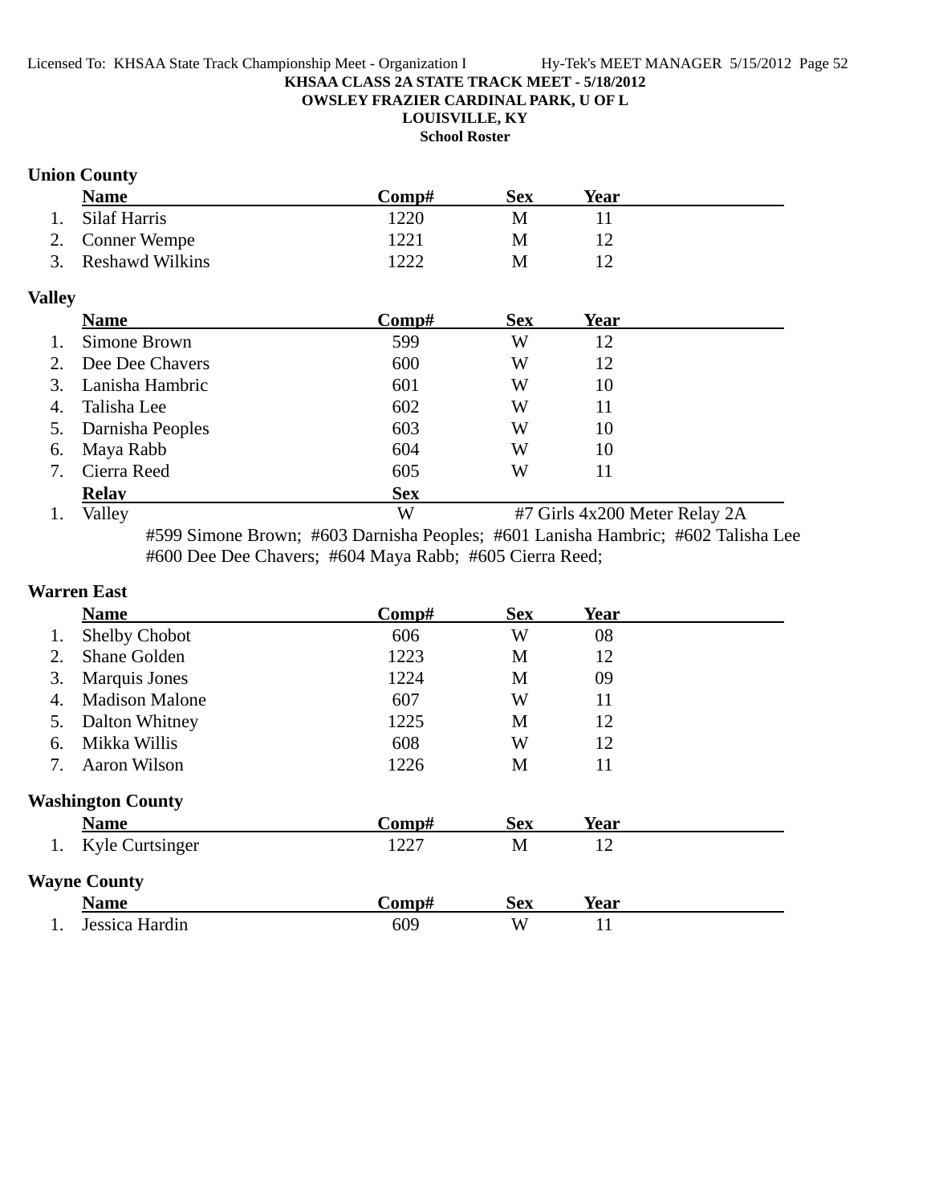KHSAA CLASS 2A STATE TRACK MEET - 5/18/2012
OWSLEY FRAZIER CARDINAL PARK, U OF L
LOUISVILLE, KY
School Roster

### Union County

| | Name | Comp# | Sex | Year |
|---|---|---|---|---|
| 1. | Silaf Harris | 1220 | M | 11 |
| 2. | Conner Wempe | 1221 | M | 12 |
| 3. | Reshawd Wilkins | 1222 | M | 12 |

### Valley

| | Name | Comp# | Sex | Year |
|---|---|---|---|---|
| 1. | Simone Brown | 599 | W | 12 |
| 2. | Dee Dee Chavers | 600 | W | 12 |
| 3. | Lanisha Hambric | 601 | W | 10 |
| 4. | Talisha Lee | 602 | W | 11 |
| 5. | Darnisha Peoples | 603 | W | 10 |
| 6. | Maya Rabb | 604 | W | 10 |
| 7. | Cierra Reed | 605 | W | 11 |

| | Relay | Sex | |
|---|---|---|---|
| 1. | Valley | W | #7 Girls 4x200 Meter Relay 2A |

#599 Simone Brown; #603 Darnisha Peoples; #601 Lanisha Hambric; #602 Talisha Lee
#600 Dee Dee Chavers; #604 Maya Rabb; #605 Cierra Reed;

### Warren East

| | Name | Comp# | Sex | Year |
|---|---|---|---|---|
| 1. | Shelby Chobot | 606 | W | 08 |
| 2. | Shane Golden | 1223 | M | 12 |
| 3. | Marquis Jones | 1224 | M | 09 |
| 4. | Madison Malone | 607 | W | 11 |
| 5. | Dalton Whitney | 1225 | M | 12 |
| 6. | Mikka Willis | 608 | W | 12 |
| 7. | Aaron Wilson | 1226 | M | 11 |

### Washington County

| | Name | Comp# | Sex | Year |
|---|---|---|---|---|
| 1. | Kyle Curtsinger | 1227 | M | 12 |

### Wayne County

| | Name | Comp# | Sex | Year |
|---|---|---|---|---|
| 1. | Jessica Hardin | 609 | W | 11 |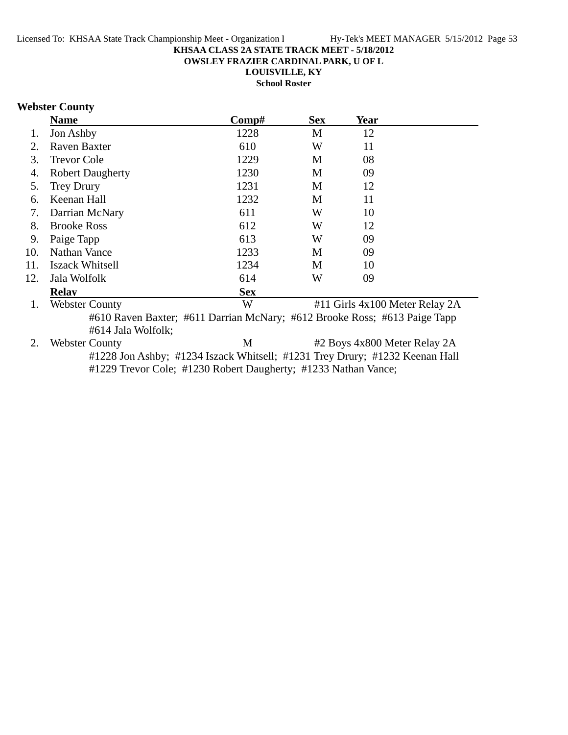KHSAA CLASS 2A STATE TRACK MEET - 5/18/2012

OWSLEY FRAZIER CARDINAL PARK, U OF L

LOUISVILLE, KY

School Roster

## Webster County

| | Name | Comp# | Sex | Year |
|---|---|---|---|---|
| 1. | Jon Ashby | 1228 | M | 12 |
| 2. | Raven Baxter | 610 | W | 11 |
| 3. | Trevor Cole | 1229 | M | 08 |
| 4. | Robert Daugherty | 1230 | M | 09 |
| 5. | Trey Drury | 1231 | M | 12 |
| 6. | Keenan Hall | 1232 | M | 11 |
| 7. | Darrian McNary | 611 | W | 10 |
| 8. | Brooke Ross | 612 | W | 12 |
| 9. | Paige Tapp | 613 | W | 09 |
| 10. | Nathan Vance | 1233 | M | 09 |
| 11. | Iszack Whitsell | 1234 | M | 10 |
| 12. | Jala Wolfolk | 614 | W | 09 |

| | Relay | Sex | Event |
|---|---|---|---|
| 1. | Webster County | W | #11 Girls 4x100 Meter Relay 2A |
| | #610 Raven Baxter; #611 Darrian McNary; #612 Brooke Ross; #613 Paige Tapp #614 Jala Wolfolk; | | |
| 2. | Webster County | M | #2 Boys 4x800 Meter Relay 2A |
| | #1228 Jon Ashby; #1234 Iszack Whitsell; #1231 Trey Drury; #1232 Keenan Hall #1229 Trevor Cole; #1230 Robert Daugherty; #1233 Nathan Vance; | | |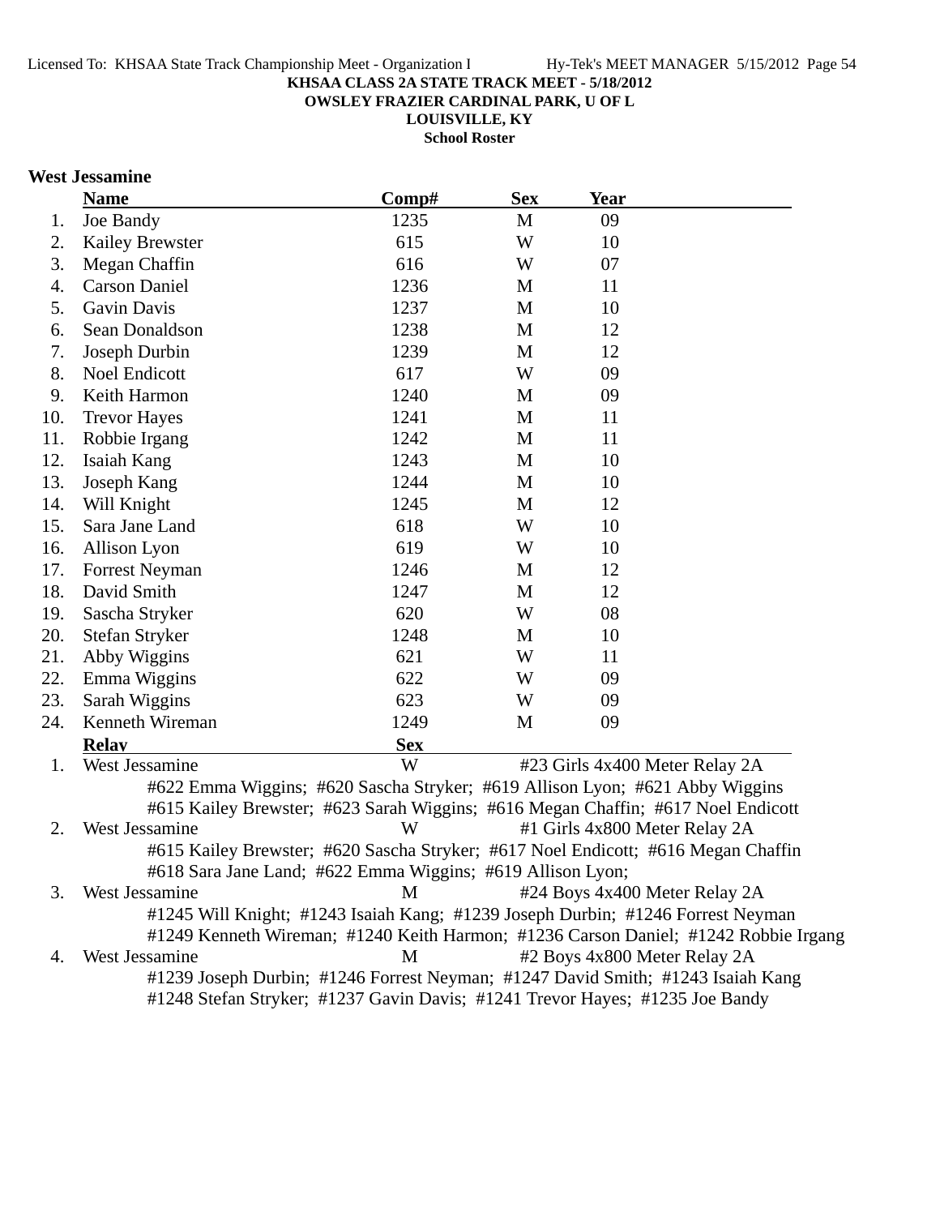KHSAA CLASS 2A STATE TRACK MEET - 5/18/2012
OWSLEY FRAZIER CARDINAL PARK, U OF L
LOUISVILLE, KY
School Roster

### West Jessamine

| | Name | Comp# | Sex | Year |
|---|---|---|---|---|
| 1. | Joe Bandy | 1235 | M | 09 |
| 2. | Kailey Brewster | 615 | W | 10 |
| 3. | Megan Chaffin | 616 | W | 07 |
| 4. | Carson Daniel | 1236 | M | 11 |
| 5. | Gavin Davis | 1237 | M | 10 |
| 6. | Sean Donaldson | 1238 | M | 12 |
| 7. | Joseph Durbin | 1239 | M | 12 |
| 8. | Noel Endicott | 617 | W | 09 |
| 9. | Keith Harmon | 1240 | M | 09 |
| 10. | Trevor Hayes | 1241 | M | 11 |
| 11. | Robbie Irgang | 1242 | M | 11 |
| 12. | Isaiah Kang | 1243 | M | 10 |
| 13. | Joseph Kang | 1244 | M | 10 |
| 14. | Will Knight | 1245 | M | 12 |
| 15. | Sara Jane Land | 618 | W | 10 |
| 16. | Allison Lyon | 619 | W | 10 |
| 17. | Forrest Neyman | 1246 | M | 12 |
| 18. | David Smith | 1247 | M | 12 |
| 19. | Sascha Stryker | 620 | W | 08 |
| 20. | Stefan Stryker | 1248 | M | 10 |
| 21. | Abby Wiggins | 621 | W | 11 |
| 22. | Emma Wiggins | 622 | W | 09 |
| 23. | Sarah Wiggins | 623 | W | 09 |
| 24. | Kenneth Wireman | 1249 | M | 09 |

| | Relay | Sex | Event |
|---|---|---|---|
| 1. | West Jessamine | W | #23 Girls 4x400 Meter Relay 2A |
| | #622 Emma Wiggins; #620 Sascha Stryker; #619 Allison Lyon; #621 Abby Wiggins; #615 Kailey Brewster; #623 Sarah Wiggins; #616 Megan Chaffin; #617 Noel Endicott | | |
| 2. | West Jessamine | W | #1 Girls 4x800 Meter Relay 2A |
| | #615 Kailey Brewster; #620 Sascha Stryker; #617 Noel Endicott; #616 Megan Chaffin; #618 Sara Jane Land; #622 Emma Wiggins; #619 Allison Lyon; | | |
| 3. | West Jessamine | M | #24 Boys 4x400 Meter Relay 2A |
| | #1245 Will Knight; #1243 Isaiah Kang; #1239 Joseph Durbin; #1246 Forrest Neyman; #1249 Kenneth Wireman; #1240 Keith Harmon; #1236 Carson Daniel; #1242 Robbie Irgang | | |
| 4. | West Jessamine | M | #2 Boys 4x800 Meter Relay 2A |
| | #1239 Joseph Durbin; #1246 Forrest Neyman; #1247 David Smith; #1243 Isaiah Kang; #1248 Stefan Stryker; #1237 Gavin Davis; #1241 Trevor Hayes; #1235 Joe Bandy | | |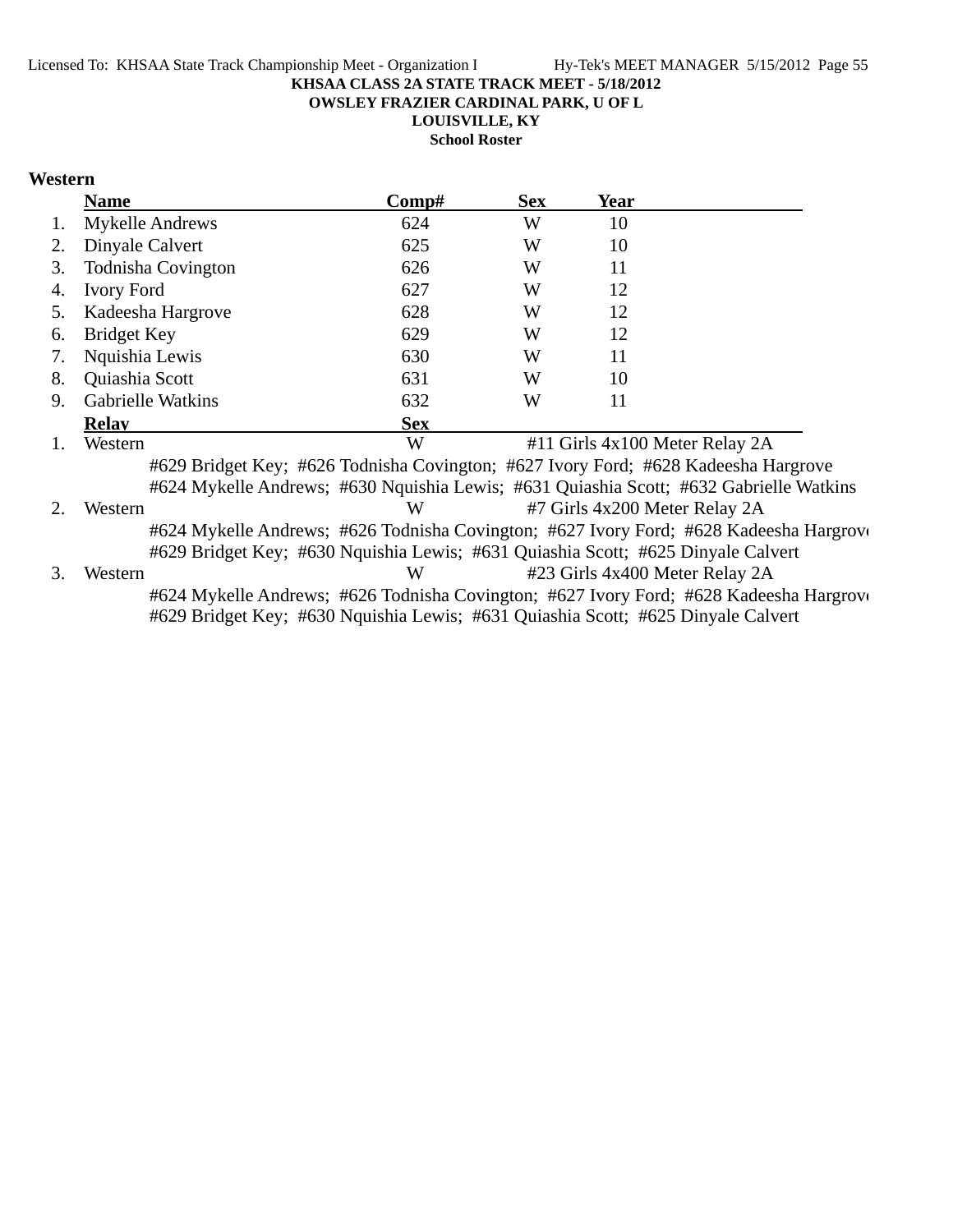# KHSAA CLASS 2A STATE TRACK MEET - 5/18/2012

**OWSLEY FRAZIER CARDINAL PARK, U OF L**

**LOUISVILLE, KY**

**School Roster**

## Western

| | Name | Comp# | Sex | Year |
|---|---|---|---|---|
| 1. | Mykelle Andrews | 624 | W | 10 |
| 2. | Dinyale Calvert | 625 | W | 10 |
| 3. | Todnisha Covington | 626 | W | 11 |
| 4. | Ivory Ford | 627 | W | 12 |
| 5. | Kadeesha Hargrove | 628 | W | 12 |
| 6. | Bridget Key | 629 | W | 12 |
| 7. | Nquishia Lewis | 630 | W | 11 |
| 8. | Quiashia Scott | 631 | W | 10 |
| 9. | Gabrielle Watkins | 632 | W | 11 |

| | Relay | Sex | Event |
|---|---|---|---|
| 1. | Western | W | #11 Girls 4x100 Meter Relay 2A |
| | #629 Bridget Key; #626 Todnisha Covington; #627 Ivory Ford; #628 Kadeesha Hargrove | | |
| | #624 Mykelle Andrews; #630 Nquishia Lewis; #631 Quiashia Scott; #632 Gabrielle Watkins | | |
| 2. | Western | W | #7 Girls 4x200 Meter Relay 2A |
| | #624 Mykelle Andrews; #626 Todnisha Covington; #627 Ivory Ford; #628 Kadeesha Hargrove | | |
| | #629 Bridget Key; #630 Nquishia Lewis; #631 Quiashia Scott; #625 Dinyale Calvert | | |
| 3. | Western | W | #23 Girls 4x400 Meter Relay 2A |
| | #624 Mykelle Andrews; #626 Todnisha Covington; #627 Ivory Ford; #628 Kadeesha Hargrove | | |
| | #629 Bridget Key; #630 Nquishia Lewis; #631 Quiashia Scott; #625 Dinyale Calvert | | |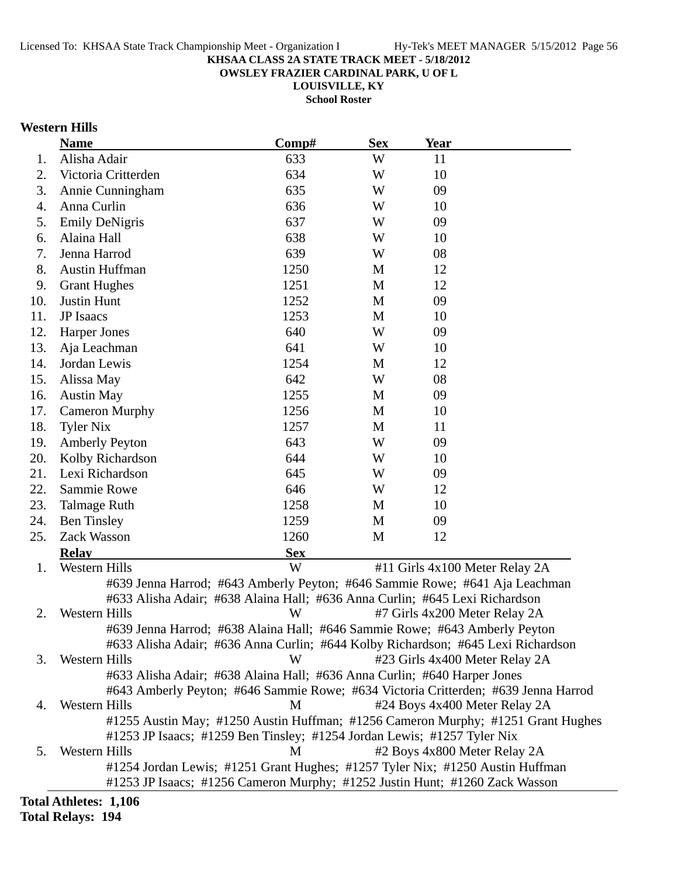**KHSAA CLASS 2A STATE TRACK MEET - 5/18/2012**
**OWSLEY FRAZIER CARDINAL PARK, U OF L**
**LOUISVILLE, KY**
**School Roster**

**Western Hills**

| | Name | Comp# | Sex | Year |
|---|---|---|---|---|
| 1. | Alisha Adair | 633 | W | 11 |
| 2. | Victoria Critterden | 634 | W | 10 |
| 3. | Annie Cunningham | 635 | W | 09 |
| 4. | Anna Curlin | 636 | W | 10 |
| 5. | Emily DeNigris | 637 | W | 09 |
| 6. | Alaina Hall | 638 | W | 10 |
| 7. | Jenna Harrod | 639 | W | 08 |
| 8. | Austin Huffman | 1250 | M | 12 |
| 9. | Grant Hughes | 1251 | M | 12 |
| 10. | Justin Hunt | 1252 | M | 09 |
| 11. | JP Isaacs | 1253 | M | 10 |
| 12. | Harper Jones | 640 | W | 09 |
| 13. | Aja Leachman | 641 | W | 10 |
| 14. | Jordan Lewis | 1254 | M | 12 |
| 15. | Alissa May | 642 | W | 08 |
| 16. | Austin May | 1255 | M | 09 |
| 17. | Cameron Murphy | 1256 | M | 10 |
| 18. | Tyler Nix | 1257 | M | 11 |
| 19. | Amberly Peyton | 643 | W | 09 |
| 20. | Kolby Richardson | 644 | W | 10 |
| 21. | Lexi Richardson | 645 | W | 09 |
| 22. | Sammie Rowe | 646 | W | 12 |
| 23. | Talmage Ruth | 1258 | M | 10 |
| 24. | Ben Tinsley | 1259 | M | 09 |
| 25. | Zack Wasson | 1260 | M | 12 |

| | Relay | Sex | |
|---|---|---|---|
| 1. | Western Hills | W | #11 Girls 4x100 Meter Relay 2A |
| | #639 Jenna Harrod; #643 Amberly Peyton; #646 Sammie Rowe; #641 Aja Leachman<br>#633 Alisha Adair; #638 Alaina Hall; #636 Anna Curlin; #645 Lexi Richardson | | |
| 2. | Western Hills | W | #7 Girls 4x200 Meter Relay 2A |
| | #639 Jenna Harrod; #638 Alaina Hall; #646 Sammie Rowe; #643 Amberly Peyton<br>#633 Alisha Adair; #636 Anna Curlin; #644 Kolby Richardson; #645 Lexi Richardson | | |
| 3. | Western Hills | W | #23 Girls 4x400 Meter Relay 2A |
| | #633 Alisha Adair; #638 Alaina Hall; #636 Anna Curlin; #640 Harper Jones<br>#643 Amberly Peyton; #646 Sammie Rowe; #634 Victoria Critterden; #639 Jenna Harrod | | |
| 4. | Western Hills | M | #24 Boys 4x400 Meter Relay 2A |
| | #1255 Austin May; #1250 Austin Huffman; #1256 Cameron Murphy; #1251 Grant Hughes<br>#1253 JP Isaacs; #1259 Ben Tinsley; #1254 Jordan Lewis; #1257 Tyler Nix | | |
| 5. | Western Hills | M | #2 Boys 4x800 Meter Relay 2A |
| | #1254 Jordan Lewis; #1251 Grant Hughes; #1257 Tyler Nix; #1250 Austin Huffman<br>#1253 JP Isaacs; #1256 Cameron Murphy; #1252 Justin Hunt; #1260 Zack Wasson | | |

**Total Athletes: 1,106**
**Total Relays: 194**